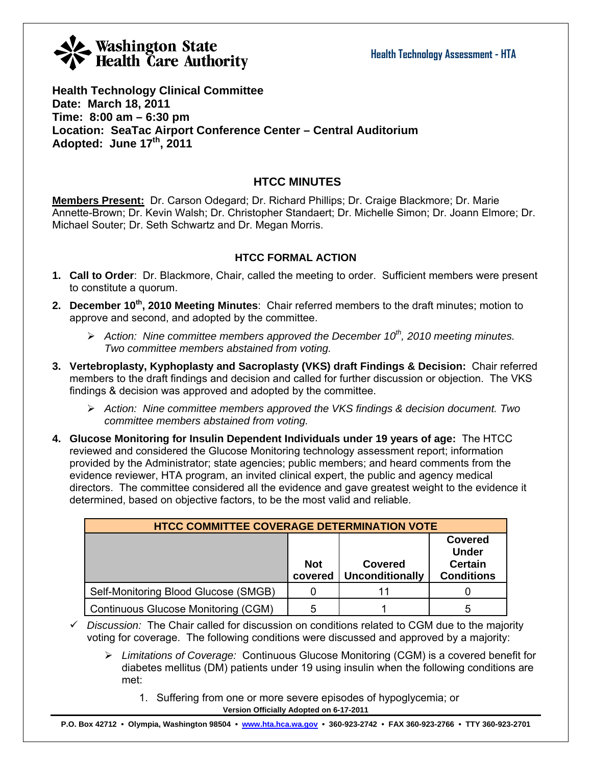**Washington State Health Care Authority**

**Health Technology Assessment - HTA**

**Health Technology Clinical Committee**
**Date: March 18, 2011**
**Time: 8:00 am – 6:30 pm**
**Location: SeaTac Airport Conference Center – Central Auditorium**
**Adopted: June 17th, 2011**

## HTCC MINUTES

**Members Present:** Dr. Carson Odegard; Dr. Richard Phillips; Dr. Craige Blackmore; Dr. Marie Annette-Brown; Dr. Kevin Walsh; Dr. Christopher Standaert; Dr. Michelle Simon; Dr. Joann Elmore; Dr. Michael Souter; Dr. Seth Schwartz and Dr. Megan Morris.

### HTCC FORMAL ACTION

1. **Call to Order**: Dr. Blackmore, Chair, called the meeting to order. Sufficient members were present to constitute a quorum.
2. **December 10th, 2010 Meeting Minutes**: Chair referred members to the draft minutes; motion to approve and second, and adopted by the committee.
   - *Action: Nine committee members approved the December 10th, 2010 meeting minutes. Two committee members abstained from voting.*
3. **Vertebroplasty, Kyphoplasty and Sacroplasty (VKS) draft Findings & Decision:** Chair referred members to the draft findings and decision and called for further discussion or objection. The VKS findings & decision was approved and adopted by the committee.
   - *Action: Nine committee members approved the VKS findings & decision document. Two committee members abstained from voting.*
4. **Glucose Monitoring for Insulin Dependent Individuals under 19 years of age:** The HTCC reviewed and considered the Glucose Monitoring technology assessment report; information provided by the Administrator; state agencies; public members; and heard comments from the evidence reviewer, HTA program, an invited clinical expert, the public and agency medical directors. The committee considered all the evidence and gave greatest weight to the evidence it determined, based on objective factors, to be the most valid and reliable.

| HTCC COMMITTEE COVERAGE DETERMINATION VOTE | | | |
|---|---|---|---|
| | **Not covered** | **Covered Unconditionally** | **Covered Under Certain Conditions** |
| Self-Monitoring Blood Glucose (SMGB) | 0 | 11 | 0 |
| Continuous Glucose Monitoring (CGM) | 5 | 1 | 5 |

- ✓ *Discussion:* The Chair called for discussion on conditions related to CGM due to the majority voting for coverage. The following conditions were discussed and approved by a majority:
  - *Limitations of Coverage:* Continuous Glucose Monitoring (CGM) is a covered benefit for diabetes mellitus (DM) patients under 19 using insulin when the following conditions are met:
    1. Suffering from one or more severe episodes of hypoglycemia; or

**Version Officially Adopted on 6-17-2011**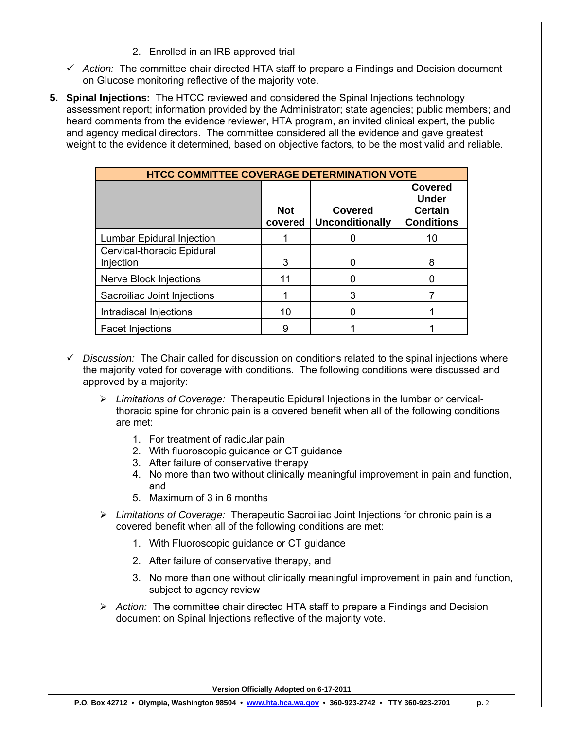2. Enrolled in an IRB approved trial

- ✓ *Action:* The committee chair directed HTA staff to prepare a Findings and Decision document on Glucose monitoring reflective of the majority vote.

5. **Spinal Injections:** The HTCC reviewed and considered the Spinal Injections technology assessment report; information provided by the Administrator; state agencies; public members; and heard comments from the evidence reviewer, HTA program, an invited clinical expert, the public and agency medical directors. The committee considered all the evidence and gave greatest weight to the evidence it determined, based on objective factors, to be the most valid and reliable.

| HTCC COMMITTEE COVERAGE DETERMINATION VOTE | | | |
|---|---|---|---|
| | **Not covered** | **Covered Unconditionally** | **Covered Under Certain Conditions** |
| Lumbar Epidural Injection | 1 | 0 | 10 |
| Cervical-thoracic Epidural Injection | 3 | 0 | 8 |
| Nerve Block Injections | 11 | 0 | 0 |
| Sacroiliac Joint Injections | 1 | 3 | 7 |
| Intradiscal Injections | 10 | 0 | 1 |
| Facet Injections | 9 | 1 | 1 |

- ✓ *Discussion:* The Chair called for discussion on conditions related to the spinal injections where the majority voted for coverage with conditions. The following conditions were discussed and approved by a majority:
  - ➢ *Limitations of Coverage:* Therapeutic Epidural Injections in the lumbar or cervical-thoracic spine for chronic pain is a covered benefit when all of the following conditions are met:
    1. For treatment of radicular pain
    2. With fluoroscopic guidance or CT guidance
    3. After failure of conservative therapy
    4. No more than two without clinically meaningful improvement in pain and function, and
    5. Maximum of 3 in 6 months
  - ➢ *Limitations of Coverage:* Therapeutic Sacroiliac Joint Injections for chronic pain is a covered benefit when all of the following conditions are met:
    1. With Fluoroscopic guidance or CT guidance
    2. After failure of conservative therapy, and
    3. No more than one without clinically meaningful improvement in pain and function, subject to agency review
  - ➢ *Action:* The committee chair directed HTA staff to prepare a Findings and Decision document on Spinal Injections reflective of the majority vote.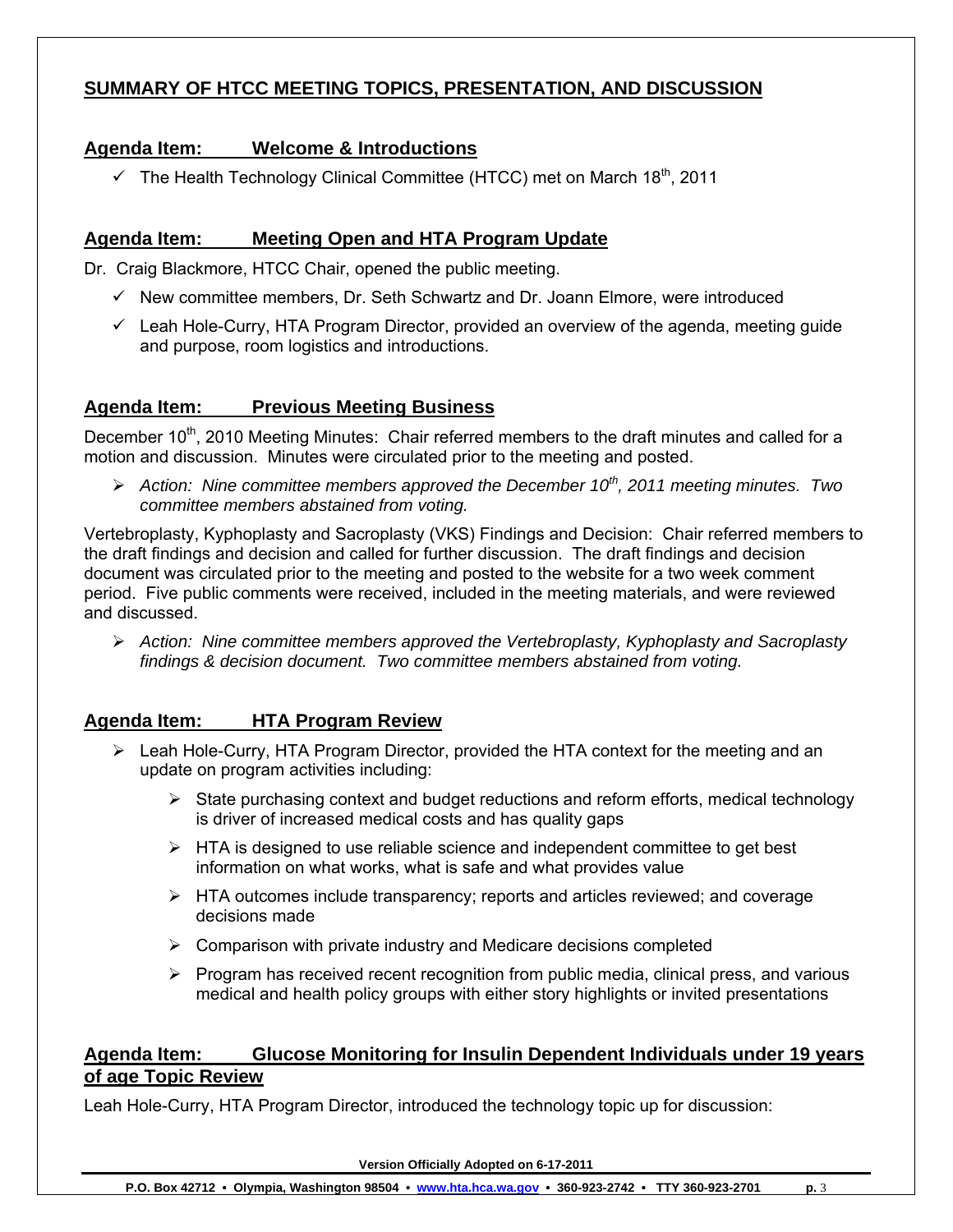## SUMMARY OF HTCC MEETING TOPICS, PRESENTATION, AND DISCUSSION

### Agenda Item: Welcome & Introductions

- ✓ The Health Technology Clinical Committee (HTCC) met on March 18th, 2011

### Agenda Item: Meeting Open and HTA Program Update

Dr. Craig Blackmore, HTCC Chair, opened the public meeting.

- ✓ New committee members, Dr. Seth Schwartz and Dr. Joann Elmore, were introduced
- ✓ Leah Hole-Curry, HTA Program Director, provided an overview of the agenda, meeting guide and purpose, room logistics and introductions.

### Agenda Item: Previous Meeting Business

December 10th, 2010 Meeting Minutes: Chair referred members to the draft minutes and called for a motion and discussion. Minutes were circulated prior to the meeting and posted.

- *Action: Nine committee members approved the December 10th, 2011 meeting minutes. Two committee members abstained from voting.*

Vertebroplasty, Kyphoplasty and Sacroplasty (VKS) Findings and Decision: Chair referred members to the draft findings and decision and called for further discussion. The draft findings and decision document was circulated prior to the meeting and posted to the website for a two week comment period. Five public comments were received, included in the meeting materials, and were reviewed and discussed.

- *Action: Nine committee members approved the Vertebroplasty, Kyphoplasty and Sacroplasty findings & decision document. Two committee members abstained from voting.*

### Agenda Item: HTA Program Review

- Leah Hole-Curry, HTA Program Director, provided the HTA context for the meeting and an update on program activities including:
  - State purchasing context and budget reductions and reform efforts, medical technology is driver of increased medical costs and has quality gaps
  - HTA is designed to use reliable science and independent committee to get best information on what works, what is safe and what provides value
  - HTA outcomes include transparency; reports and articles reviewed; and coverage decisions made
  - Comparison with private industry and Medicare decisions completed
  - Program has received recent recognition from public media, clinical press, and various medical and health policy groups with either story highlights or invited presentations

### Agenda Item: Glucose Monitoring for Insulin Dependent Individuals under 19 years of age Topic Review

Leah Hole-Curry, HTA Program Director, introduced the technology topic up for discussion: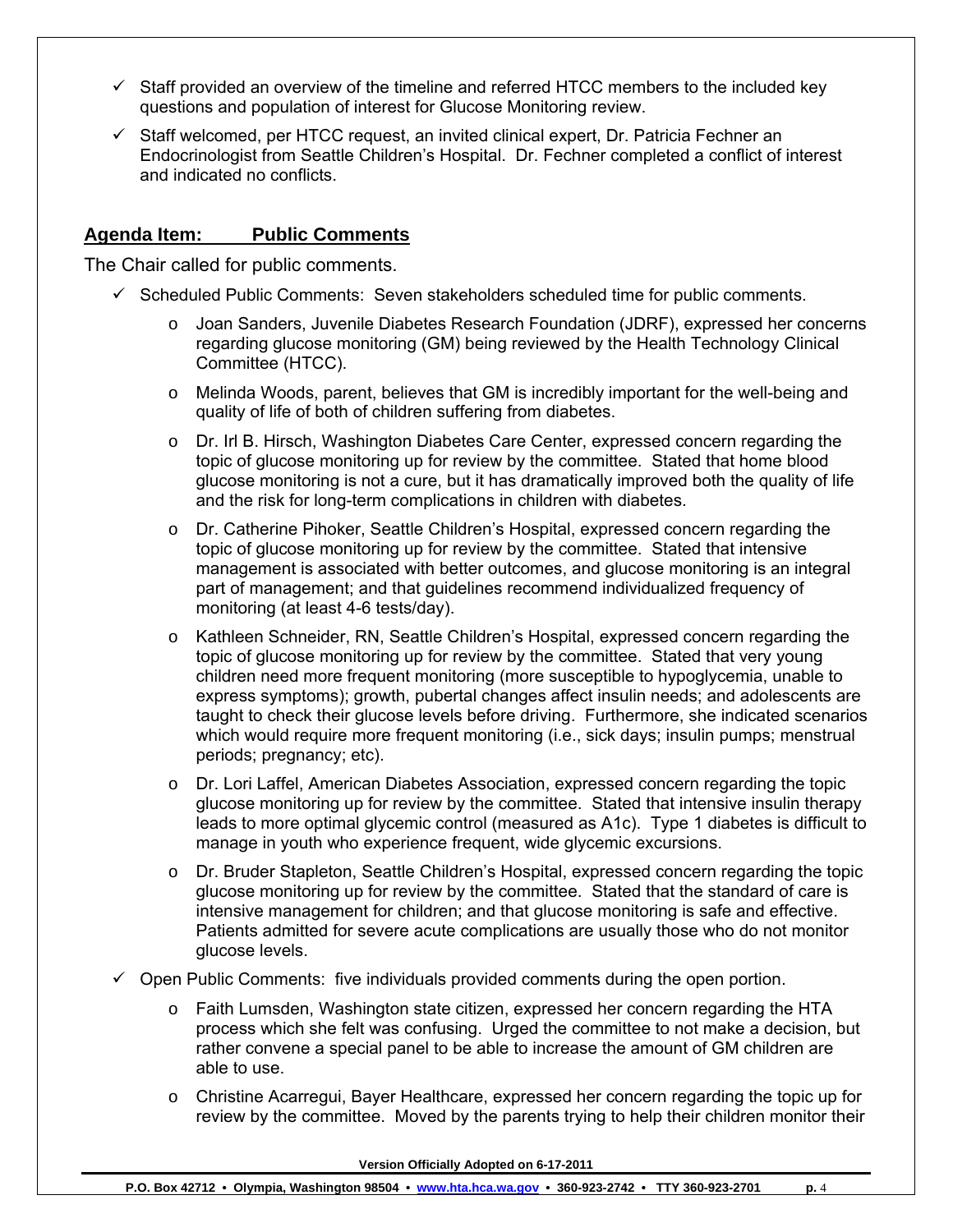- ✓ Staff provided an overview of the timeline and referred HTCC members to the included key questions and population of interest for Glucose Monitoring review.
- ✓ Staff welcomed, per HTCC request, an invited clinical expert, Dr. Patricia Fechner an Endocrinologist from Seattle Children's Hospital. Dr. Fechner completed a conflict of interest and indicated no conflicts.

## **Agenda Item: Public Comments**

The Chair called for public comments.

- ✓ Scheduled Public Comments: Seven stakeholders scheduled time for public comments.
  - o Joan Sanders, Juvenile Diabetes Research Foundation (JDRF), expressed her concerns regarding glucose monitoring (GM) being reviewed by the Health Technology Clinical Committee (HTCC).
  - o Melinda Woods, parent, believes that GM is incredibly important for the well-being and quality of life of both of children suffering from diabetes.
  - o Dr. Irl B. Hirsch, Washington Diabetes Care Center, expressed concern regarding the topic of glucose monitoring up for review by the committee. Stated that home blood glucose monitoring is not a cure, but it has dramatically improved both the quality of life and the risk for long-term complications in children with diabetes.
  - o Dr. Catherine Pihoker, Seattle Children's Hospital, expressed concern regarding the topic of glucose monitoring up for review by the committee. Stated that intensive management is associated with better outcomes, and glucose monitoring is an integral part of management; and that guidelines recommend individualized frequency of monitoring (at least 4-6 tests/day).
  - o Kathleen Schneider, RN, Seattle Children's Hospital, expressed concern regarding the topic of glucose monitoring up for review by the committee. Stated that very young children need more frequent monitoring (more susceptible to hypoglycemia, unable to express symptoms); growth, pubertal changes affect insulin needs; and adolescents are taught to check their glucose levels before driving. Furthermore, she indicated scenarios which would require more frequent monitoring (i.e., sick days; insulin pumps; menstrual periods; pregnancy; etc).
  - o Dr. Lori Laffel, American Diabetes Association, expressed concern regarding the topic glucose monitoring up for review by the committee. Stated that intensive insulin therapy leads to more optimal glycemic control (measured as A1c). Type 1 diabetes is difficult to manage in youth who experience frequent, wide glycemic excursions.
  - o Dr. Bruder Stapleton, Seattle Children's Hospital, expressed concern regarding the topic glucose monitoring up for review by the committee. Stated that the standard of care is intensive management for children; and that glucose monitoring is safe and effective. Patients admitted for severe acute complications are usually those who do not monitor glucose levels.
- ✓ Open Public Comments: five individuals provided comments during the open portion.
  - o Faith Lumsden, Washington state citizen, expressed her concern regarding the HTA process which she felt was confusing. Urged the committee to not make a decision, but rather convene a special panel to be able to increase the amount of GM children are able to use.
  - o Christine Acarregui, Bayer Healthcare, expressed her concern regarding the topic up for review by the committee. Moved by the parents trying to help their children monitor their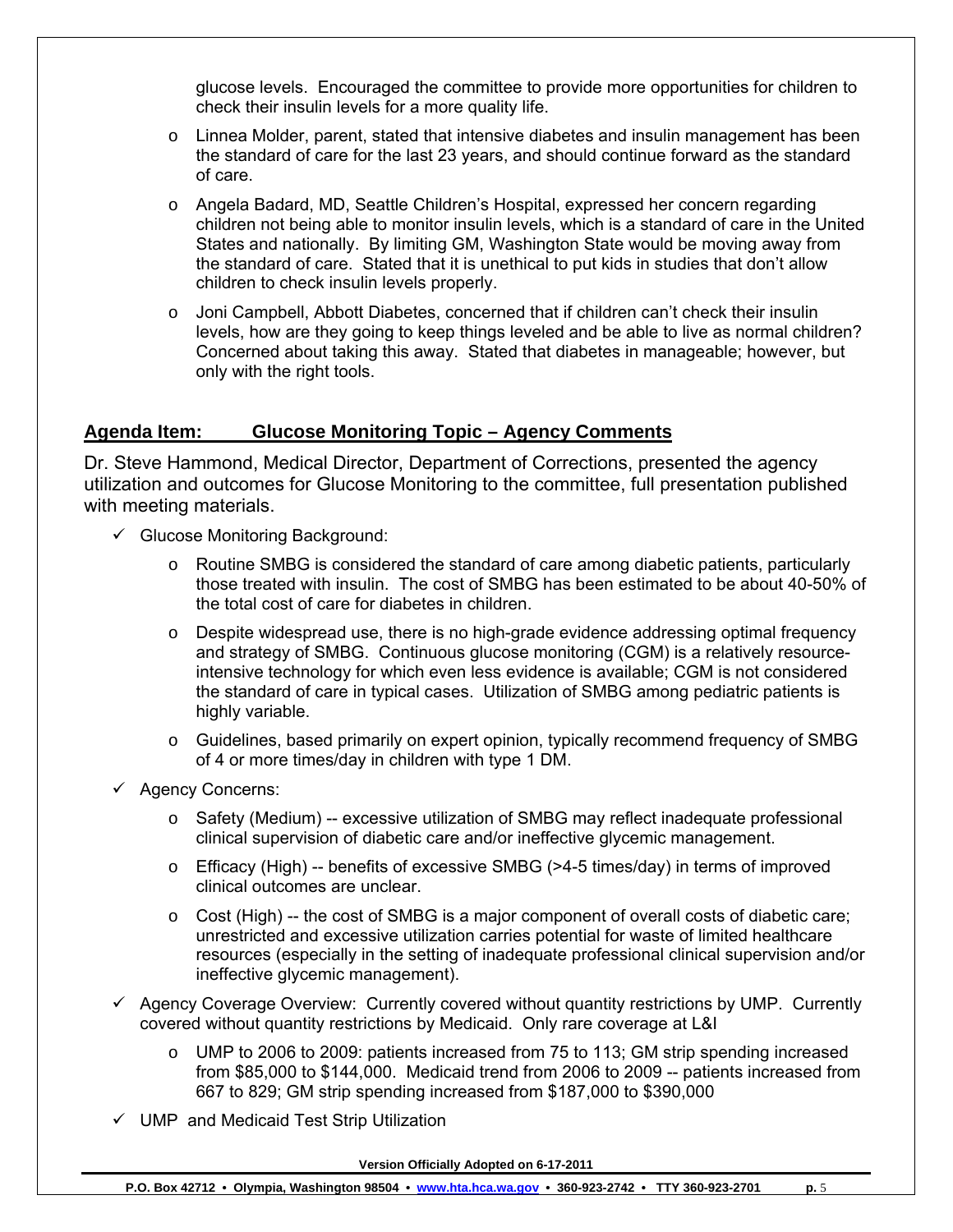glucose levels. Encouraged the committee to provide more opportunities for children to check their insulin levels for a more quality life.

- Linnea Molder, parent, stated that intensive diabetes and insulin management has been the standard of care for the last 23 years, and should continue forward as the standard of care.
- Angela Badard, MD, Seattle Children's Hospital, expressed her concern regarding children not being able to monitor insulin levels, which is a standard of care in the United States and nationally. By limiting GM, Washington State would be moving away from the standard of care. Stated that it is unethical to put kids in studies that don't allow children to check insulin levels properly.
- Joni Campbell, Abbott Diabetes, concerned that if children can't check their insulin levels, how are they going to keep things leveled and be able to live as normal children? Concerned about taking this away. Stated that diabetes in manageable; however, but only with the right tools.

## Agenda Item: Glucose Monitoring Topic – Agency Comments

Dr. Steve Hammond, Medical Director, Department of Corrections, presented the agency utilization and outcomes for Glucose Monitoring to the committee, full presentation published with meeting materials.

- ✓ Glucose Monitoring Background:
  - Routine SMBG is considered the standard of care among diabetic patients, particularly those treated with insulin. The cost of SMBG has been estimated to be about 40-50% of the total cost of care for diabetes in children.
  - Despite widespread use, there is no high-grade evidence addressing optimal frequency and strategy of SMBG. Continuous glucose monitoring (CGM) is a relatively resource-intensive technology for which even less evidence is available; CGM is not considered the standard of care in typical cases. Utilization of SMBG among pediatric patients is highly variable.
  - Guidelines, based primarily on expert opinion, typically recommend frequency of SMBG of 4 or more times/day in children with type 1 DM.
- ✓ Agency Concerns:
  - Safety (Medium) -- excessive utilization of SMBG may reflect inadequate professional clinical supervision of diabetic care and/or ineffective glycemic management.
  - Efficacy (High) -- benefits of excessive SMBG (>4-5 times/day) in terms of improved clinical outcomes are unclear.
  - Cost (High) -- the cost of SMBG is a major component of overall costs of diabetic care; unrestricted and excessive utilization carries potential for waste of limited healthcare resources (especially in the setting of inadequate professional clinical supervision and/or ineffective glycemic management).
- ✓ Agency Coverage Overview: Currently covered without quantity restrictions by UMP. Currently covered without quantity restrictions by Medicaid. Only rare coverage at L&I
  - UMP to 2006 to 2009: patients increased from 75 to 113; GM strip spending increased from $85,000 to $144,000. Medicaid trend from 2006 to 2009 -- patients increased from 667 to 829; GM strip spending increased from $187,000 to $390,000
- ✓ UMP and Medicaid Test Strip Utilization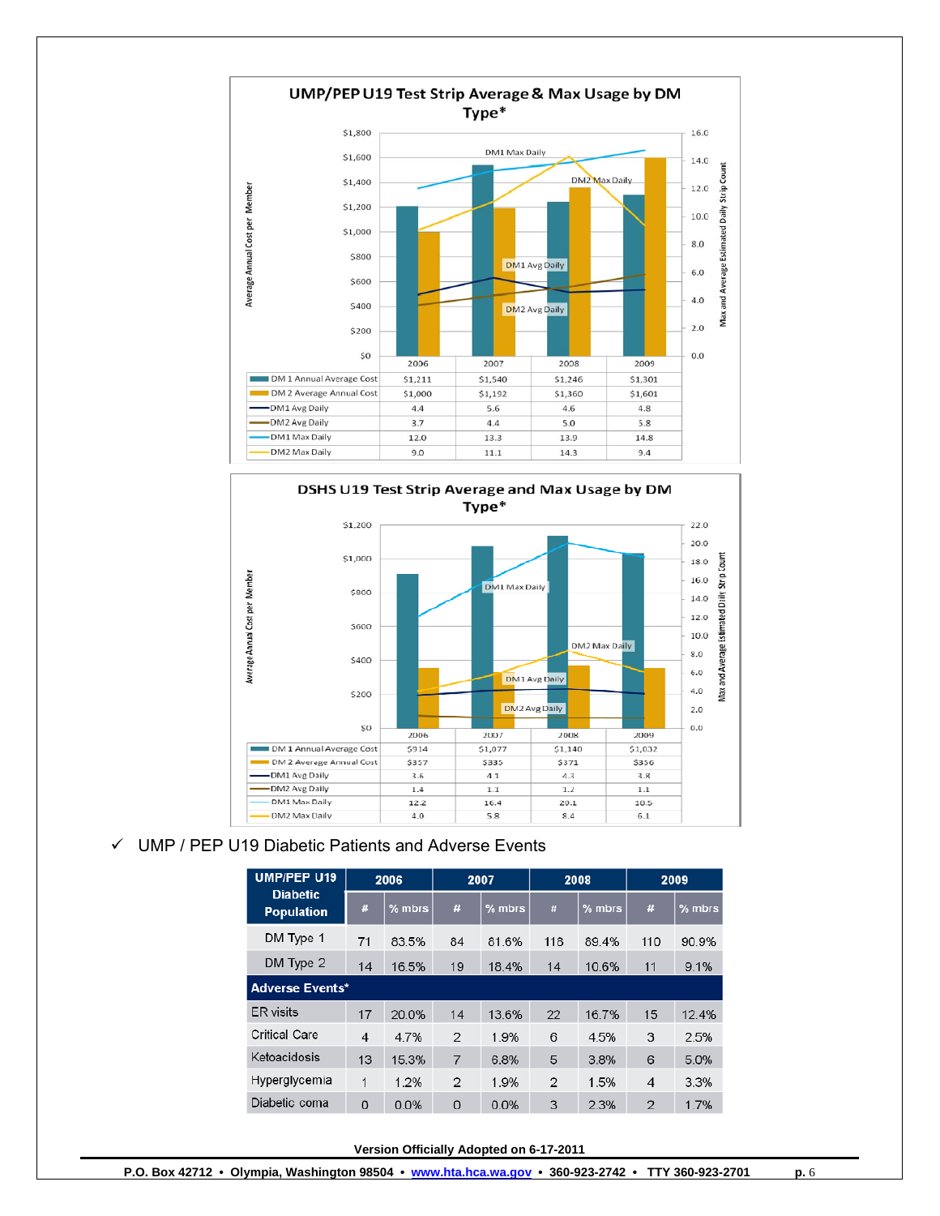**UMP/PEP U19 Test Strip Average & Max Usage by DM Type***

| | 2006 | 2007 | 2008 | 2009 |
|---|---|---|---|---|
| DM 1 Annual Average Cost | $1,211 | $1,540 | $1,246 | $1,301 |
| DM 2 Average Annual Cost | $1,000 | $1,192 | $1,360 | $1,601 |
| DM1 Avg Daily | 4.4 | 5.6 | 4.6 | 4.8 |
| DM2 Avg Daily | 3.7 | 4.4 | 5.0 | 5.8 |
| DM1 Max Daily | 12.0 | 13.3 | 13.9 | 14.8 |
| DM2 Max Daily | 9.0 | 11.1 | 14.3 | 9.4 |

**DSHS U19 Test Strip Average and Max Usage by DM Type***

| | 2006 | 2007 | 2008 | 2009 |
|---|---|---|---|---|
| DM 1 Annual Average Cost | $914 | $1,077 | $1,140 | $1,032 |
| DM 2 Average Annual Cost | $357 | $335 | $371 | $356 |
| DM1 Avg Daily | 3.6 | 4.1 | 4.3 | 3.8 |
| DM2 Avg Daily | 1.4 | 1.1 | 1.2 | 1.1 |
| DM1 Max Daily | 12.2 | 16.4 | 20.1 | 18.5 |
| DM2 Max Daily | 4.0 | 5.8 | 8.4 | 6.1 |

✓ UMP / PEP U19 Diabetic Patients and Adverse Events

| UMP/PEP U19 Diabetic Population | 2006 | | 2007 | | 2008 | | 2009 | |
|---|---|---|---|---|---|---|---|---|
| | # | % mbrs | # | % mbrs | # | % mbrs | # | % mbrs |
| DM Type 1 | 71 | 83.5% | 84 | 81.6% | 118 | 89.4% | 110 | 90.9% |
| DM Type 2 | 14 | 16.5% | 19 | 18.4% | 14 | 10.6% | 11 | 9.1% |
| **Adverse Events*** | | | | | | | | |
| ER visits | 17 | 20.0% | 14 | 13.6% | 22 | 16.7% | 15 | 12.4% |
| Critical Care | 4 | 4.7% | 2 | 1.9% | 6 | 4.5% | 3 | 2.5% |
| Ketoacidosis | 13 | 15.3% | 7 | 6.8% | 5 | 3.8% | 6 | 5.0% |
| Hyperglycemia | 1 | 1.2% | 2 | 1.9% | 2 | 1.5% | 4 | 3.3% |
| Diabetic coma | 0 | 0.0% | 0 | 0.0% | 3 | 2.3% | 2 | 1.7% |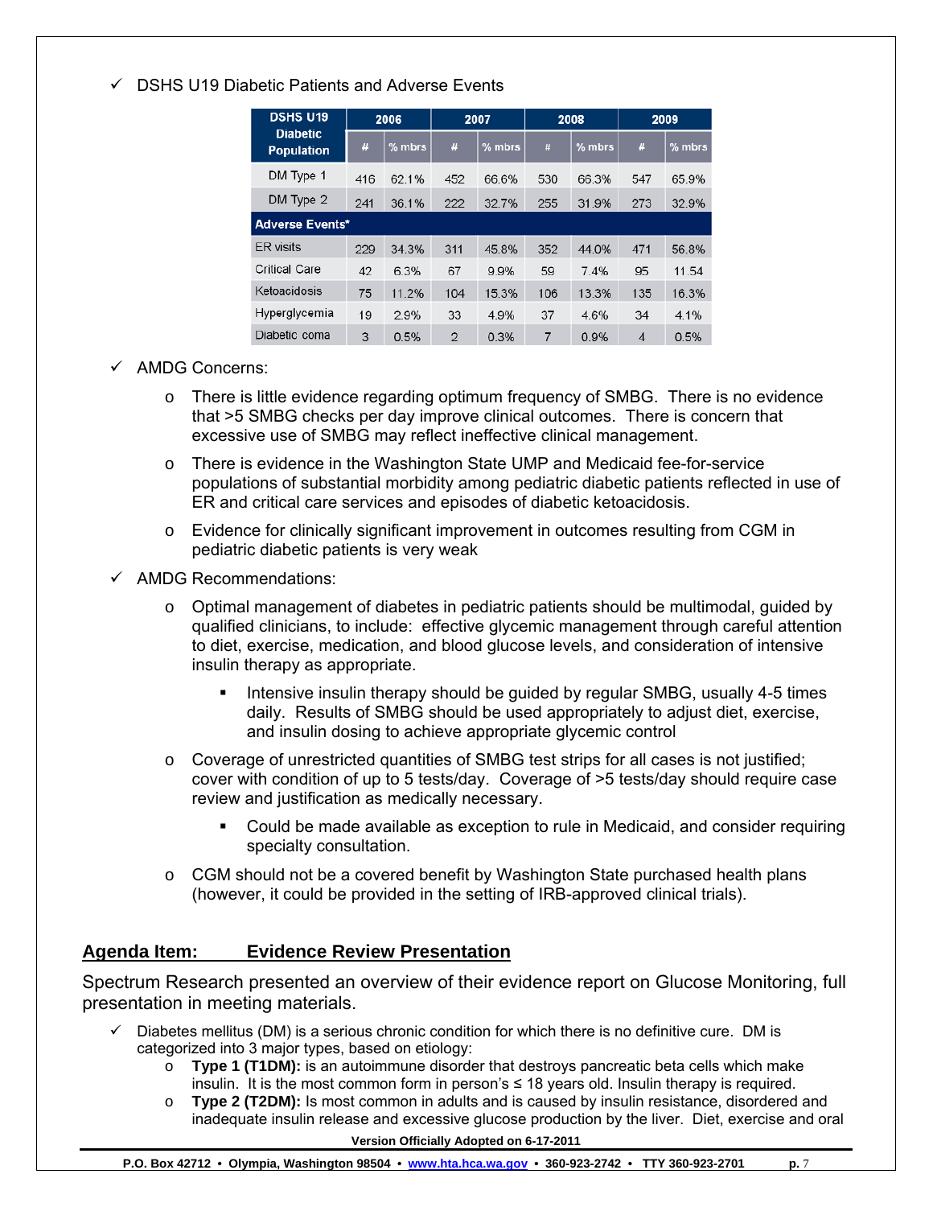- ✓ DSHS U19 Diabetic Patients and Adverse Events

| DSHS U19 Diabetic Population | 2006 | | 2007 | | 2008 | | 2009 | |
|---|---|---|---|---|---|---|---|---|
| | # | % mbrs | # | % mbrs | # | % mbrs | # | % mbrs |
| DM Type 1 | 416 | 62.1% | 452 | 66.6% | 530 | 66.3% | 547 | 65.9% |
| DM Type 2 | 241 | 36.1% | 222 | 32.7% | 255 | 31.9% | 273 | 32.9% |
| **Adverse Events*** | | | | | | | | |
| ER visits | 229 | 34.3% | 311 | 45.8% | 352 | 44.0% | 471 | 56.8% |
| Critical Care | 42 | 6.3% | 67 | 9.9% | 59 | 7.4% | 95 | 11.54 |
| Ketoacidosis | 75 | 11.2% | 104 | 15.3% | 106 | 13.3% | 135 | 16.3% |
| Hyperglycemia | 19 | 2.9% | 33 | 4.9% | 37 | 4.6% | 34 | 4.1% |
| Diabetic coma | 3 | 0.5% | 2 | 0.3% | 7 | 0.9% | 4 | 0.5% |

- ✓ AMDG Concerns:
  - o There is little evidence regarding optimum frequency of SMBG. There is no evidence that >5 SMBG checks per day improve clinical outcomes. There is concern that excessive use of SMBG may reflect ineffective clinical management.
  - o There is evidence in the Washington State UMP and Medicaid fee-for-service populations of substantial morbidity among pediatric diabetic patients reflected in use of ER and critical care services and episodes of diabetic ketoacidosis.
  - o Evidence for clinically significant improvement in outcomes resulting from CGM in pediatric diabetic patients is very weak
- ✓ AMDG Recommendations:
  - o Optimal management of diabetes in pediatric patients should be multimodal, guided by qualified clinicians, to include: effective glycemic management through careful attention to diet, exercise, medication, and blood glucose levels, and consideration of intensive insulin therapy as appropriate.
    - ▪ Intensive insulin therapy should be guided by regular SMBG, usually 4-5 times daily. Results of SMBG should be used appropriately to adjust diet, exercise, and insulin dosing to achieve appropriate glycemic control
  - o Coverage of unrestricted quantities of SMBG test strips for all cases is not justified; cover with condition of up to 5 tests/day. Coverage of >5 tests/day should require case review and justification as medically necessary.
    - ▪ Could be made available as exception to rule in Medicaid, and consider requiring specialty consultation.
  - o CGM should not be a covered benefit by Washington State purchased health plans (however, it could be provided in the setting of IRB-approved clinical trials).

## <u>Agenda Item: Evidence Review Presentation</u>

Spectrum Research presented an overview of their evidence report on Glucose Monitoring, full presentation in meeting materials.

- ✓ Diabetes mellitus (DM) is a serious chronic condition for which there is no definitive cure. DM is categorized into 3 major types, based on etiology:
  - o **Type 1 (T1DM):** is an autoimmune disorder that destroys pancreatic beta cells which make insulin. It is the most common form in person's ≤ 18 years old. Insulin therapy is required.
  - o **Type 2 (T2DM):** Is most common in adults and is caused by insulin resistance, disordered and inadequate insulin release and excessive glucose production by the liver. Diet, exercise and oral

Version Officially Adopted on 6-17-2011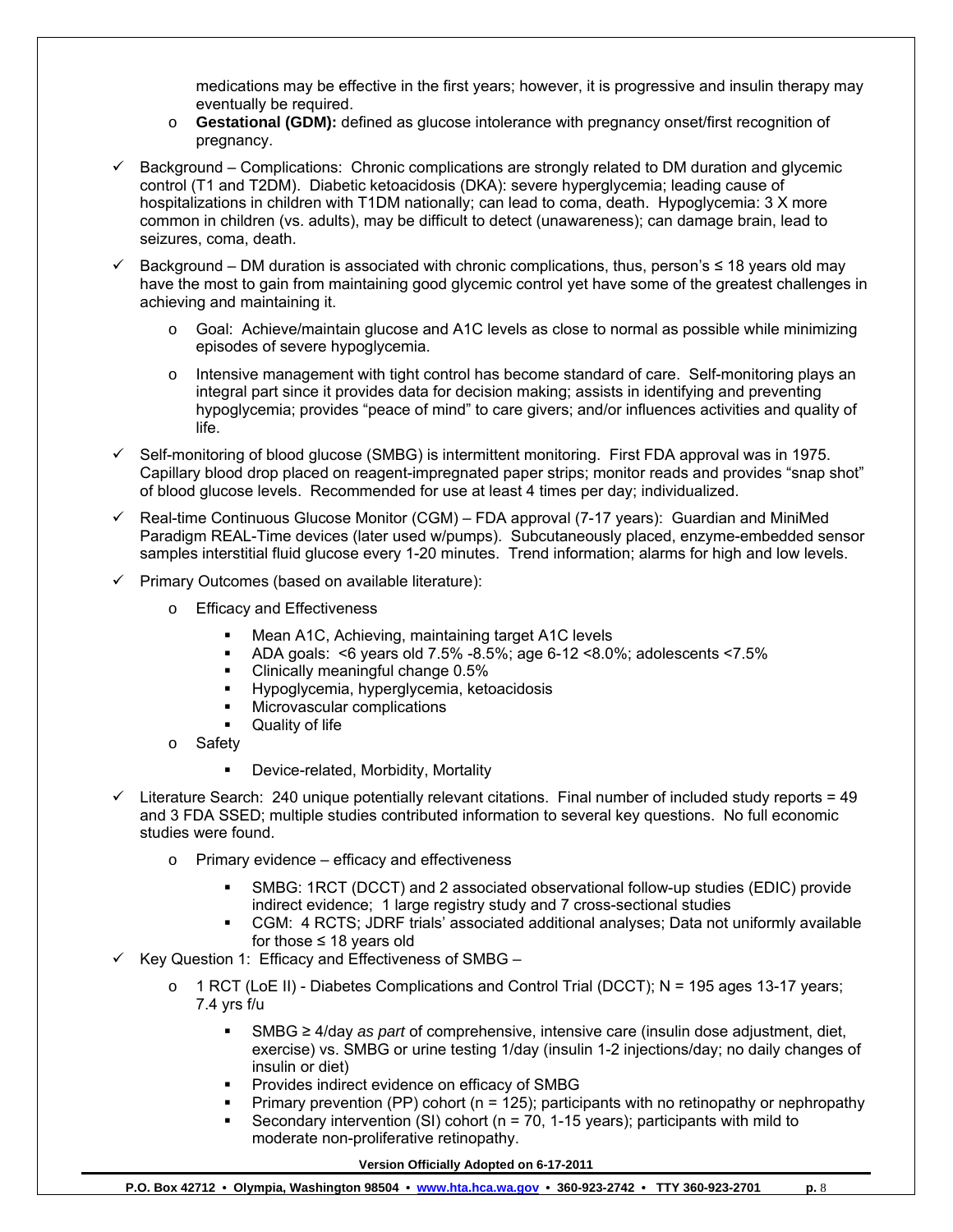medications may be effective in the first years; however, it is progressive and insulin therapy may eventually be required.

- **Gestational (GDM):** defined as glucose intolerance with pregnancy onset/first recognition of pregnancy.

- ✓ Background – Complications: Chronic complications are strongly related to DM duration and glycemic control (T1 and T2DM). Diabetic ketoacidosis (DKA): severe hyperglycemia; leading cause of hospitalizations in children with T1DM nationally; can lead to coma, death. Hypoglycemia: 3 X more common in children (vs. adults), may be difficult to detect (unawareness); can damage brain, lead to seizures, coma, death.
- ✓ Background – DM duration is associated with chronic complications, thus, person's ≤ 18 years old may have the most to gain from maintaining good glycemic control yet have some of the greatest challenges in achieving and maintaining it.
  - Goal: Achieve/maintain glucose and A1C levels as close to normal as possible while minimizing episodes of severe hypoglycemia.
  - Intensive management with tight control has become standard of care. Self-monitoring plays an integral part since it provides data for decision making; assists in identifying and preventing hypoglycemia; provides "peace of mind" to care givers; and/or influences activities and quality of life.
- ✓ Self-monitoring of blood glucose (SMBG) is intermittent monitoring. First FDA approval was in 1975. Capillary blood drop placed on reagent-impregnated paper strips; monitor reads and provides "snap shot" of blood glucose levels. Recommended for use at least 4 times per day; individualized.
- ✓ Real-time Continuous Glucose Monitor (CGM) – FDA approval (7-17 years): Guardian and MiniMed Paradigm REAL-Time devices (later used w/pumps). Subcutaneously placed, enzyme-embedded sensor samples interstitial fluid glucose every 1-20 minutes. Trend information; alarms for high and low levels.
- ✓ Primary Outcomes (based on available literature):
  - Efficacy and Effectiveness
    - Mean A1C, Achieving, maintaining target A1C levels
    - ADA goals: <6 years old 7.5% -8.5%; age 6-12 <8.0%; adolescents <7.5%
    - Clinically meaningful change 0.5%
    - Hypoglycemia, hyperglycemia, ketoacidosis
    - Microvascular complications
    - Quality of life
  - Safety
    - Device-related, Morbidity, Mortality
- ✓ Literature Search: 240 unique potentially relevant citations. Final number of included study reports = 49 and 3 FDA SSED; multiple studies contributed information to several key questions. No full economic studies were found.
  - Primary evidence – efficacy and effectiveness
    - SMBG: 1RCT (DCCT) and 2 associated observational follow-up studies (EDIC) provide indirect evidence; 1 large registry study and 7 cross-sectional studies
    - CGM: 4 RCTS; JDRF trials' associated additional analyses; Data not uniformly available for those ≤ 18 years old
- ✓ Key Question 1: Efficacy and Effectiveness of SMBG –
  - 1 RCT (LoE II) - Diabetes Complications and Control Trial (DCCT); N = 195 ages 13-17 years; 7.4 yrs f/u
    - SMBG ≥ 4/day *as part* of comprehensive, intensive care (insulin dose adjustment, diet, exercise) vs. SMBG or urine testing 1/day (insulin 1-2 injections/day; no daily changes of insulin or diet)
    - Provides indirect evidence on efficacy of SMBG
    - Primary prevention (PP) cohort (n = 125); participants with no retinopathy or nephropathy
    - Secondary intervention (SI) cohort (n = 70, 1-15 years); participants with mild to moderate non-proliferative retinopathy.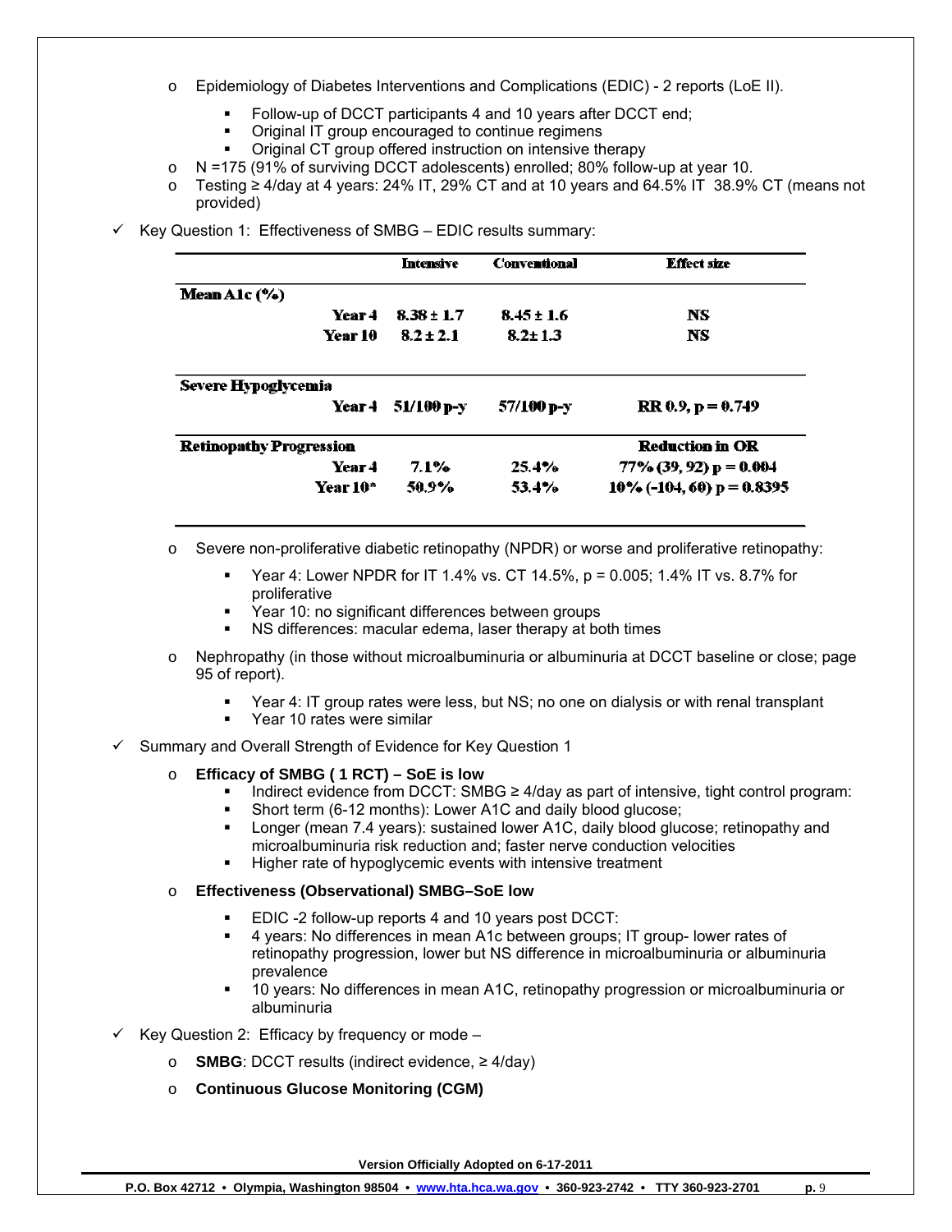- Epidemiology of Diabetes Interventions and Complications (EDIC) - 2 reports (LoE II).
  - Follow-up of DCCT participants 4 and 10 years after DCCT end;
  - Original IT group encouraged to continue regimens
  - Original CT group offered instruction on intensive therapy
- N =175 (91% of surviving DCCT adolescents) enrolled; 80% follow-up at year 10.
- Testing ≥ 4/day at 4 years: 24% IT, 29% CT and at 10 years and 64.5% IT 38.9% CT (means not provided)

✓ Key Question 1: Effectiveness of SMBG – EDIC results summary:

| | | Intensive | Conventional | Effect size |
|---|---|---|---|---|
| **Mean A1c (%)** | | | | |
| | Year 4 | 8.38 ± 1.7 | 8.45 ± 1.6 | NS |
| | Year 10 | 8.2 ± 2.1 | 8.2± 1.3 | NS |
| **Severe Hypoglycemia** | | | | |
| | Year 4 | 51/100 p-y | 57/100 p-y | RR 0.9, p = 0.749 |
| **Retinopathy Progression** | | | | **Reduction in OR** |
| | Year 4 | 7.1% | 25.4% | 77% (39, 92) p = 0.004 |
| | Year 10* | 50.9% | 53.4% | 10% (-104, 60) p = 0.8395 |

- Severe non-proliferative diabetic retinopathy (NPDR) or worse and proliferative retinopathy:
  - Year 4: Lower NPDR for IT 1.4% vs. CT 14.5%, p = 0.005; 1.4% IT vs. 8.7% for proliferative
  - Year 10: no significant differences between groups
  - NS differences: macular edema, laser therapy at both times
- Nephropathy (in those without microalbuminuria or albuminuria at DCCT baseline or close; page 95 of report).
  - Year 4: IT group rates were less, but NS; no one on dialysis or with renal transplant
  - Year 10 rates were similar

✓ Summary and Overall Strength of Evidence for Key Question 1

- **Efficacy of SMBG ( 1 RCT) – SoE is low**
  - Indirect evidence from DCCT: SMBG ≥ 4/day as part of intensive, tight control program:
  - Short term (6-12 months): Lower A1C and daily blood glucose;
  - Longer (mean 7.4 years): sustained lower A1C, daily blood glucose; retinopathy and microalbuminuria risk reduction and; faster nerve conduction velocities
  - Higher rate of hypoglycemic events with intensive treatment
- **Effectiveness (Observational) SMBG–SoE low**
  - EDIC -2 follow-up reports 4 and 10 years post DCCT:
  - 4 years: No differences in mean A1c between groups; IT group- lower rates of retinopathy progression, lower but NS difference in microalbuminuria or albuminuria prevalence
  - 10 years: No differences in mean A1C, retinopathy progression or microalbuminuria or albuminuria

✓ Key Question 2: Efficacy by frequency or mode –

- **SMBG**: DCCT results (indirect evidence, ≥ 4/day)
- **Continuous Glucose Monitoring (CGM)**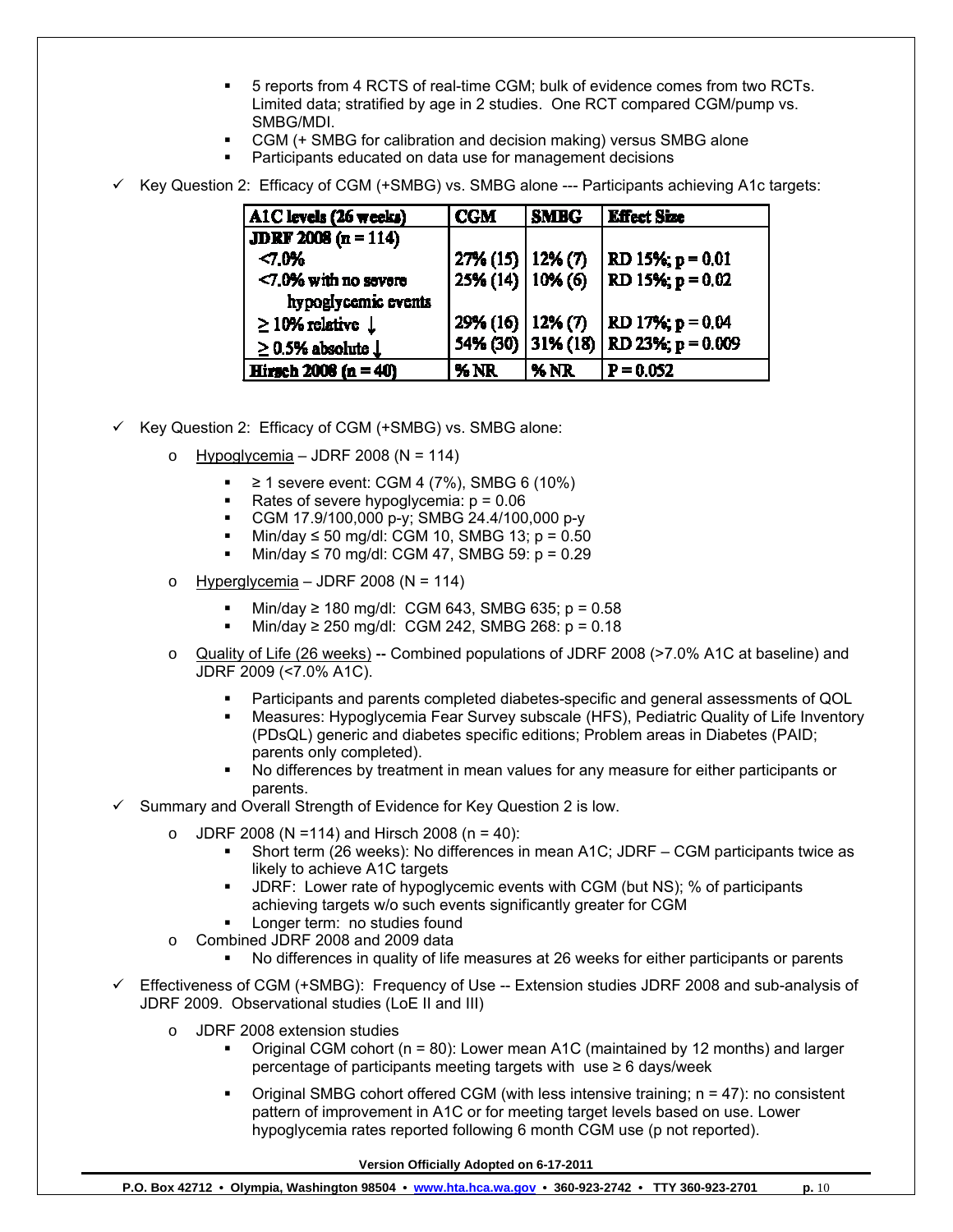- 5 reports from 4 RCTS of real-time CGM; bulk of evidence comes from two RCTs. Limited data; stratified by age in 2 studies. One RCT compared CGM/pump vs. SMBG/MDI.
- CGM (+ SMBG for calibration and decision making) versus SMBG alone
- Participants educated on data use for management decisions

✓ Key Question 2: Efficacy of CGM (+SMBG) vs. SMBG alone --- Participants achieving A1c targets:

| A1C levels (26 weeks) | CGM | SMBG | Effect Size |
|---|---|---|---|
| JDRF 2008 (n = 114) | | | |
| <7.0% | 27% (15) | 12% (7) | RD 15%; p = 0.01 |
| <7.0% with no severe hypoglycemic events | 25% (14) | 10% (6) | RD 15%; p = 0.02 |
| ≥ 10% relative ↓ | 29% (16) | 12% (7) | RD 17%; p = 0.04 |
| ≥ 0.5% absolute ↓ | 54% (30) | 31% (18) | RD 23%; p = 0.009 |
| Hirsch 2008 (n = 40) | % NR | % NR | P = 0.052 |

✓ Key Question 2: Efficacy of CGM (+SMBG) vs. SMBG alone:

- o Hypoglycemia – JDRF 2008 (N = 114)
  - ≥ 1 severe event: CGM 4 (7%), SMBG 6 (10%)
  - Rates of severe hypoglycemia: p = 0.06
  - CGM 17.9/100,000 p-y; SMBG 24.4/100,000 p-y
  - Min/day ≤ 50 mg/dl: CGM 10, SMBG 13; p = 0.50
  - Min/day ≤ 70 mg/dl: CGM 47, SMBG 59: p = 0.29
- o Hyperglycemia – JDRF 2008 (N = 114)
  - Min/day ≥ 180 mg/dl: CGM 643, SMBG 635; p = 0.58
  - Min/day ≥ 250 mg/dl: CGM 242, SMBG 268: p = 0.18
- o Quality of Life (26 weeks) -- Combined populations of JDRF 2008 (>7.0% A1C at baseline) and JDRF 2009 (<7.0% A1C).
  - Participants and parents completed diabetes-specific and general assessments of QOL
  - Measures: Hypoglycemia Fear Survey subscale (HFS), Pediatric Quality of Life Inventory (PDsQL) generic and diabetes specific editions; Problem areas in Diabetes (PAID; parents only completed).
  - No differences by treatment in mean values for any measure for either participants or parents.

✓ Summary and Overall Strength of Evidence for Key Question 2 is low.

- o JDRF 2008 (N =114) and Hirsch 2008 (n = 40):
  - Short term (26 weeks): No differences in mean A1C; JDRF – CGM participants twice as likely to achieve A1C targets
  - JDRF: Lower rate of hypoglycemic events with CGM (but NS); % of participants achieving targets w/o such events significantly greater for CGM
  - Longer term: no studies found
- o Combined JDRF 2008 and 2009 data
  - No differences in quality of life measures at 26 weeks for either participants or parents

✓ Effectiveness of CGM (+SMBG): Frequency of Use -- Extension studies JDRF 2008 and sub-analysis of JDRF 2009. Observational studies (LoE II and III)

- o JDRF 2008 extension studies
  - Original CGM cohort (n = 80): Lower mean A1C (maintained by 12 months) and larger percentage of participants meeting targets with use ≥ 6 days/week
  - Original SMBG cohort offered CGM (with less intensive training; n = 47): no consistent pattern of improvement in A1C or for meeting target levels based on use. Lower hypoglycemia rates reported following 6 month CGM use (p not reported).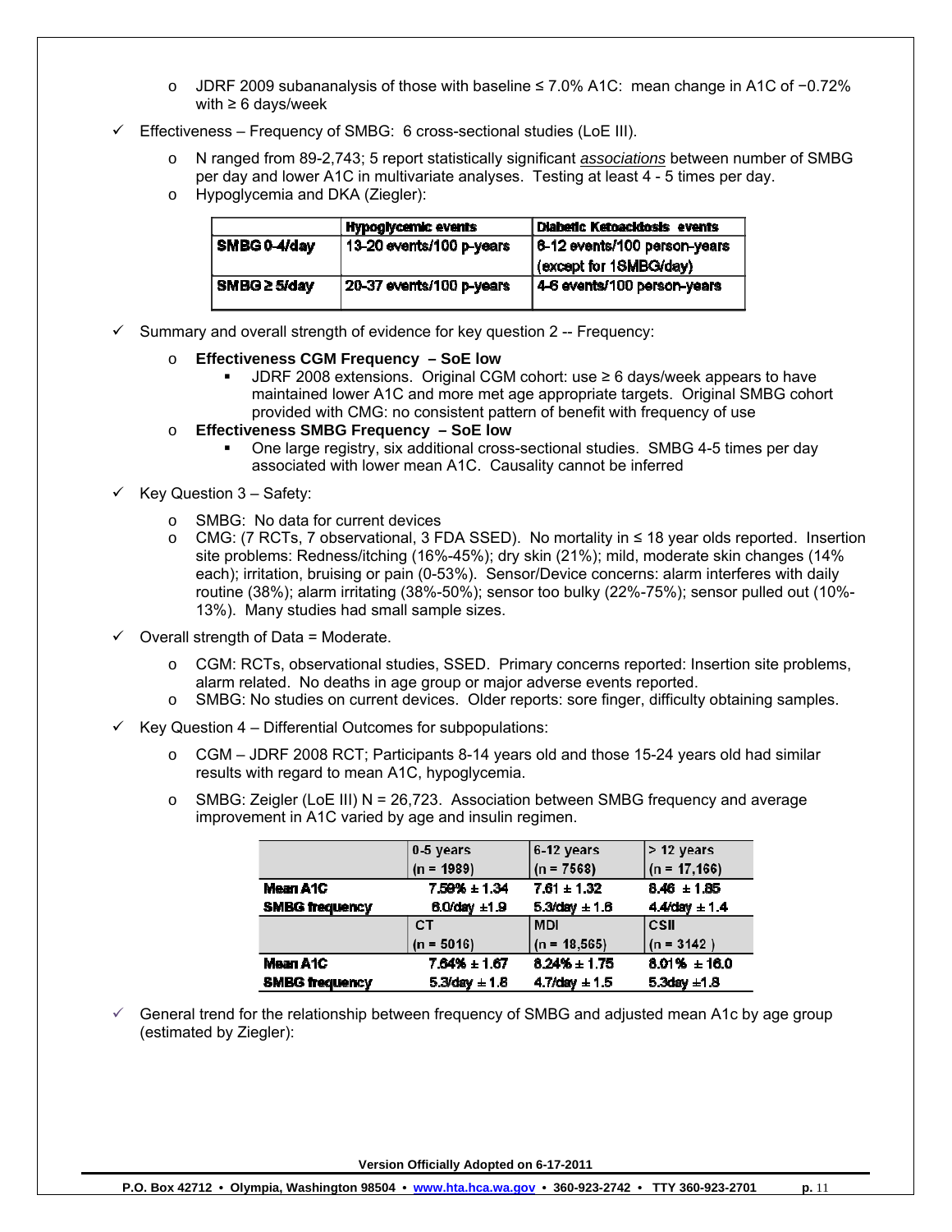- JDRF 2009 subananalysis of those with baseline ≤ 7.0% A1C: mean change in A1C of −0.72% with ≥ 6 days/week

- ✓ Effectiveness – Frequency of SMBG: 6 cross-sectional studies (LoE III).
  - N ranged from 89-2,743; 5 report statistically significant *associations* between number of SMBG per day and lower A1C in multivariate analyses. Testing at least 4 - 5 times per day.
  - Hypoglycemia and DKA (Ziegler):

| | Hypoglycemic events | Diabetic Ketoacidosis events |
|---|---|---|
| SMBG 0-4/day | 13-20 events/100 p-years | 6-12 events/100 person-years (except for 1SMBG/day) |
| SMBG ≥ 5/day | 20-37 events/100 p-years | 4-6 events/100 person-years |

- ✓ Summary and overall strength of evidence for key question 2 -- Frequency:
  - **Effectiveness CGM Frequency – SoE low**
    - JDRF 2008 extensions. Original CGM cohort: use ≥ 6 days/week appears to have maintained lower A1C and more met age appropriate targets. Original SMBG cohort provided with CMG: no consistent pattern of benefit with frequency of use
  - **Effectiveness SMBG Frequency – SoE low**
    - One large registry, six additional cross-sectional studies. SMBG 4-5 times per day associated with lower mean A1C. Causality cannot be inferred

- ✓ Key Question 3 – Safety:
  - SMBG: No data for current devices
  - CMG: (7 RCTs, 7 observational, 3 FDA SSED). No mortality in ≤ 18 year olds reported. Insertion site problems: Redness/itching (16%-45%); dry skin (21%); mild, moderate skin changes (14% each); irritation, bruising or pain (0-53%). Sensor/Device concerns: alarm interferes with daily routine (38%); alarm irritating (38%-50%); sensor too bulky (22%-75%); sensor pulled out (10%-13%). Many studies had small sample sizes.

- ✓ Overall strength of Data = Moderate.
  - CGM: RCTs, observational studies, SSED. Primary concerns reported: Insertion site problems, alarm related. No deaths in age group or major adverse events reported.
  - SMBG: No studies on current devices. Older reports: sore finger, difficulty obtaining samples.

- ✓ Key Question 4 – Differential Outcomes for subpopulations:
  - CGM – JDRF 2008 RCT; Participants 8-14 years old and those 15-24 years old had similar results with regard to mean A1C, hypoglycemia.
  - SMBG: Zeigler (LoE III) N = 26,723. Association between SMBG frequency and average improvement in A1C varied by age and insulin regimen.

| | 0-5 years (n = 1989) | 6-12 years (n = 7568) | > 12 years (n = 17,166) |
|---|---|---|---|
| Mean A1C | 7.59% ± 1.34 | 7.61 ± 1.32 | 8.46 ± 1.85 |
| SMBG frequency | 6.0/day ±1.9 | 5.3/day ± 1.6 | 4.4/day ± 1.4 |
| | CT (n = 5016) | MDI (n = 18,565) | CSII (n = 3142 ) |
| Mean A1C | 7.64% ± 1.67 | 8.24% ± 1.75 | 8.01% ± 16.0 |
| SMBG frequency | 5.3/day ± 1.8 | 4.7/day ± 1.5 | 5.3day ±1.8 |

- ✓ General trend for the relationship between frequency of SMBG and adjusted mean A1c by age group (estimated by Ziegler):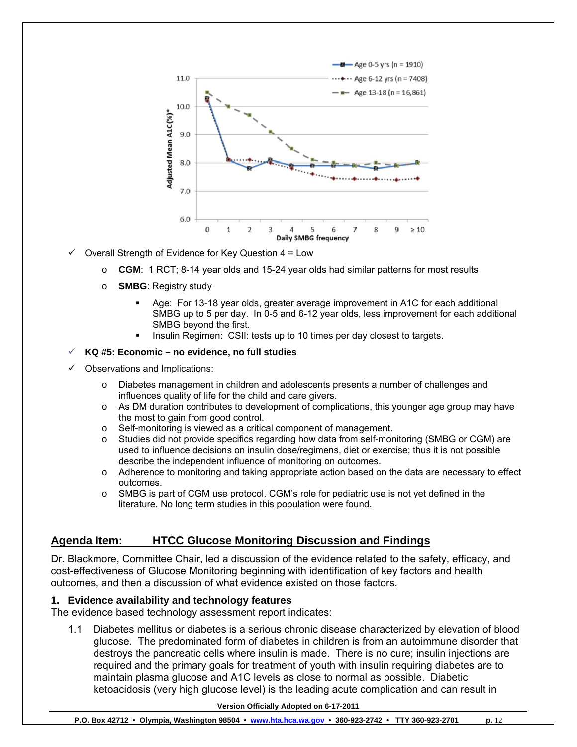- ✓ Overall Strength of Evidence for Key Question 4 = Low
  - **CGM**: 1 RCT; 8-14 year olds and 15-24 year olds had similar patterns for most results
  - **SMBG**: Registry study
    - Age: For 13-18 year olds, greater average improvement in A1C for each additional SMBG up to 5 per day. In 0-5 and 6-12 year olds, less improvement for each additional SMBG beyond the first.
    - Insulin Regimen: CSII: tests up to 10 times per day closest to targets.
- ✓ **KQ #5: Economic – no evidence, no full studies**
- ✓ Observations and Implications:
  - Diabetes management in children and adolescents presents a number of challenges and influences quality of life for the child and care givers.
  - As DM duration contributes to development of complications, this younger age group may have the most to gain from good control.
  - Self-monitoring is viewed as a critical component of management.
  - Studies did not provide specifics regarding how data from self-monitoring (SMBG or CGM) are used to influence decisions on insulin dose/regimens, diet or exercise; thus it is not possible describe the independent influence of monitoring on outcomes.
  - Adherence to monitoring and taking appropriate action based on the data are necessary to effect outcomes.
  - SMBG is part of CGM use protocol. CGM's role for pediatric use is not yet defined in the literature. No long term studies in this population were found.

## Agenda Item: HTCC Glucose Monitoring Discussion and Findings

Dr. Blackmore, Committee Chair, led a discussion of the evidence related to the safety, efficacy, and cost-effectiveness of Glucose Monitoring beginning with identification of key factors and health outcomes, and then a discussion of what evidence existed on those factors.

### 1. Evidence availability and technology features

The evidence based technology assessment report indicates:

1.1 Diabetes mellitus or diabetes is a serious chronic disease characterized by elevation of blood glucose. The predominated form of diabetes in children is from an autoimmune disorder that destroys the pancreatic cells where insulin is made. There is no cure; insulin injections are required and the primary goals for treatment of youth with insulin requiring diabetes are to maintain plasma glucose and A1C levels as close to normal as possible. Diabetic ketoacidosis (very high glucose level) is the leading acute complication and can result in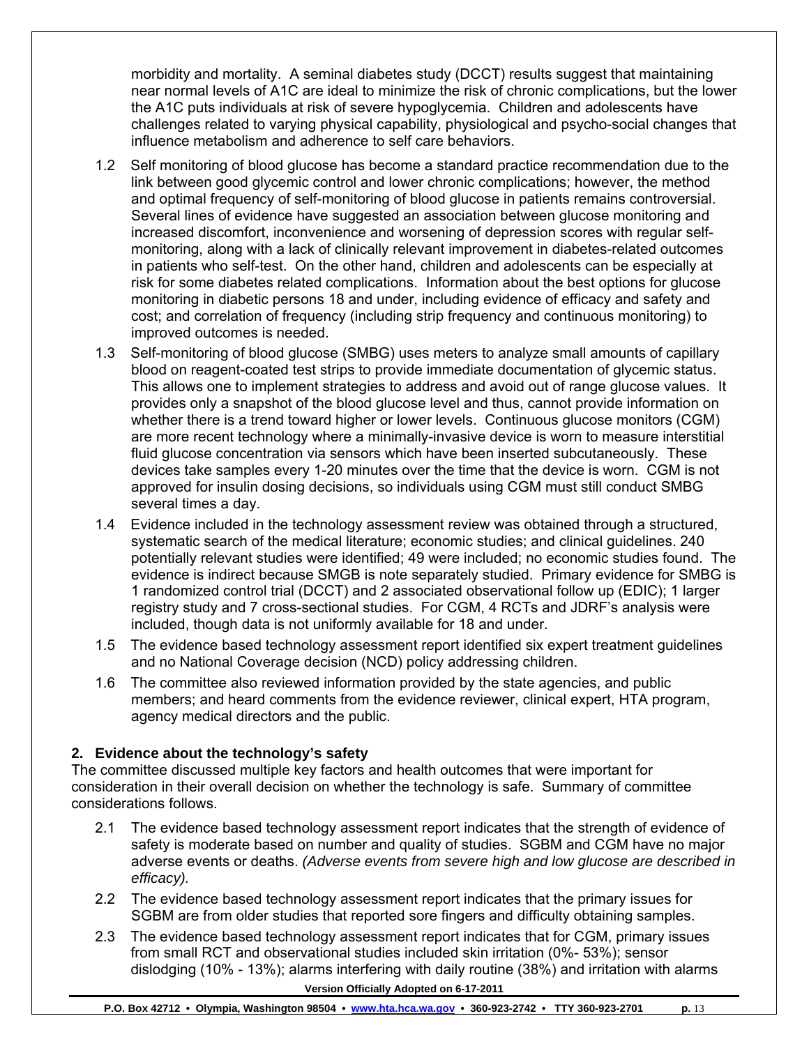morbidity and mortality. A seminal diabetes study (DCCT) results suggest that maintaining near normal levels of A1C are ideal to minimize the risk of chronic complications, but the lower the A1C puts individuals at risk of severe hypoglycemia. Children and adolescents have challenges related to varying physical capability, physiological and psycho-social changes that influence metabolism and adherence to self care behaviors.

1.2 Self monitoring of blood glucose has become a standard practice recommendation due to the link between good glycemic control and lower chronic complications; however, the method and optimal frequency of self-monitoring of blood glucose in patients remains controversial. Several lines of evidence have suggested an association between glucose monitoring and increased discomfort, inconvenience and worsening of depression scores with regular self-monitoring, along with a lack of clinically relevant improvement in diabetes-related outcomes in patients who self-test. On the other hand, children and adolescents can be especially at risk for some diabetes related complications. Information about the best options for glucose monitoring in diabetic persons 18 and under, including evidence of efficacy and safety and cost; and correlation of frequency (including strip frequency and continuous monitoring) to improved outcomes is needed.

1.3 Self-monitoring of blood glucose (SMBG) uses meters to analyze small amounts of capillary blood on reagent-coated test strips to provide immediate documentation of glycemic status. This allows one to implement strategies to address and avoid out of range glucose values. It provides only a snapshot of the blood glucose level and thus, cannot provide information on whether there is a trend toward higher or lower levels. Continuous glucose monitors (CGM) are more recent technology where a minimally-invasive device is worn to measure interstitial fluid glucose concentration via sensors which have been inserted subcutaneously. These devices take samples every 1-20 minutes over the time that the device is worn. CGM is not approved for insulin dosing decisions, so individuals using CGM must still conduct SMBG several times a day.

1.4 Evidence included in the technology assessment review was obtained through a structured, systematic search of the medical literature; economic studies; and clinical guidelines. 240 potentially relevant studies were identified; 49 were included; no economic studies found. The evidence is indirect because SMGB is note separately studied. Primary evidence for SMBG is 1 randomized control trial (DCCT) and 2 associated observational follow up (EDIC); 1 larger registry study and 7 cross-sectional studies. For CGM, 4 RCTs and JDRF's analysis were included, though data is not uniformly available for 18 and under.

1.5 The evidence based technology assessment report identified six expert treatment guidelines and no National Coverage decision (NCD) policy addressing children.

1.6 The committee also reviewed information provided by the state agencies, and public members; and heard comments from the evidence reviewer, clinical expert, HTA program, agency medical directors and the public.

## 2. Evidence about the technology's safety

The committee discussed multiple key factors and health outcomes that were important for consideration in their overall decision on whether the technology is safe. Summary of committee considerations follows.

2.1 The evidence based technology assessment report indicates that the strength of evidence of safety is moderate based on number and quality of studies. SGBM and CGM have no major adverse events or deaths. *(Adverse events from severe high and low glucose are described in efficacy).*

2.2 The evidence based technology assessment report indicates that the primary issues for SGBM are from older studies that reported sore fingers and difficulty obtaining samples.

2.3 The evidence based technology assessment report indicates that for CGM, primary issues from small RCT and observational studies included skin irritation (0%- 53%); sensor dislodging (10% - 13%); alarms interfering with daily routine (38%) and irritation with alarms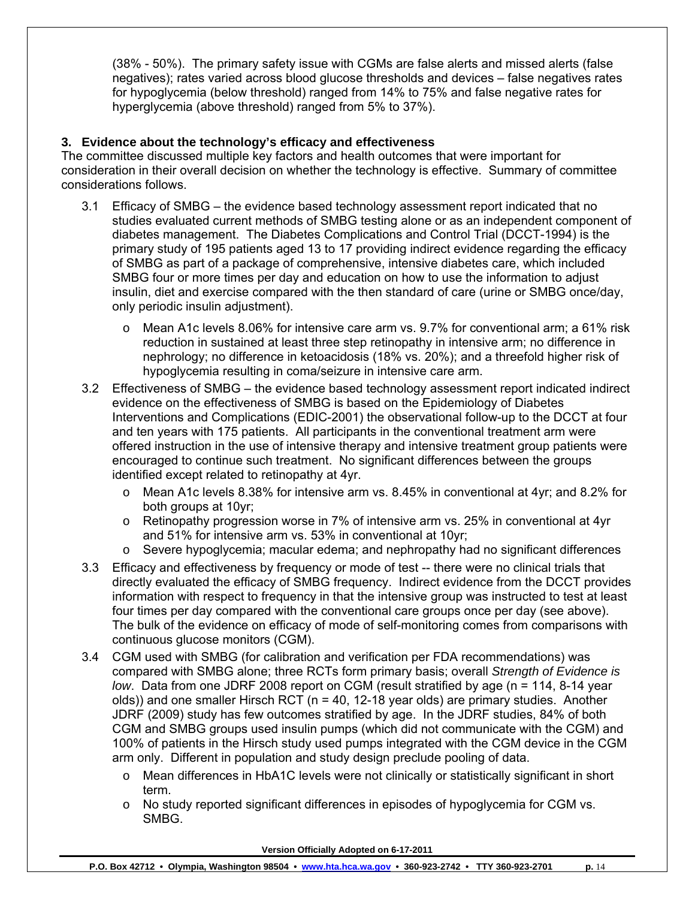(38% - 50%). The primary safety issue with CGMs are false alerts and missed alerts (false negatives); rates varied across blood glucose thresholds and devices – false negatives rates for hypoglycemia (below threshold) ranged from 14% to 75% and false negative rates for hyperglycemia (above threshold) ranged from 5% to 37%).

### 3. Evidence about the technology's efficacy and effectiveness

The committee discussed multiple key factors and health outcomes that were important for consideration in their overall decision on whether the technology is effective. Summary of committee considerations follows.

3.1 Efficacy of SMBG – the evidence based technology assessment report indicated that no studies evaluated current methods of SMBG testing alone or as an independent component of diabetes management. The Diabetes Complications and Control Trial (DCCT-1994) is the primary study of 195 patients aged 13 to 17 providing indirect evidence regarding the efficacy of SMBG as part of a package of comprehensive, intensive diabetes care, which included SMBG four or more times per day and education on how to use the information to adjust insulin, diet and exercise compared with the then standard of care (urine or SMBG once/day, only periodic insulin adjustment).

- Mean A1c levels 8.06% for intensive care arm vs. 9.7% for conventional arm; a 61% risk reduction in sustained at least three step retinopathy in intensive arm; no difference in nephrology; no difference in ketoacidosis (18% vs. 20%); and a threefold higher risk of hypoglycemia resulting in coma/seizure in intensive care arm.

3.2 Effectiveness of SMBG – the evidence based technology assessment report indicated indirect evidence on the effectiveness of SMBG is based on the Epidemiology of Diabetes Interventions and Complications (EDIC-2001) the observational follow-up to the DCCT at four and ten years with 175 patients. All participants in the conventional treatment arm were offered instruction in the use of intensive therapy and intensive treatment group patients were encouraged to continue such treatment. No significant differences between the groups identified except related to retinopathy at 4yr.

- Mean A1c levels 8.38% for intensive arm vs. 8.45% in conventional at 4yr; and 8.2% for both groups at 10yr;
- Retinopathy progression worse in 7% of intensive arm vs. 25% in conventional at 4yr and 51% for intensive arm vs. 53% in conventional at 10yr;
- Severe hypoglycemia; macular edema; and nephropathy had no significant differences

3.3 Efficacy and effectiveness by frequency or mode of test -- there were no clinical trials that directly evaluated the efficacy of SMBG frequency. Indirect evidence from the DCCT provides information with respect to frequency in that the intensive group was instructed to test at least four times per day compared with the conventional care groups once per day (see above). The bulk of the evidence on efficacy of mode of self-monitoring comes from comparisons with continuous glucose monitors (CGM).

3.4 CGM used with SMBG (for calibration and verification per FDA recommendations) was compared with SMBG alone; three RCTs form primary basis; overall *Strength of Evidence is low*. Data from one JDRF 2008 report on CGM (result stratified by age (n = 114, 8-14 year olds)) and one smaller Hirsch RCT (n = 40, 12-18 year olds) are primary studies. Another JDRF (2009) study has few outcomes stratified by age. In the JDRF studies, 84% of both CGM and SMBG groups used insulin pumps (which did not communicate with the CGM) and 100% of patients in the Hirsch study used pumps integrated with the CGM device in the CGM arm only. Different in population and study design preclude pooling of data.

- Mean differences in HbA1C levels were not clinically or statistically significant in short term.
- No study reported significant differences in episodes of hypoglycemia for CGM vs. SMBG.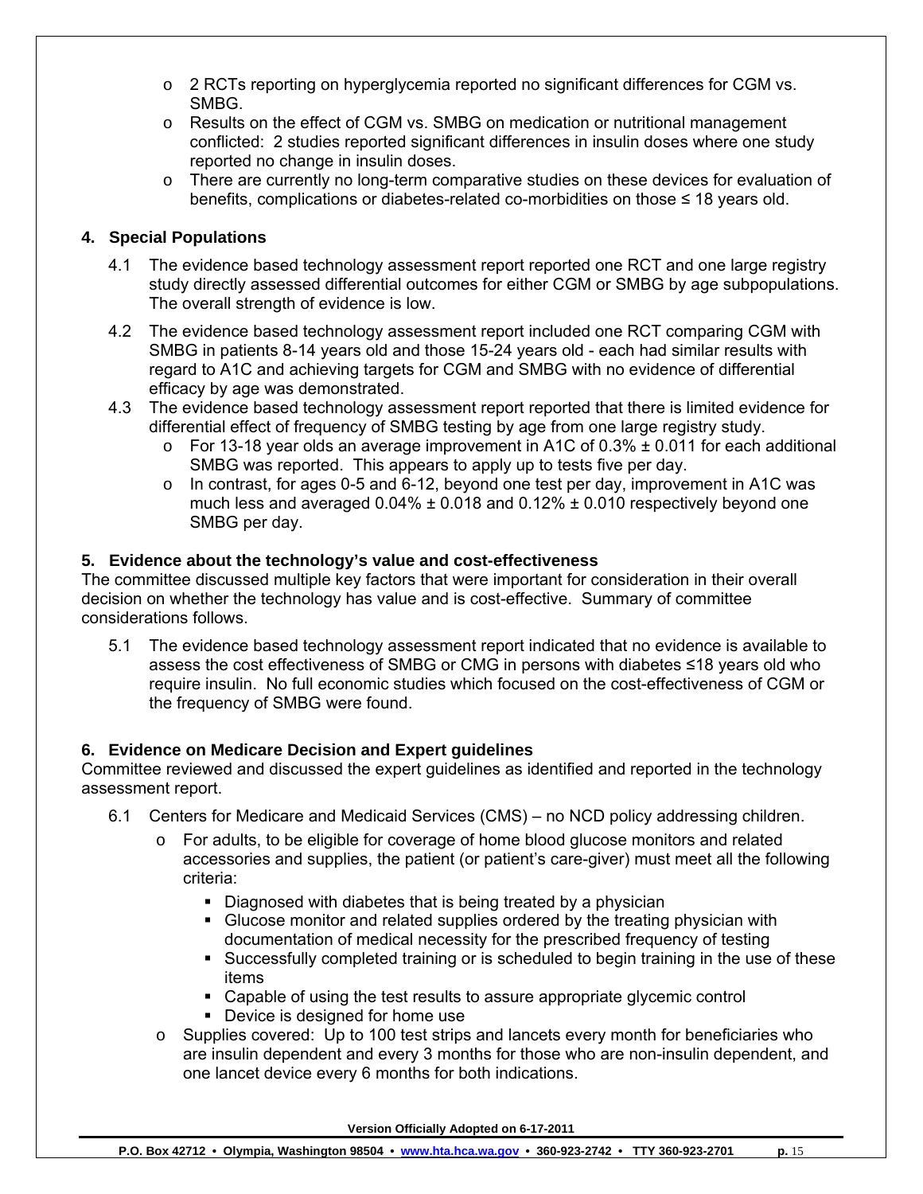- 2 RCTs reporting on hyperglycemia reported no significant differences for CGM vs. SMBG.
- Results on the effect of CGM vs. SMBG on medication or nutritional management conflicted: 2 studies reported significant differences in insulin doses where one study reported no change in insulin doses.
- There are currently no long-term comparative studies on these devices for evaluation of benefits, complications or diabetes-related co-morbidities on those ≤ 18 years old.

### 4. Special Populations

4.1 The evidence based technology assessment report reported one RCT and one large registry study directly assessed differential outcomes for either CGM or SMBG by age subpopulations. The overall strength of evidence is low.

4.2 The evidence based technology assessment report included one RCT comparing CGM with SMBG in patients 8-14 years old and those 15-24 years old - each had similar results with regard to A1C and achieving targets for CGM and SMBG with no evidence of differential efficacy by age was demonstrated.

4.3 The evidence based technology assessment report reported that there is limited evidence for differential effect of frequency of SMBG testing by age from one large registry study.

- For 13-18 year olds an average improvement in A1C of 0.3% ± 0.011 for each additional SMBG was reported. This appears to apply up to tests five per day.
- In contrast, for ages 0-5 and 6-12, beyond one test per day, improvement in A1C was much less and averaged 0.04% ± 0.018 and 0.12% ± 0.010 respectively beyond one SMBG per day.

### 5. Evidence about the technology's value and cost-effectiveness

The committee discussed multiple key factors that were important for consideration in their overall decision on whether the technology has value and is cost-effective. Summary of committee considerations follows.

5.1 The evidence based technology assessment report indicated that no evidence is available to assess the cost effectiveness of SMBG or CMG in persons with diabetes ≤18 years old who require insulin. No full economic studies which focused on the cost-effectiveness of CGM or the frequency of SMBG were found.

### 6. Evidence on Medicare Decision and Expert guidelines

Committee reviewed and discussed the expert guidelines as identified and reported in the technology assessment report.

6.1 Centers for Medicare and Medicaid Services (CMS) – no NCD policy addressing children.

- For adults, to be eligible for coverage of home blood glucose monitors and related accessories and supplies, the patient (or patient's care-giver) must meet all the following criteria:
  - Diagnosed with diabetes that is being treated by a physician
  - Glucose monitor and related supplies ordered by the treating physician with documentation of medical necessity for the prescribed frequency of testing
  - Successfully completed training or is scheduled to begin training in the use of these items
  - Capable of using the test results to assure appropriate glycemic control
  - Device is designed for home use
- Supplies covered: Up to 100 test strips and lancets every month for beneficiaries who are insulin dependent and every 3 months for those who are non-insulin dependent, and one lancet device every 6 months for both indications.

Version Officially Adopted on 6-17-2011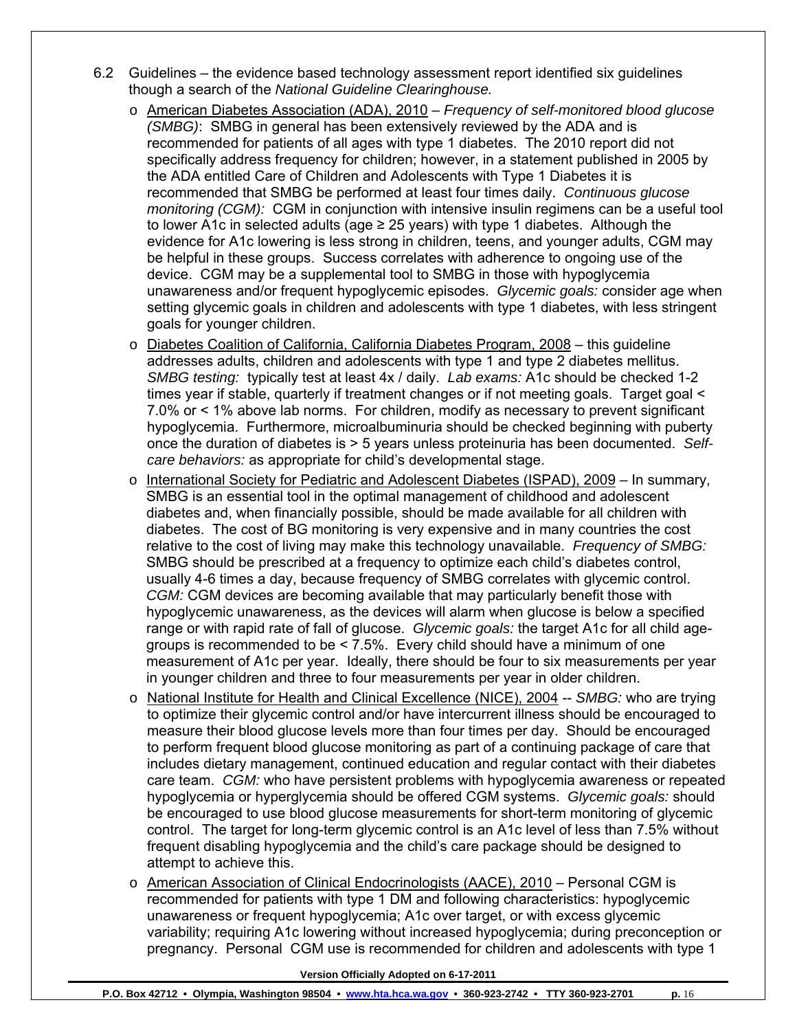6.2 Guidelines – the evidence based technology assessment report identified six guidelines though a search of the *National Guideline Clearinghouse.*

- American Diabetes Association (ADA), 2010 – *Frequency of self-monitored blood glucose (SMBG)*: SMBG in general has been extensively reviewed by the ADA and is recommended for patients of all ages with type 1 diabetes. The 2010 report did not specifically address frequency for children; however, in a statement published in 2005 by the ADA entitled Care of Children and Adolescents with Type 1 Diabetes it is recommended that SMBG be performed at least four times daily. *Continuous glucose monitoring (CGM):* CGM in conjunction with intensive insulin regimens can be a useful tool to lower A1c in selected adults (age ≥ 25 years) with type 1 diabetes. Although the evidence for A1c lowering is less strong in children, teens, and younger adults, CGM may be helpful in these groups. Success correlates with adherence to ongoing use of the device. CGM may be a supplemental tool to SMBG in those with hypoglycemia unawareness and/or frequent hypoglycemic episodes. *Glycemic goals:* consider age when setting glycemic goals in children and adolescents with type 1 diabetes, with less stringent goals for younger children.
- Diabetes Coalition of California, California Diabetes Program, 2008 – this guideline addresses adults, children and adolescents with type 1 and type 2 diabetes mellitus. *SMBG testing:* typically test at least 4x / daily. *Lab exams:* A1c should be checked 1-2 times year if stable, quarterly if treatment changes or if not meeting goals. Target goal < 7.0% or < 1% above lab norms. For children, modify as necessary to prevent significant hypoglycemia. Furthermore, microalbuminuria should be checked beginning with puberty once the duration of diabetes is > 5 years unless proteinuria has been documented. *Self-care behaviors:* as appropriate for child's developmental stage.
- International Society for Pediatric and Adolescent Diabetes (ISPAD), 2009 – In summary, SMBG is an essential tool in the optimal management of childhood and adolescent diabetes and, when financially possible, should be made available for all children with diabetes. The cost of BG monitoring is very expensive and in many countries the cost relative to the cost of living may make this technology unavailable. *Frequency of SMBG:* SMBG should be prescribed at a frequency to optimize each child's diabetes control, usually 4-6 times a day, because frequency of SMBG correlates with glycemic control. *CGM:* CGM devices are becoming available that may particularly benefit those with hypoglycemic unawareness, as the devices will alarm when glucose is below a specified range or with rapid rate of fall of glucose. *Glycemic goals:* the target A1c for all child age-groups is recommended to be < 7.5%. Every child should have a minimum of one measurement of A1c per year. Ideally, there should be four to six measurements per year in younger children and three to four measurements per year in older children.
- National Institute for Health and Clinical Excellence (NICE), 2004 -- *SMBG:* who are trying to optimize their glycemic control and/or have intercurrent illness should be encouraged to measure their blood glucose levels more than four times per day. Should be encouraged to perform frequent blood glucose monitoring as part of a continuing package of care that includes dietary management, continued education and regular contact with their diabetes care team. *CGM:* who have persistent problems with hypoglycemia awareness or repeated hypoglycemia or hyperglycemia should be offered CGM systems. *Glycemic goals:* should be encouraged to use blood glucose measurements for short-term monitoring of glycemic control. The target for long-term glycemic control is an A1c level of less than 7.5% without frequent disabling hypoglycemia and the child's care package should be designed to attempt to achieve this.
- American Association of Clinical Endocrinologists (AACE), 2010 – Personal CGM is recommended for patients with type 1 DM and following characteristics: hypoglycemic unawareness or frequent hypoglycemia; A1c over target, or with excess glycemic variability; requiring A1c lowering without increased hypoglycemia; during preconception or pregnancy. Personal CGM use is recommended for children and adolescents with type 1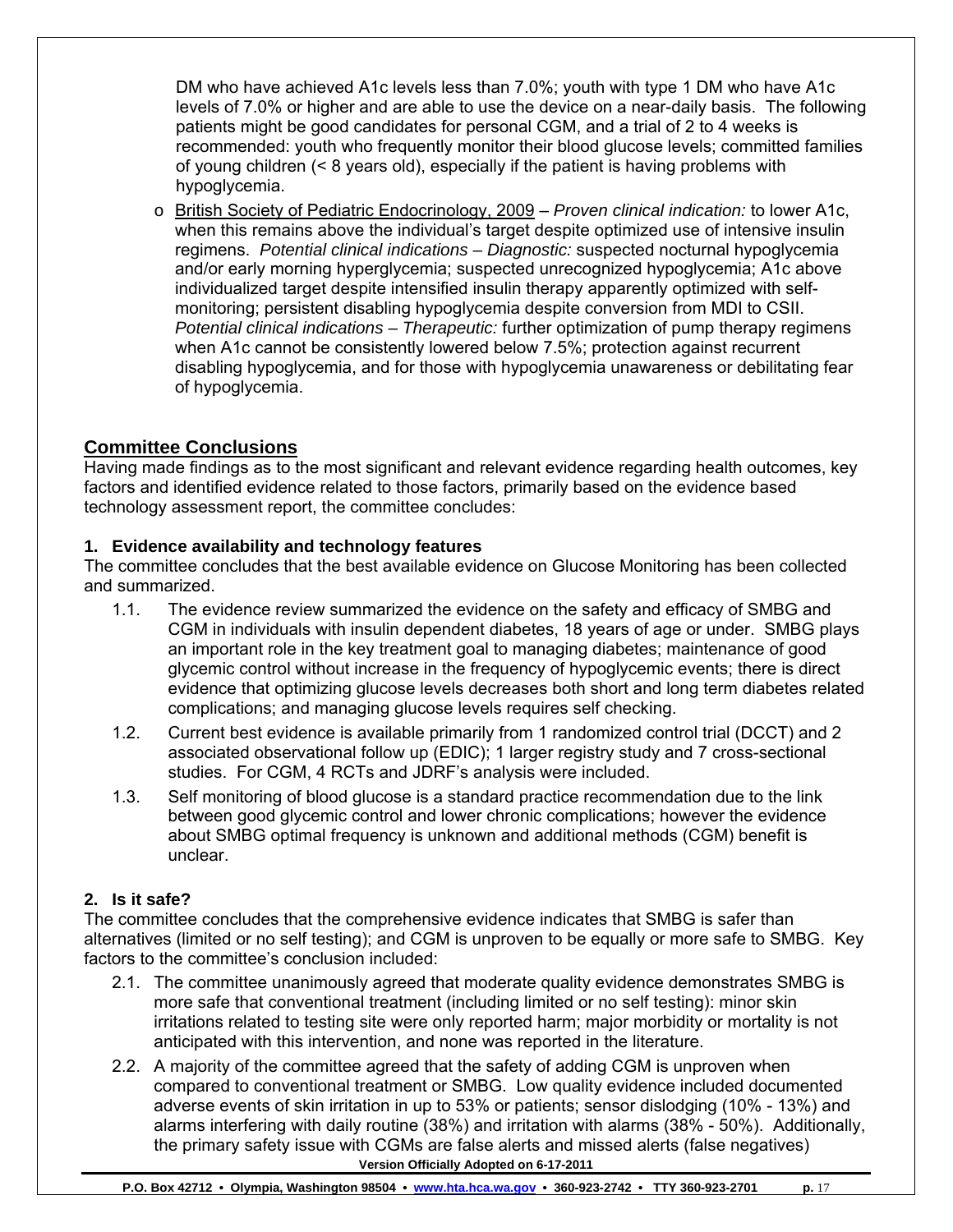DM who have achieved A1c levels less than 7.0%; youth with type 1 DM who have A1c levels of 7.0% or higher and are able to use the device on a near-daily basis. The following patients might be good candidates for personal CGM, and a trial of 2 to 4 weeks is recommended: youth who frequently monitor their blood glucose levels; committed families of young children (< 8 years old), especially if the patient is having problems with hypoglycemia.

- British Society of Pediatric Endocrinology, 2009 – *Proven clinical indication:* to lower A1c, when this remains above the individual's target despite optimized use of intensive insulin regimens. *Potential clinical indications – Diagnostic:* suspected nocturnal hypoglycemia and/or early morning hyperglycemia; suspected unrecognized hypoglycemia; A1c above individualized target despite intensified insulin therapy apparently optimized with self-monitoring; persistent disabling hypoglycemia despite conversion from MDI to CSII. *Potential clinical indications – Therapeutic:* further optimization of pump therapy regimens when A1c cannot be consistently lowered below 7.5%; protection against recurrent disabling hypoglycemia, and for those with hypoglycemia unawareness or debilitating fear of hypoglycemia.

## Committee Conclusions

Having made findings as to the most significant and relevant evidence regarding health outcomes, key factors and identified evidence related to those factors, primarily based on the evidence based technology assessment report, the committee concludes:

### 1. Evidence availability and technology features

The committee concludes that the best available evidence on Glucose Monitoring has been collected and summarized.

1.1. The evidence review summarized the evidence on the safety and efficacy of SMBG and CGM in individuals with insulin dependent diabetes, 18 years of age or under. SMBG plays an important role in the key treatment goal to managing diabetes; maintenance of good glycemic control without increase in the frequency of hypoglycemic events; there is direct evidence that optimizing glucose levels decreases both short and long term diabetes related complications; and managing glucose levels requires self checking.

1.2. Current best evidence is available primarily from 1 randomized control trial (DCCT) and 2 associated observational follow up (EDIC); 1 larger registry study and 7 cross-sectional studies. For CGM, 4 RCTs and JDRF's analysis were included.

1.3. Self monitoring of blood glucose is a standard practice recommendation due to the link between good glycemic control and lower chronic complications; however the evidence about SMBG optimal frequency is unknown and additional methods (CGM) benefit is unclear.

### 2. Is it safe?

The committee concludes that the comprehensive evidence indicates that SMBG is safer than alternatives (limited or no self testing); and CGM is unproven to be equally or more safe to SMBG. Key factors to the committee's conclusion included:

2.1. The committee unanimously agreed that moderate quality evidence demonstrates SMBG is more safe that conventional treatment (including limited or no self testing): minor skin irritations related to testing site were only reported harm; major morbidity or mortality is not anticipated with this intervention, and none was reported in the literature.

2.2. A majority of the committee agreed that the safety of adding CGM is unproven when compared to conventional treatment or SMBG. Low quality evidence included documented adverse events of skin irritation in up to 53% or patients; sensor dislodging (10% - 13%) and alarms interfering with daily routine (38%) and irritation with alarms (38% - 50%). Additionally, the primary safety issue with CGMs are false alerts and missed alerts (false negatives)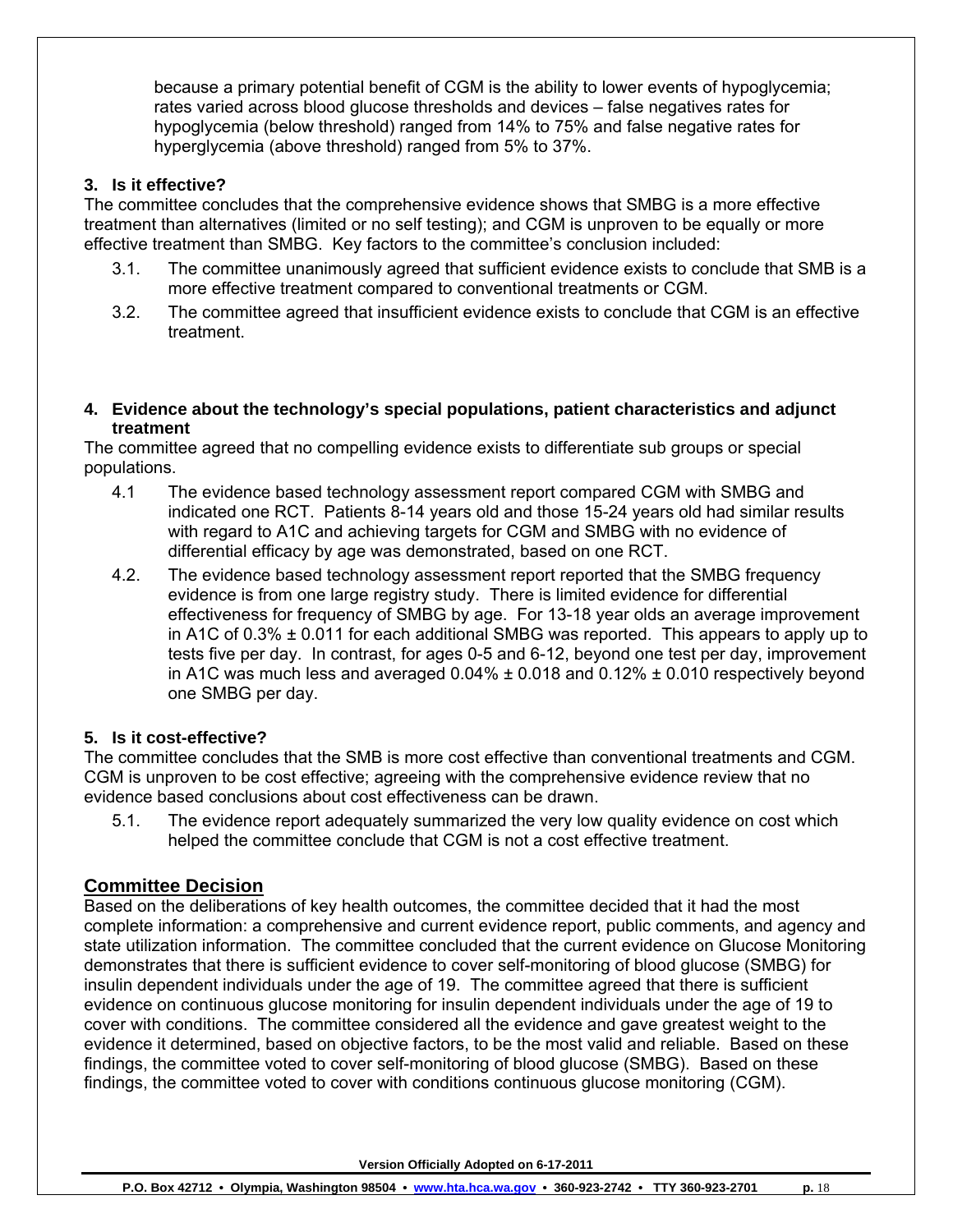because a primary potential benefit of CGM is the ability to lower events of hypoglycemia; rates varied across blood glucose thresholds and devices – false negatives rates for hypoglycemia (below threshold) ranged from 14% to 75% and false negative rates for hyperglycemia (above threshold) ranged from 5% to 37%.

**3. Is it effective?**

The committee concludes that the comprehensive evidence shows that SMBG is a more effective treatment than alternatives (limited or no self testing); and CGM is unproven to be equally or more effective treatment than SMBG. Key factors to the committee's conclusion included:

3.1. The committee unanimously agreed that sufficient evidence exists to conclude that SMB is a more effective treatment compared to conventional treatments or CGM.

3.2. The committee agreed that insufficient evidence exists to conclude that CGM is an effective treatment.

**4. Evidence about the technology's special populations, patient characteristics and adjunct treatment**

The committee agreed that no compelling evidence exists to differentiate sub groups or special populations.

4.1 The evidence based technology assessment report compared CGM with SMBG and indicated one RCT. Patients 8-14 years old and those 15-24 years old had similar results with regard to A1C and achieving targets for CGM and SMBG with no evidence of differential efficacy by age was demonstrated, based on one RCT.

4.2. The evidence based technology assessment report reported that the SMBG frequency evidence is from one large registry study. There is limited evidence for differential effectiveness for frequency of SMBG by age. For 13-18 year olds an average improvement in A1C of 0.3% ± 0.011 for each additional SMBG was reported. This appears to apply up to tests five per day. In contrast, for ages 0-5 and 6-12, beyond one test per day, improvement in A1C was much less and averaged 0.04% ± 0.018 and 0.12% ± 0.010 respectively beyond one SMBG per day.

**5. Is it cost-effective?**

The committee concludes that the SMB is more cost effective than conventional treatments and CGM. CGM is unproven to be cost effective; agreeing with the comprehensive evidence review that no evidence based conclusions about cost effectiveness can be drawn.

5.1. The evidence report adequately summarized the very low quality evidence on cost which helped the committee conclude that CGM is not a cost effective treatment.

## Committee Decision

Based on the deliberations of key health outcomes, the committee decided that it had the most complete information: a comprehensive and current evidence report, public comments, and agency and state utilization information. The committee concluded that the current evidence on Glucose Monitoring demonstrates that there is sufficient evidence to cover self-monitoring of blood glucose (SMBG) for insulin dependent individuals under the age of 19. The committee agreed that there is sufficient evidence on continuous glucose monitoring for insulin dependent individuals under the age of 19 to cover with conditions. The committee considered all the evidence and gave greatest weight to the evidence it determined, based on objective factors, to be the most valid and reliable. Based on these findings, the committee voted to cover self-monitoring of blood glucose (SMBG). Based on these findings, the committee voted to cover with conditions continuous glucose monitoring (CGM).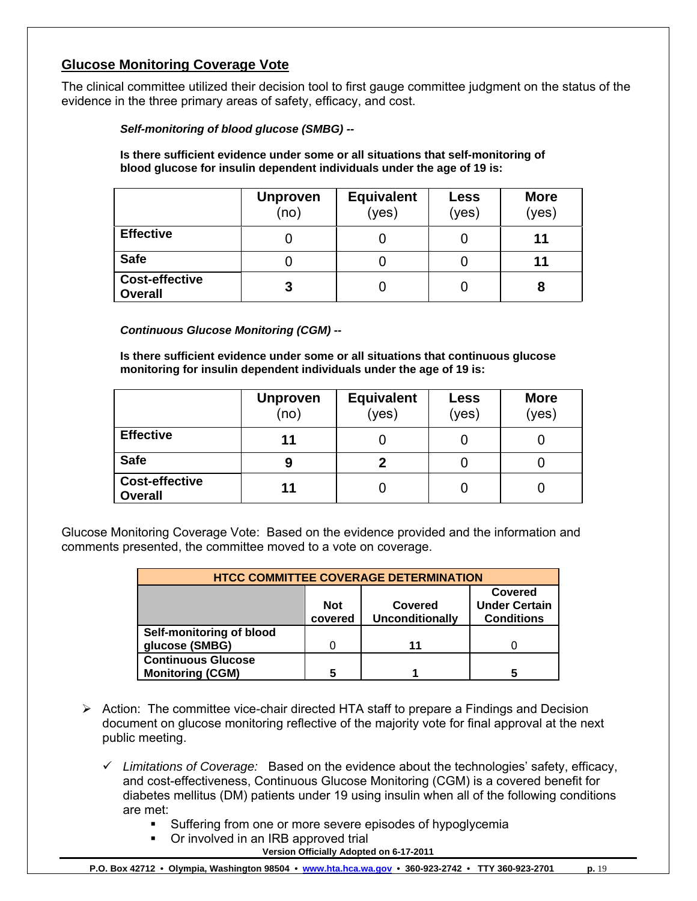## Glucose Monitoring Coverage Vote

The clinical committee utilized their decision tool to first gauge committee judgment on the status of the evidence in the three primary areas of safety, efficacy, and cost.

***Self-monitoring of blood glucose (SMBG) --***

**Is there sufficient evidence under some or all situations that self-monitoring of blood glucose for insulin dependent individuals under the age of 19 is:**

| | **Unproven** (no) | **Equivalent** (yes) | **Less** (yes) | **More** (yes) |
|---|---|---|---|---|
| **Effective** | 0 | 0 | 0 | **11** |
| **Safe** | 0 | 0 | 0 | **11** |
| **Cost-effective Overall** | **3** | 0 | 0 | **8** |

***Continuous Glucose Monitoring (CGM) --***

**Is there sufficient evidence under some or all situations that continuous glucose monitoring for insulin dependent individuals under the age of 19 is:**

| | **Unproven** (no) | **Equivalent** (yes) | **Less** (yes) | **More** (yes) |
|---|---|---|---|---|
| **Effective** | **11** | 0 | 0 | 0 |
| **Safe** | **9** | **2** | 0 | 0 |
| **Cost-effective Overall** | **11** | 0 | 0 | 0 |

Glucose Monitoring Coverage Vote: Based on the evidence provided and the information and comments presented, the committee moved to a vote on coverage.

| **HTCC COMMITTEE COVERAGE DETERMINATION** | | | |
|---|---|---|---|
| | **Not covered** | **Covered Unconditionally** | **Covered Under Certain Conditions** |
| **Self-monitoring of blood glucose (SMBG)** | 0 | **11** | 0 |
| **Continuous Glucose Monitoring (CGM)** | **5** | **1** | **5** |

- Action: The committee vice-chair directed HTA staff to prepare a Findings and Decision document on glucose monitoring reflective of the majority vote for final approval at the next public meeting.
  - ✓ *Limitations of Coverage:* Based on the evidence about the technologies' safety, efficacy, and cost-effectiveness, Continuous Glucose Monitoring (CGM) is a covered benefit for diabetes mellitus (DM) patients under 19 using insulin when all of the following conditions are met:
    - Suffering from one or more severe episodes of hypoglycemia
    - Or involved in an IRB approved trial

**Version Officially Adopted on 6-17-2011**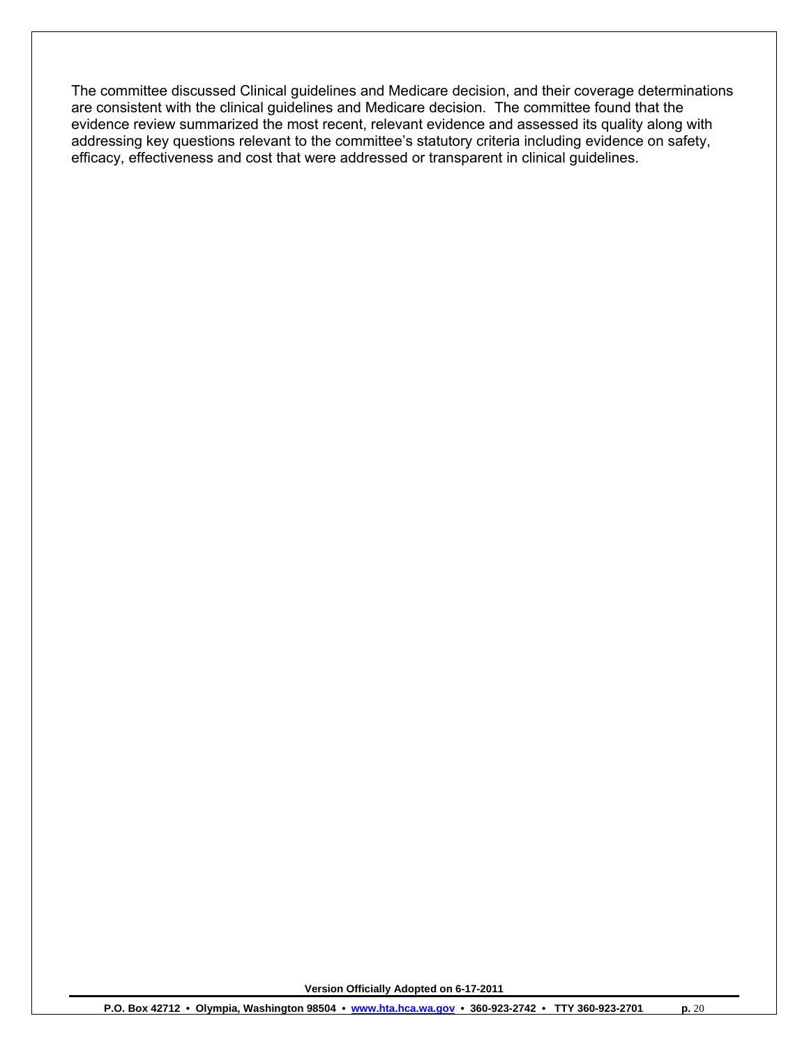The committee discussed Clinical guidelines and Medicare decision, and their coverage determinations are consistent with the clinical guidelines and Medicare decision. The committee found that the evidence review summarized the most recent, relevant evidence and assessed its quality along with addressing key questions relevant to the committee's statutory criteria including evidence on safety, efficacy, effectiveness and cost that were addressed or transparent in clinical guidelines.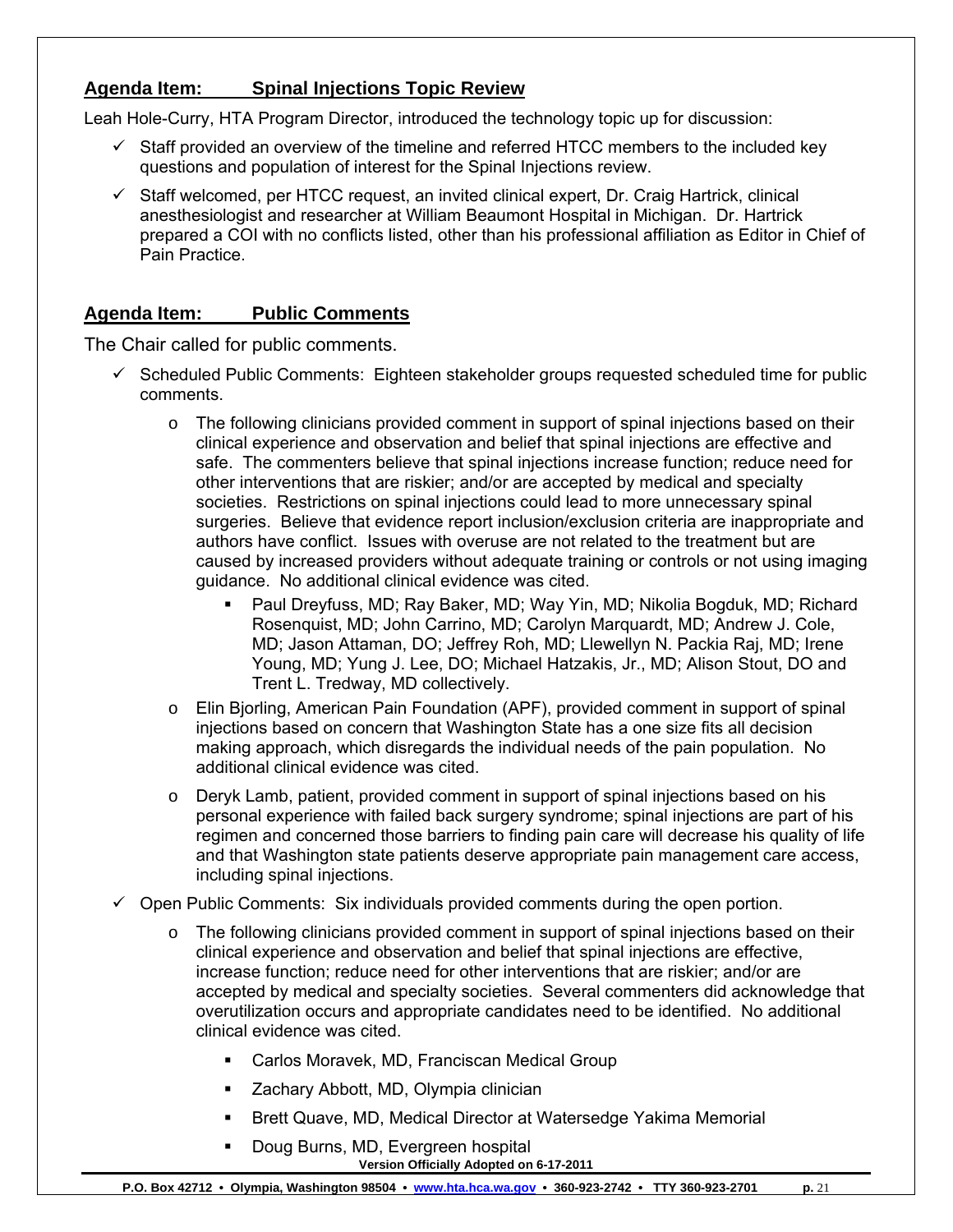## Agenda Item: Spinal Injections Topic Review

Leah Hole-Curry, HTA Program Director, introduced the technology topic up for discussion:

- ✓ Staff provided an overview of the timeline and referred HTCC members to the included key questions and population of interest for the Spinal Injections review.
- ✓ Staff welcomed, per HTCC request, an invited clinical expert, Dr. Craig Hartrick, clinical anesthesiologist and researcher at William Beaumont Hospital in Michigan. Dr. Hartrick prepared a COI with no conflicts listed, other than his professional affiliation as Editor in Chief of Pain Practice.

## Agenda Item: Public Comments

The Chair called for public comments.

- ✓ Scheduled Public Comments: Eighteen stakeholder groups requested scheduled time for public comments.
  - o The following clinicians provided comment in support of spinal injections based on their clinical experience and observation and belief that spinal injections are effective and safe. The commenters believe that spinal injections increase function; reduce need for other interventions that are riskier; and/or are accepted by medical and specialty societies. Restrictions on spinal injections could lead to more unnecessary spinal surgeries. Believe that evidence report inclusion/exclusion criteria are inappropriate and authors have conflict. Issues with overuse are not related to the treatment but are caused by increased providers without adequate training or controls or not using imaging guidance. No additional clinical evidence was cited.
    - Paul Dreyfuss, MD; Ray Baker, MD; Way Yin, MD; Nikolia Bogduk, MD; Richard Rosenquist, MD; John Carrino, MD; Carolyn Marquardt, MD; Andrew J. Cole, MD; Jason Attaman, DO; Jeffrey Roh, MD; Llewellyn N. Packia Raj, MD; Irene Young, MD; Yung J. Lee, DO; Michael Hatzakis, Jr., MD; Alison Stout, DO and Trent L. Tredway, MD collectively.
  - o Elin Bjorling, American Pain Foundation (APF), provided comment in support of spinal injections based on concern that Washington State has a one size fits all decision making approach, which disregards the individual needs of the pain population. No additional clinical evidence was cited.
  - o Deryk Lamb, patient, provided comment in support of spinal injections based on his personal experience with failed back surgery syndrome; spinal injections are part of his regimen and concerned those barriers to finding pain care will decrease his quality of life and that Washington state patients deserve appropriate pain management care access, including spinal injections.
- ✓ Open Public Comments: Six individuals provided comments during the open portion.
  - o The following clinicians provided comment in support of spinal injections based on their clinical experience and observation and belief that spinal injections are effective, increase function; reduce need for other interventions that are riskier; and/or are accepted by medical and specialty societies. Several commenters did acknowledge that overutilization occurs and appropriate candidates need to be identified. No additional clinical evidence was cited.
    - Carlos Moravek, MD, Franciscan Medical Group
    - Zachary Abbott, MD, Olympia clinician
    - Brett Quave, MD, Medical Director at Watersedge Yakima Memorial
    - Doug Burns, MD, Evergreen hospital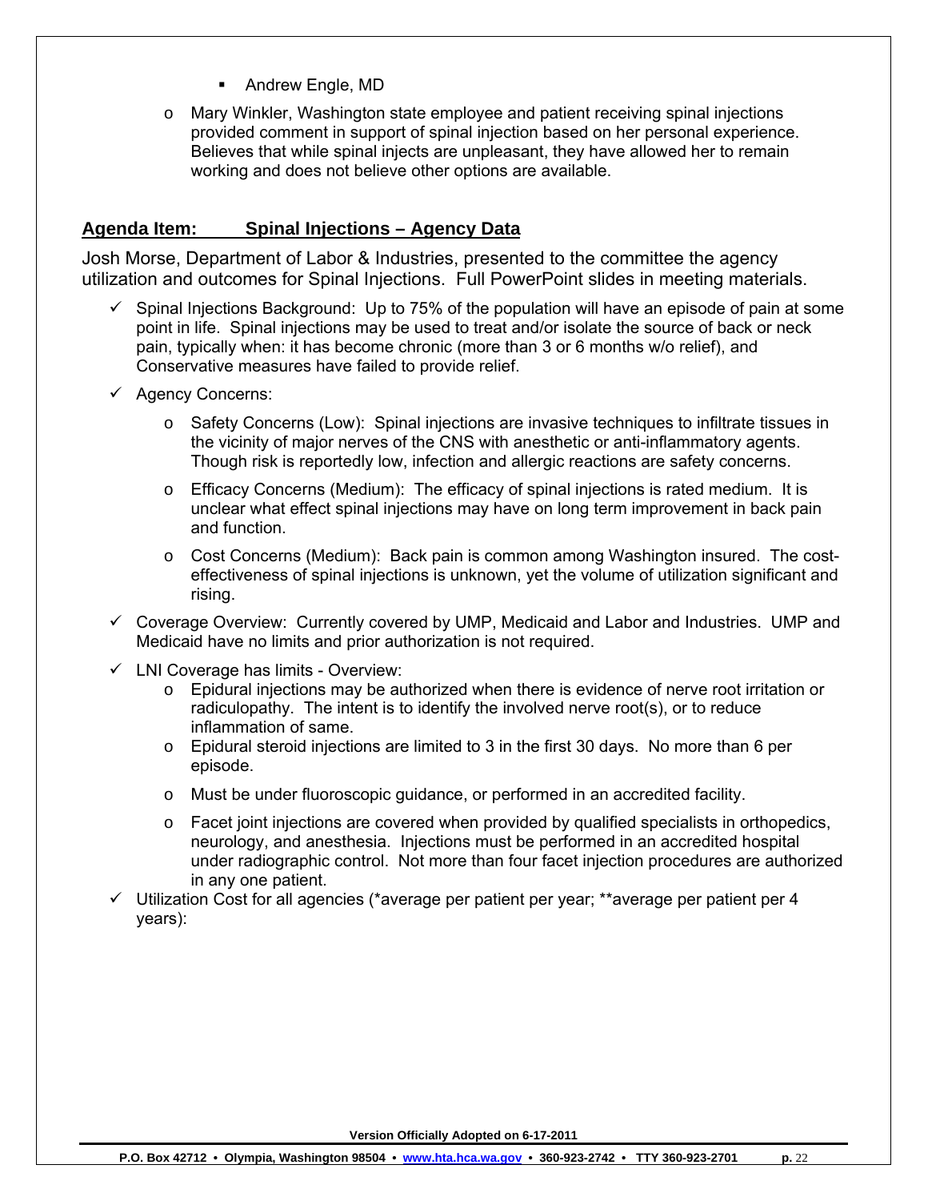- Andrew Engle, MD

- Mary Winkler, Washington state employee and patient receiving spinal injections provided comment in support of spinal injection based on her personal experience. Believes that while spinal injects are unpleasant, they have allowed her to remain working and does not believe other options are available.

## Agenda Item: Spinal Injections – Agency Data

Josh Morse, Department of Labor & Industries, presented to the committee the agency utilization and outcomes for Spinal Injections. Full PowerPoint slides in meeting materials.

- ✓ Spinal Injections Background: Up to 75% of the population will have an episode of pain at some point in life. Spinal injections may be used to treat and/or isolate the source of back or neck pain, typically when: it has become chronic (more than 3 or 6 months w/o relief), and Conservative measures have failed to provide relief.
- ✓ Agency Concerns:
  - Safety Concerns (Low): Spinal injections are invasive techniques to infiltrate tissues in the vicinity of major nerves of the CNS with anesthetic or anti-inflammatory agents. Though risk is reportedly low, infection and allergic reactions are safety concerns.
  - Efficacy Concerns (Medium): The efficacy of spinal injections is rated medium. It is unclear what effect spinal injections may have on long term improvement in back pain and function.
  - Cost Concerns (Medium): Back pain is common among Washington insured. The cost-effectiveness of spinal injections is unknown, yet the volume of utilization significant and rising.
- ✓ Coverage Overview: Currently covered by UMP, Medicaid and Labor and Industries. UMP and Medicaid have no limits and prior authorization is not required.
- ✓ LNI Coverage has limits - Overview:
  - Epidural injections may be authorized when there is evidence of nerve root irritation or radiculopathy. The intent is to identify the involved nerve root(s), or to reduce inflammation of same.
  - Epidural steroid injections are limited to 3 in the first 30 days. No more than 6 per episode.
  - Must be under fluoroscopic guidance, or performed in an accredited facility.
  - Facet joint injections are covered when provided by qualified specialists in orthopedics, neurology, and anesthesia. Injections must be performed in an accredited hospital under radiographic control. Not more than four facet injection procedures are authorized in any one patient.
- ✓ Utilization Cost for all agencies (*average per patient per year; **average per patient per 4 years):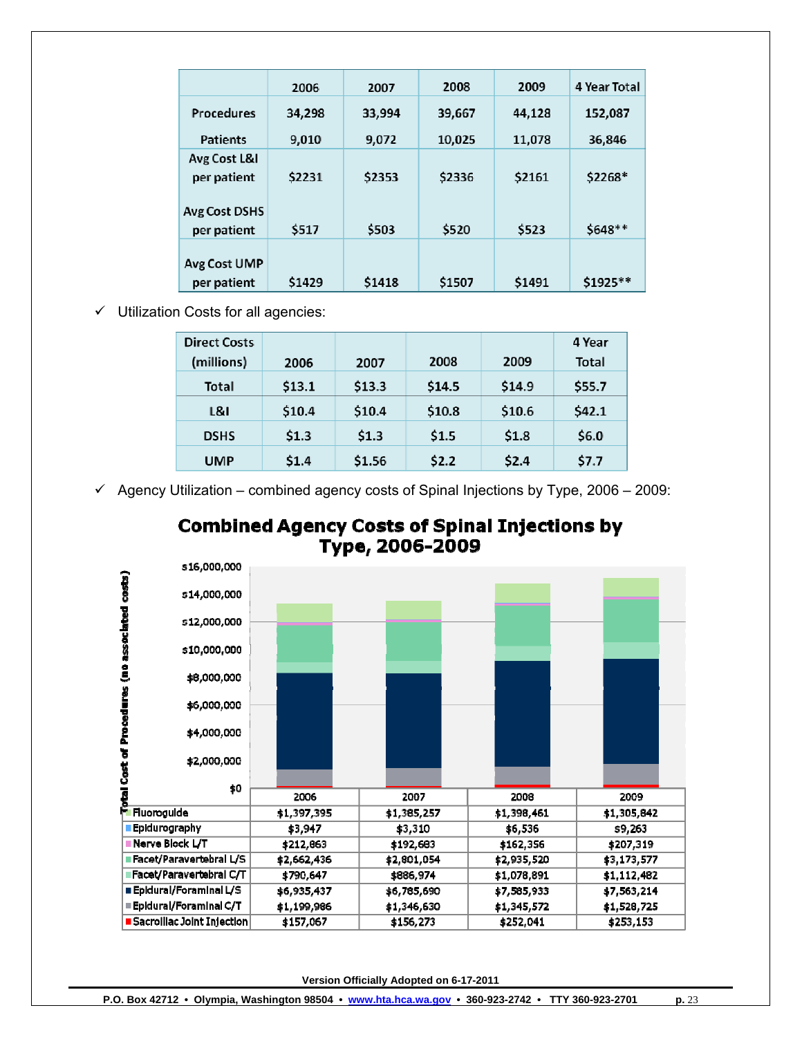| | 2006 | 2007 | 2008 | 2009 | 4 Year Total |
|---|---|---|---|---|---|
| Procedures | 34,298 | 33,994 | 39,667 | 44,128 | 152,087 |
| Patients | 9,010 | 9,072 | 10,025 | 11,078 | 36,846 |
| Avg Cost L&I per patient | $2231 | $2353 | $2336 | $2161 | $2268* |
| Avg Cost DSHS per patient | $517 | $503 | $520 | $523 | $648** |
| Avg Cost UMP per patient | $1429 | $1418 | $1507 | $1491 | $1925** |

- ✓ Utilization Costs for all agencies:

| Direct Costs (millions) | 2006 | 2007 | 2008 | 2009 | 4 Year Total |
|---|---|---|---|---|---|
| Total | $13.1 | $13.3 | $14.5 | $14.9 | $55.7 |
| L&I | $10.4 | $10.4 | $10.8 | $10.6 | $42.1 |
| DSHS | $1.3 | $1.3 | $1.5 | $1.8 | $6.0 |
| UMP | $1.4 | $1.56 | $2.2 | $2.4 | $7.7 |

- ✓ Agency Utilization – combined agency costs of Spinal Injections by Type, 2006 – 2009:

**Combined Agency Costs of Spinal Injections by Type, 2006-2009**

Total Cost of Procedures (no associated costs)

| | 2006 | 2007 | 2008 | 2009 |
|---|---|---|---|---|
| Fluoroguide | $1,397,395 | $1,385,257 | $1,398,461 | $1,305,842 |
| Epidurography | $3,947 | $3,310 | $6,536 | $9,263 |
| Nerve Block L/T | $212,863 | $192,683 | $162,356 | $207,319 |
| Facet/Paravertebral L/S | $2,662,436 | $2,801,054 | $2,935,520 | $3,173,577 |
| Facet/Paravertebral C/T | $790,647 | $886,974 | $1,078,891 | $1,112,482 |
| Epidural/Foraminal L/S | $6,935,437 | $6,785,690 | $7,585,933 | $7,563,214 |
| Epidural/Foraminal C/T | $1,199,986 | $1,346,630 | $1,345,572 | $1,528,725 |
| Sacroiliac Joint Injection | $157,067 | $156,273 | $252,041 | $253,153 |

Version Officially Adopted on 6-17-2011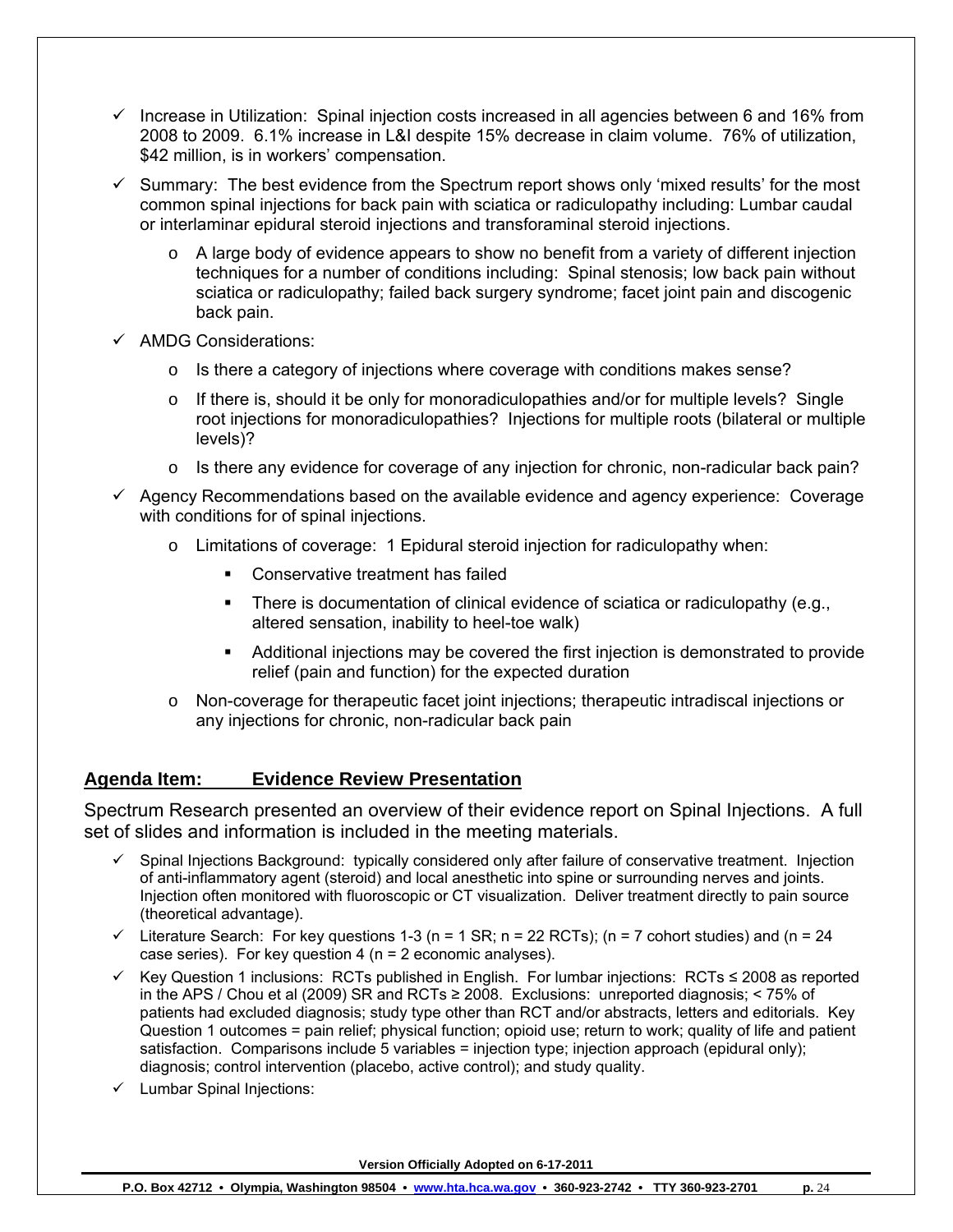- ✓ Increase in Utilization: Spinal injection costs increased in all agencies between 6 and 16% from 2008 to 2009. 6.1% increase in L&I despite 15% decrease in claim volume. 76% of utilization, $42 million, is in workers' compensation.
- ✓ Summary: The best evidence from the Spectrum report shows only 'mixed results' for the most common spinal injections for back pain with sciatica or radiculopathy including: Lumbar caudal or interlaminar epidural steroid injections and transforaminal steroid injections.
  - o A large body of evidence appears to show no benefit from a variety of different injection techniques for a number of conditions including: Spinal stenosis; low back pain without sciatica or radiculopathy; failed back surgery syndrome; facet joint pain and discogenic back pain.
- ✓ AMDG Considerations:
  - o Is there a category of injections where coverage with conditions makes sense?
  - o If there is, should it be only for monoradiculopathies and/or for multiple levels? Single root injections for monoradiculopathies? Injections for multiple roots (bilateral or multiple levels)?
  - o Is there any evidence for coverage of any injection for chronic, non-radicular back pain?
- ✓ Agency Recommendations based on the available evidence and agency experience: Coverage with conditions for of spinal injections.
  - o Limitations of coverage: 1 Epidural steroid injection for radiculopathy when:
    - ▪ Conservative treatment has failed
    - ▪ There is documentation of clinical evidence of sciatica or radiculopathy (e.g., altered sensation, inability to heel-toe walk)
    - ▪ Additional injections may be covered the first injection is demonstrated to provide relief (pain and function) for the expected duration
  - o Non-coverage for therapeutic facet joint injections; therapeutic intradiscal injections or any injections for chronic, non-radicular back pain

## Agenda Item: Evidence Review Presentation

Spectrum Research presented an overview of their evidence report on Spinal Injections. A full set of slides and information is included in the meeting materials.

- ✓ Spinal Injections Background: typically considered only after failure of conservative treatment. Injection of anti-inflammatory agent (steroid) and local anesthetic into spine or surrounding nerves and joints. Injection often monitored with fluoroscopic or CT visualization. Deliver treatment directly to pain source (theoretical advantage).
- ✓ Literature Search: For key questions 1-3 (n = 1 SR; n = 22 RCTs); (n = 7 cohort studies) and (n = 24 case series). For key question 4 (n = 2 economic analyses).
- ✓ Key Question 1 inclusions: RCTs published in English. For lumbar injections: RCTs ≤ 2008 as reported in the APS / Chou et al (2009) SR and RCTs ≥ 2008. Exclusions: unreported diagnosis; < 75% of patients had excluded diagnosis; study type other than RCT and/or abstracts, letters and editorials. Key Question 1 outcomes = pain relief; physical function; opioid use; return to work; quality of life and patient satisfaction. Comparisons include 5 variables = injection type; injection approach (epidural only); diagnosis; control intervention (placebo, active control); and study quality.
- ✓ Lumbar Spinal Injections: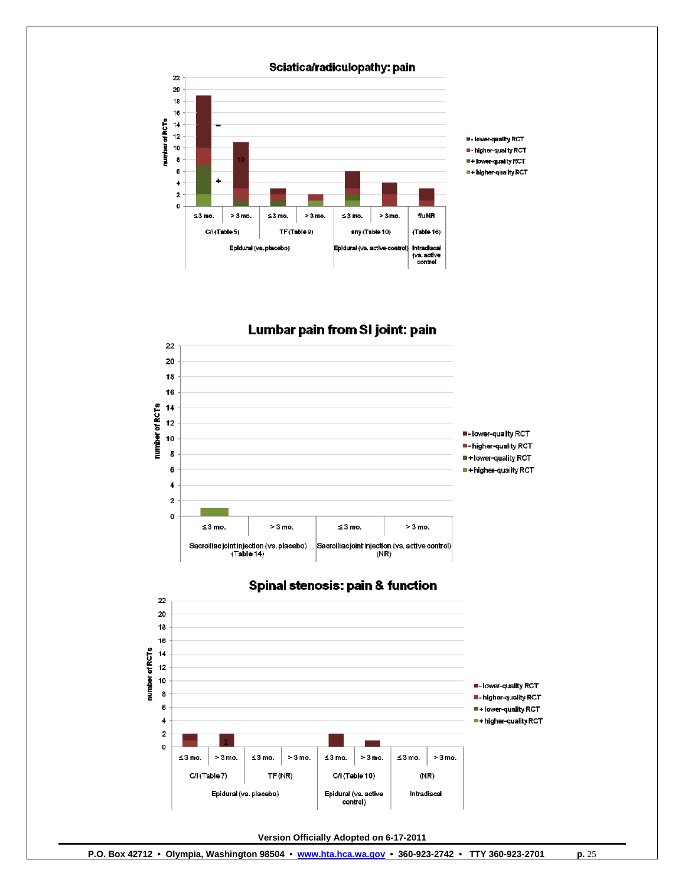## Sciatica/radiculopathy: pain

| | | Time | - lower-quality RCT | - higher-quality RCT | + lower-quality RCT | + higher-quality RCT |
|---|---|---|---|---|---|---|
| Epidural (vs. placebo) | C/I (Table 5) | ≤3 mo. | | | | |
| | | > 3 mo. | | | | |
| | TF (Table 9) | ≤3 mo. | | | | |
| | | > 3 mo. | | | | |
| Epidural (vs. active control) | any (Table 10) | ≤3 mo. | | | | |
| | | > 3 mo. | | | | |
| Intradiscal (vs. active control) | (Table 16) | f/u NR | | | | |

Y-axis: number of RCTs (0–22). Chart labels: "–", "+", "10".

## Lumbar pain from SI joint: pain

| | Time |
|---|---|
| Sacroiliac joint injection (vs. placebo) (Table 14) | ≤3 mo. |
| | > 3 mo. |
| Sacroiliac joint injection (vs. active control) (NR) | ≤3 mo. |
| | > 3 mo. |

Y-axis: number of RCTs (0–22). Legend: - lower-quality RCT; - higher-quality RCT; + lower-quality RCT; + higher-quality RCT

## Spinal stenosis: pain & function

| | | Time |
|---|---|---|
| Epidural (vs. placebo) | C/I (Table 7) | ≤3 mo. |
| | | > 3 mo. |
| | TF (NR) | ≤3 mo. |
| | | > 3 mo. |
| Epidural (vs. active control) | C/I (Table 10) | ≤3 mo. |
| | | > 3 mo. |
| Intradiscal | (NR) | ≤3 mo. |
| | | > 3 mo. |

Y-axis: number of RCTs (0–22). Chart label: "2". Legend: - lower-quality RCT; - higher-quality RCT; + lower-quality RCT; + higher-quality RCT

Version Officially Adopted on 6-17-2011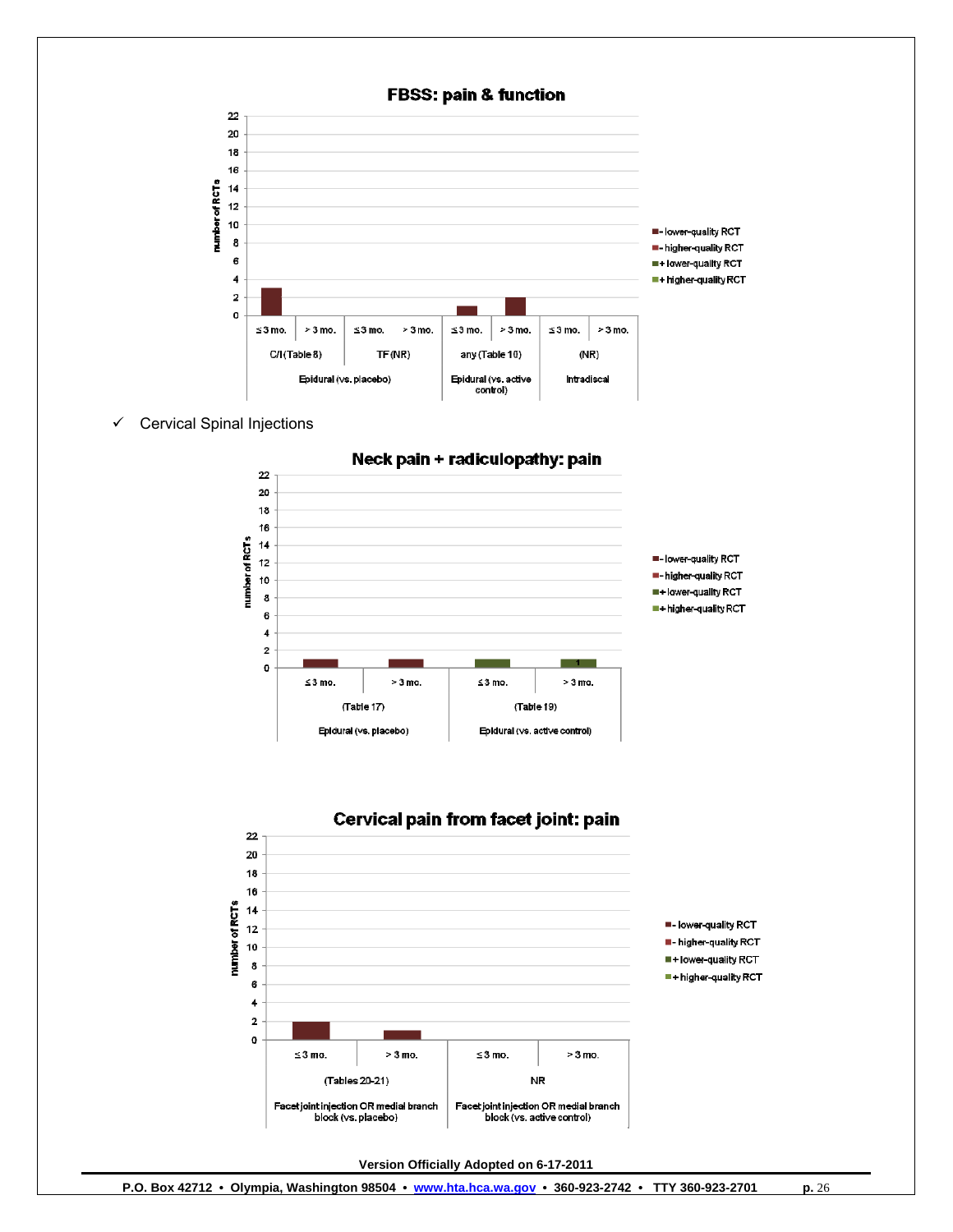**FBSS: pain & function**

| | | Epidural (vs. placebo) | | | | Epidural (vs. active control) | | Intradiscal | |
|---|---|---|---|---|---|---|---|---|---|
| | | C/I (Table 8) | | TF (NR) | | any (Table 10) | | (NR) | |
| | | ≤ 3 mo. | > 3 mo. | ≤ 3 mo. | > 3 mo. | ≤ 3 mo. | > 3 mo. | ≤ 3 mo. | > 3 mo. |
| number of RCTs | − lower-quality RCT | 3 | | | | 1 | 2 | | |

Legend: − lower-quality RCT; − higher-quality RCT; + lower-quality RCT; + higher-quality RCT

✓ Cervical Spinal Injections

**Neck pain + radiculopathy: pain**

| | Epidural (vs. placebo) (Table 17) | | Epidural (vs. active control) (Table 19) | |
|---|---|---|---|---|
| | ≤ 3 mo. | > 3 mo. | ≤ 3 mo. | > 3 mo. |
| − lower-quality RCT | 1 | 1 | | |
| + lower-quality RCT | | | 1 | 1 |

Legend: − lower-quality RCT; − higher-quality RCT; + lower-quality RCT; + higher-quality RCT

**Cervical pain from facet joint: pain**

| | Facet joint injection OR medial branch block (vs. placebo) (Tables 20-21) | | Facet joint injection OR medial branch block (vs. active control) NR | |
|---|---|---|---|---|
| | ≤ 3 mo. | > 3 mo. | ≤ 3 mo. | > 3 mo. |
| − lower-quality RCT | 2 | 1 | | |

Legend: − lower-quality RCT; − higher-quality RCT; + lower-quality RCT; + higher-quality RCT

Version Officially Adopted on 6-17-2011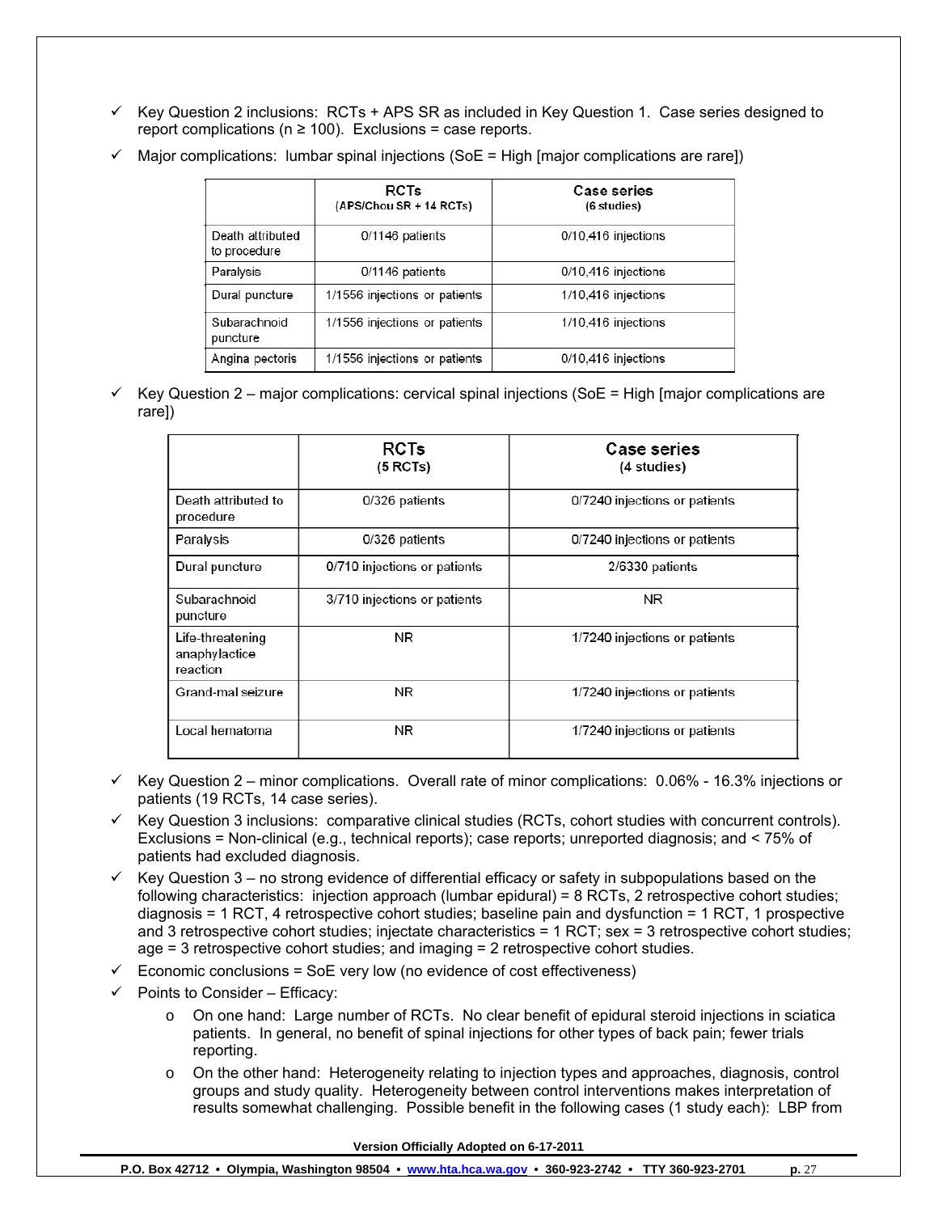- ✓ Key Question 2 inclusions: RCTs + APS SR as included in Key Question 1. Case series designed to report complications (n ≥ 100). Exclusions = case reports.
- ✓ Major complications: lumbar spinal injections (SoE = High [major complications are rare])

| | RCTs (APS/Chou SR + 14 RCTs) | Case series (6 studies) |
|---|---|---|
| Death attributed to procedure | 0/1146 patients | 0/10,416 injections |
| Paralysis | 0/1146 patients | 0/10,416 injections |
| Dural puncture | 1/1556 injections or patients | 1/10,416 injections |
| Subarachnoid puncture | 1/1556 injections or patients | 1/10,416 injections |
| Angina pectoris | 1/1556 injections or patients | 0/10,416 injections |

- ✓ Key Question 2 – major complications: cervical spinal injections (SoE = High [major complications are rare])

| | RCTs (5 RCTs) | Case series (4 studies) |
|---|---|---|
| Death attributed to procedure | 0/326 patients | 0/7240 injections or patients |
| Paralysis | 0/326 patients | 0/7240 injections or patients |
| Dural puncture | 0/710 injections or patients | 2/6330 patients |
| Subarachnoid puncture | 3/710 injections or patients | NR |
| Life-threatening anaphylactice reaction | NR | 1/7240 injections or patients |
| Grand-mal seizure | NR | 1/7240 injections or patients |
| Local hematoma | NR | 1/7240 injections or patients |

- ✓ Key Question 2 – minor complications. Overall rate of minor complications: 0.06% - 16.3% injections or patients (19 RCTs, 14 case series).
- ✓ Key Question 3 inclusions: comparative clinical studies (RCTs, cohort studies with concurrent controls). Exclusions = Non-clinical (e.g., technical reports); case reports; unreported diagnosis; and < 75% of patients had excluded diagnosis.
- ✓ Key Question 3 – no strong evidence of differential efficacy or safety in subpopulations based on the following characteristics: injection approach (lumbar epidural) = 8 RCTs, 2 retrospective cohort studies; diagnosis = 1 RCT, 4 retrospective cohort studies; baseline pain and dysfunction = 1 RCT, 1 prospective and 3 retrospective cohort studies; injectate characteristics = 1 RCT; sex = 3 retrospective cohort studies; age = 3 retrospective cohort studies; and imaging = 2 retrospective cohort studies.
- ✓ Economic conclusions = SoE very low (no evidence of cost effectiveness)
- ✓ Points to Consider – Efficacy:
  - o On one hand: Large number of RCTs. No clear benefit of epidural steroid injections in sciatica patients. In general, no benefit of spinal injections for other types of back pain; fewer trials reporting.
  - o On the other hand: Heterogeneity relating to injection types and approaches, diagnosis, control groups and study quality. Heterogeneity between control interventions makes interpretation of results somewhat challenging. Possible benefit in the following cases (1 study each): LBP from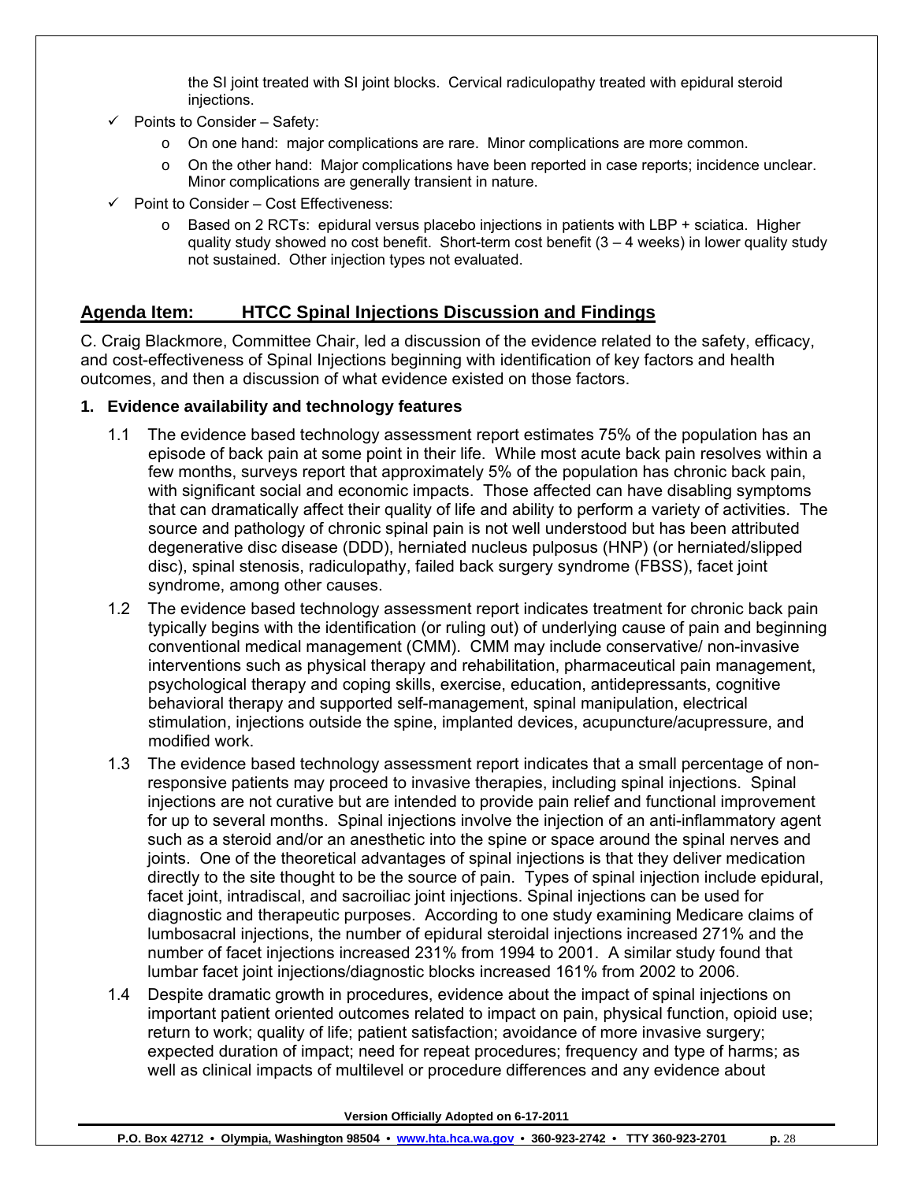the SI joint treated with SI joint blocks. Cervical radiculopathy treated with epidural steroid injections.

- ✓ Points to Consider – Safety:
  - On one hand: major complications are rare. Minor complications are more common.
  - On the other hand: Major complications have been reported in case reports; incidence unclear. Minor complications are generally transient in nature.
- ✓ Point to Consider – Cost Effectiveness:
  - Based on 2 RCTs: epidural versus placebo injections in patients with LBP + sciatica. Higher quality study showed no cost benefit. Short-term cost benefit (3 – 4 weeks) in lower quality study not sustained. Other injection types not evaluated.

## Agenda Item: HTCC Spinal Injections Discussion and Findings

C. Craig Blackmore, Committee Chair, led a discussion of the evidence related to the safety, efficacy, and cost-effectiveness of Spinal Injections beginning with identification of key factors and health outcomes, and then a discussion of what evidence existed on those factors.

**1. Evidence availability and technology features**

1.1 The evidence based technology assessment report estimates 75% of the population has an episode of back pain at some point in their life. While most acute back pain resolves within a few months, surveys report that approximately 5% of the population has chronic back pain, with significant social and economic impacts. Those affected can have disabling symptoms that can dramatically affect their quality of life and ability to perform a variety of activities. The source and pathology of chronic spinal pain is not well understood but has been attributed degenerative disc disease (DDD), herniated nucleus pulposus (HNP) (or herniated/slipped disc), spinal stenosis, radiculopathy, failed back surgery syndrome (FBSS), facet joint syndrome, among other causes.

1.2 The evidence based technology assessment report indicates treatment for chronic back pain typically begins with the identification (or ruling out) of underlying cause of pain and beginning conventional medical management (CMM). CMM may include conservative/ non-invasive interventions such as physical therapy and rehabilitation, pharmaceutical pain management, psychological therapy and coping skills, exercise, education, antidepressants, cognitive behavioral therapy and supported self-management, spinal manipulation, electrical stimulation, injections outside the spine, implanted devices, acupuncture/acupressure, and modified work.

1.3 The evidence based technology assessment report indicates that a small percentage of non-responsive patients may proceed to invasive therapies, including spinal injections. Spinal injections are not curative but are intended to provide pain relief and functional improvement for up to several months. Spinal injections involve the injection of an anti-inflammatory agent such as a steroid and/or an anesthetic into the spine or space around the spinal nerves and joints. One of the theoretical advantages of spinal injections is that they deliver medication directly to the site thought to be the source of pain. Types of spinal injection include epidural, facet joint, intradiscal, and sacroiliac joint injections. Spinal injections can be used for diagnostic and therapeutic purposes. According to one study examining Medicare claims of lumbosacral injections, the number of epidural steroidal injections increased 271% and the number of facet injections increased 231% from 1994 to 2001. A similar study found that lumbar facet joint injections/diagnostic blocks increased 161% from 2002 to 2006.

1.4 Despite dramatic growth in procedures, evidence about the impact of spinal injections on important patient oriented outcomes related to impact on pain, physical function, opioid use; return to work; quality of life; patient satisfaction; avoidance of more invasive surgery; expected duration of impact; need for repeat procedures; frequency and type of harms; as well as clinical impacts of multilevel or procedure differences and any evidence about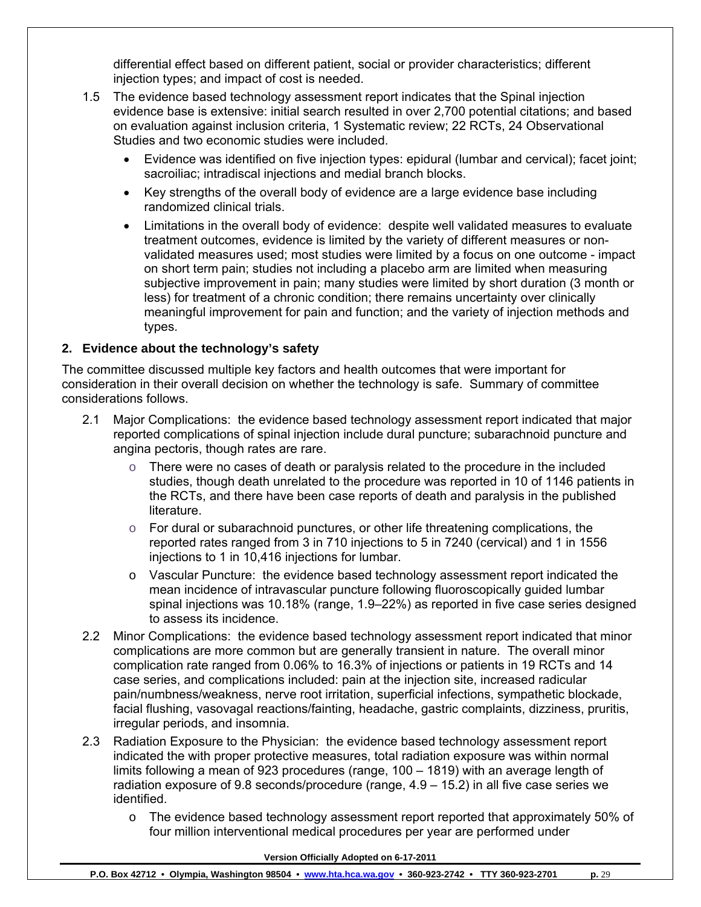differential effect based on different patient, social or provider characteristics; different injection types; and impact of cost is needed.

1.5 The evidence based technology assessment report indicates that the Spinal injection evidence base is extensive: initial search resulted in over 2,700 potential citations; and based on evaluation against inclusion criteria, 1 Systematic review; 22 RCTs, 24 Observational Studies and two economic studies were included.

- Evidence was identified on five injection types: epidural (lumbar and cervical); facet joint; sacroiliac; intradiscal injections and medial branch blocks.
- Key strengths of the overall body of evidence are a large evidence base including randomized clinical trials.
- Limitations in the overall body of evidence: despite well validated measures to evaluate treatment outcomes, evidence is limited by the variety of different measures or non-validated measures used; most studies were limited by a focus on one outcome - impact on short term pain; studies not including a placebo arm are limited when measuring subjective improvement in pain; many studies were limited by short duration (3 month or less) for treatment of a chronic condition; there remains uncertainty over clinically meaningful improvement for pain and function; and the variety of injection methods and types.

## 2. Evidence about the technology's safety

The committee discussed multiple key factors and health outcomes that were important for consideration in their overall decision on whether the technology is safe. Summary of committee considerations follows.

2.1 Major Complications: the evidence based technology assessment report indicated that major reported complications of spinal injection include dural puncture; subarachnoid puncture and angina pectoris, though rates are rare.

- There were no cases of death or paralysis related to the procedure in the included studies, though death unrelated to the procedure was reported in 10 of 1146 patients in the RCTs, and there have been case reports of death and paralysis in the published literature.
- For dural or subarachnoid punctures, or other life threatening complications, the reported rates ranged from 3 in 710 injections to 5 in 7240 (cervical) and 1 in 1556 injections to 1 in 10,416 injections for lumbar.
- Vascular Puncture: the evidence based technology assessment report indicated the mean incidence of intravascular puncture following fluoroscopically guided lumbar spinal injections was 10.18% (range, 1.9–22%) as reported in five case series designed to assess its incidence.

2.2 Minor Complications: the evidence based technology assessment report indicated that minor complications are more common but are generally transient in nature. The overall minor complication rate ranged from 0.06% to 16.3% of injections or patients in 19 RCTs and 14 case series, and complications included: pain at the injection site, increased radicular pain/numbness/weakness, nerve root irritation, superficial infections, sympathetic blockade, facial flushing, vasovagal reactions/fainting, headache, gastric complaints, dizziness, pruritis, irregular periods, and insomnia.

2.3 Radiation Exposure to the Physician: the evidence based technology assessment report indicated the with proper protective measures, total radiation exposure was within normal limits following a mean of 923 procedures (range, 100 – 1819) with an average length of radiation exposure of 9.8 seconds/procedure (range, 4.9 – 15.2) in all five case series we identified.

- The evidence based technology assessment report reported that approximately 50% of four million interventional medical procedures per year are performed under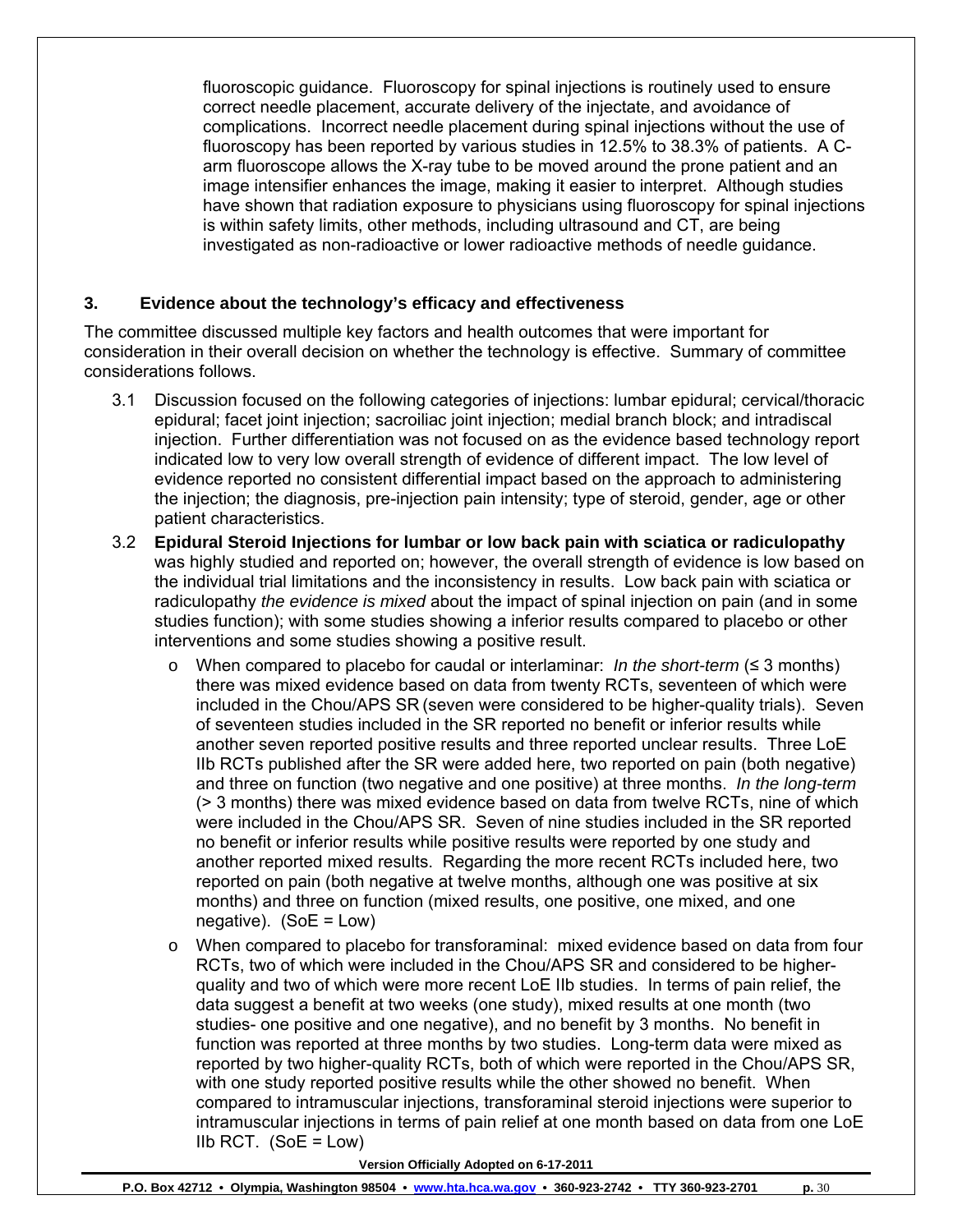fluoroscopic guidance. Fluoroscopy for spinal injections is routinely used to ensure correct needle placement, accurate delivery of the injectate, and avoidance of complications. Incorrect needle placement during spinal injections without the use of fluoroscopy has been reported by various studies in 12.5% to 38.3% of patients. A C-arm fluoroscope allows the X-ray tube to be moved around the prone patient and an image intensifier enhances the image, making it easier to interpret. Although studies have shown that radiation exposure to physicians using fluoroscopy for spinal injections is within safety limits, other methods, including ultrasound and CT, are being investigated as non-radioactive or lower radioactive methods of needle guidance.

### 3. Evidence about the technology's efficacy and effectiveness

The committee discussed multiple key factors and health outcomes that were important for consideration in their overall decision on whether the technology is effective. Summary of committee considerations follows.

3.1 Discussion focused on the following categories of injections: lumbar epidural; cervical/thoracic epidural; facet joint injection; sacroiliac joint injection; medial branch block; and intradiscal injection. Further differentiation was not focused on as the evidence based technology report indicated low to very low overall strength of evidence of different impact. The low level of evidence reported no consistent differential impact based on the approach to administering the injection; the diagnosis, pre-injection pain intensity; type of steroid, gender, age or other patient characteristics.

3.2 **Epidural Steroid Injections for lumbar or low back pain with sciatica or radiculopathy** was highly studied and reported on; however, the overall strength of evidence is low based on the individual trial limitations and the inconsistency in results. Low back pain with sciatica or radiculopathy *the evidence is mixed* about the impact of spinal injection on pain (and in some studies function); with some studies showing a inferior results compared to placebo or other interventions and some studies showing a positive result.

- When compared to placebo for caudal or interlaminar: *In the short-term* (≤ 3 months) there was mixed evidence based on data from twenty RCTs, seventeen of which were included in the Chou/APS SR (seven were considered to be higher-quality trials). Seven of seventeen studies included in the SR reported no benefit or inferior results while another seven reported positive results and three reported unclear results. Three LoE IIb RCTs published after the SR were added here, two reported on pain (both negative) and three on function (two negative and one positive) at three months. *In the long-term* (> 3 months) there was mixed evidence based on data from twelve RCTs, nine of which were included in the Chou/APS SR. Seven of nine studies included in the SR reported no benefit or inferior results while positive results were reported by one study and another reported mixed results. Regarding the more recent RCTs included here, two reported on pain (both negative at twelve months, although one was positive at six months) and three on function (mixed results, one positive, one mixed, and one negative). (SoE = Low)
- When compared to placebo for transforaminal: mixed evidence based on data from four RCTs, two of which were included in the Chou/APS SR and considered to be higher-quality and two of which were more recent LoE IIb studies. In terms of pain relief, the data suggest a benefit at two weeks (one study), mixed results at one month (two studies- one positive and one negative), and no benefit by 3 months. No benefit in function was reported at three months by two studies. Long-term data were mixed as reported by two higher-quality RCTs, both of which were reported in the Chou/APS SR, with one study reported positive results while the other showed no benefit. When compared to intramuscular injections, transforaminal steroid injections were superior to intramuscular injections in terms of pain relief at one month based on data from one LoE IIb RCT. (SoE = Low)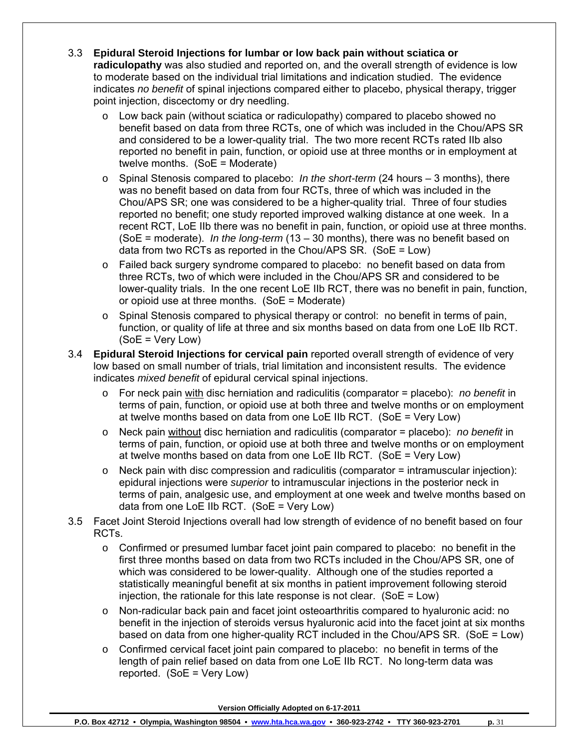3.3 **Epidural Steroid Injections for lumbar or low back pain without sciatica or radiculopathy** was also studied and reported on, and the overall strength of evidence is low to moderate based on the individual trial limitations and indication studied. The evidence indicates *no benefit* of spinal injections compared either to placebo, physical therapy, trigger point injection, discectomy or dry needling.

- Low back pain (without sciatica or radiculopathy) compared to placebo showed no benefit based on data from three RCTs, one of which was included in the Chou/APS SR and considered to be a lower-quality trial. The two more recent RCTs rated IIb also reported no benefit in pain, function, or opioid use at three months or in employment at twelve months. (SoE = Moderate)
- Spinal Stenosis compared to placebo: *In the short-term* (24 hours – 3 months), there was no benefit based on data from four RCTs, three of which was included in the Chou/APS SR; one was considered to be a higher-quality trial. Three of four studies reported no benefit; one study reported improved walking distance at one week. In a recent RCT, LoE IIb there was no benefit in pain, function, or opioid use at three months. (SoE = moderate). *In the long-term* (13 – 30 months), there was no benefit based on data from two RCTs as reported in the Chou/APS SR. (SoE = Low)
- Failed back surgery syndrome compared to placebo: no benefit based on data from three RCTs, two of which were included in the Chou/APS SR and considered to be lower-quality trials. In the one recent LoE IIb RCT, there was no benefit in pain, function, or opioid use at three months. (SoE = Moderate)
- Spinal Stenosis compared to physical therapy or control: no benefit in terms of pain, function, or quality of life at three and six months based on data from one LoE IIb RCT. (SoE = Very Low)

3.4 **Epidural Steroid Injections for cervical pain** reported overall strength of evidence of very low based on small number of trials, trial limitation and inconsistent results. The evidence indicates *mixed benefit* of epidural cervical spinal injections.

- For neck pain with disc herniation and radiculitis (comparator = placebo): *no benefit* in terms of pain, function, or opioid use at both three and twelve months or on employment at twelve months based on data from one LoE IIb RCT. (SoE = Very Low)
- Neck pain without disc herniation and radiculitis (comparator = placebo): *no benefit* in terms of pain, function, or opioid use at both three and twelve months or on employment at twelve months based on data from one LoE IIb RCT. (SoE = Very Low)
- Neck pain with disc compression and radiculitis (comparator = intramuscular injection): epidural injections were *superior* to intramuscular injections in the posterior neck in terms of pain, analgesic use, and employment at one week and twelve months based on data from one LoE IIb RCT. (SoE = Very Low)

3.5 Facet Joint Steroid Injections overall had low strength of evidence of no benefit based on four RCTs.

- Confirmed or presumed lumbar facet joint pain compared to placebo: no benefit in the first three months based on data from two RCTs included in the Chou/APS SR, one of which was considered to be lower-quality. Although one of the studies reported a statistically meaningful benefit at six months in patient improvement following steroid injection, the rationale for this late response is not clear. (SoE = Low)
- Non-radicular back pain and facet joint osteoarthritis compared to hyaluronic acid: no benefit in the injection of steroids versus hyaluronic acid into the facet joint at six months based on data from one higher-quality RCT included in the Chou/APS SR. (SoE = Low)
- Confirmed cervical facet joint pain compared to placebo: no benefit in terms of the length of pain relief based on data from one LoE IIb RCT. No long-term data was reported. (SoE = Very Low)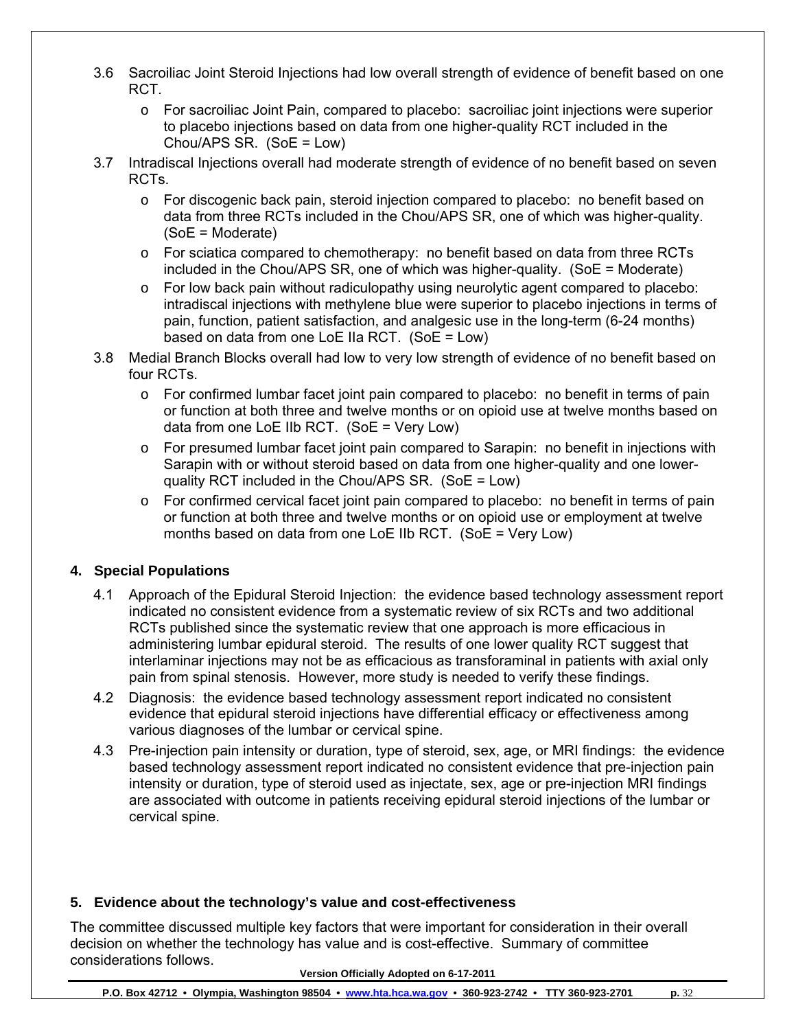3.6 Sacroiliac Joint Steroid Injections had low overall strength of evidence of benefit based on one RCT.

- For sacroiliac Joint Pain, compared to placebo: sacroiliac joint injections were superior to placebo injections based on data from one higher-quality RCT included in the Chou/APS SR. (SoE = Low)

3.7 Intradiscal Injections overall had moderate strength of evidence of no benefit based on seven RCTs.

- For discogenic back pain, steroid injection compared to placebo: no benefit based on data from three RCTs included in the Chou/APS SR, one of which was higher-quality. (SoE = Moderate)
- For sciatica compared to chemotherapy: no benefit based on data from three RCTs included in the Chou/APS SR, one of which was higher-quality. (SoE = Moderate)
- For low back pain without radiculopathy using neurolytic agent compared to placebo: intradiscal injections with methylene blue were superior to placebo injections in terms of pain, function, patient satisfaction, and analgesic use in the long-term (6-24 months) based on data from one LoE IIa RCT. (SoE = Low)

3.8 Medial Branch Blocks overall had low to very low strength of evidence of no benefit based on four RCTs.

- For confirmed lumbar facet joint pain compared to placebo: no benefit in terms of pain or function at both three and twelve months or on opioid use at twelve months based on data from one LoE IIb RCT. (SoE = Very Low)
- For presumed lumbar facet joint pain compared to Sarapin: no benefit in injections with Sarapin with or without steroid based on data from one higher-quality and one lower-quality RCT included in the Chou/APS SR. (SoE = Low)
- For confirmed cervical facet joint pain compared to placebo: no benefit in terms of pain or function at both three and twelve months or on opioid use or employment at twelve months based on data from one LoE IIb RCT. (SoE = Very Low)

## 4. Special Populations

4.1 Approach of the Epidural Steroid Injection: the evidence based technology assessment report indicated no consistent evidence from a systematic review of six RCTs and two additional RCTs published since the systematic review that one approach is more efficacious in administering lumbar epidural steroid. The results of one lower quality RCT suggest that interlaminar injections may not be as efficacious as transforaminal in patients with axial only pain from spinal stenosis. However, more study is needed to verify these findings.

4.2 Diagnosis: the evidence based technology assessment report indicated no consistent evidence that epidural steroid injections have differential efficacy or effectiveness among various diagnoses of the lumbar or cervical spine.

4.3 Pre-injection pain intensity or duration, type of steroid, sex, age, or MRI findings: the evidence based technology assessment report indicated no consistent evidence that pre-injection pain intensity or duration, type of steroid used as injectate, sex, age or pre-injection MRI findings are associated with outcome in patients receiving epidural steroid injections of the lumbar or cervical spine.

## 5. Evidence about the technology's value and cost-effectiveness

The committee discussed multiple key factors that were important for consideration in their overall decision on whether the technology has value and is cost-effective. Summary of committee considerations follows.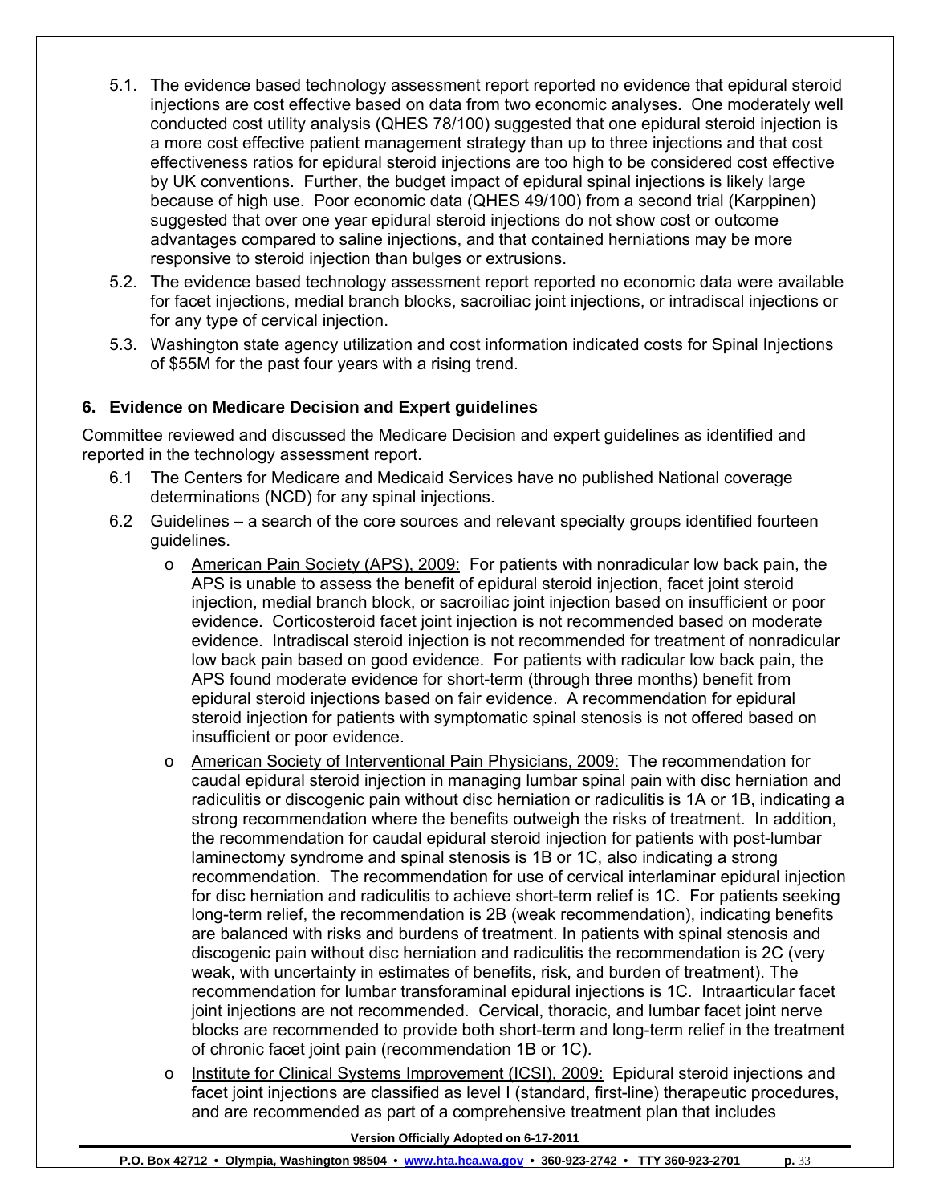5.1. The evidence based technology assessment report reported no evidence that epidural steroid injections are cost effective based on data from two economic analyses. One moderately well conducted cost utility analysis (QHES 78/100) suggested that one epidural steroid injection is a more cost effective patient management strategy than up to three injections and that cost effectiveness ratios for epidural steroid injections are too high to be considered cost effective by UK conventions. Further, the budget impact of epidural spinal injections is likely large because of high use. Poor economic data (QHES 49/100) from a second trial (Karppinen) suggested that over one year epidural steroid injections do not show cost or outcome advantages compared to saline injections, and that contained herniations may be more responsive to steroid injection than bulges or extrusions.

5.2. The evidence based technology assessment report reported no economic data were available for facet injections, medial branch blocks, sacroiliac joint injections, or intradiscal injections or for any type of cervical injection.

5.3. Washington state agency utilization and cost information indicated costs for Spinal Injections of $55M for the past four years with a rising trend.

### 6. Evidence on Medicare Decision and Expert guidelines

Committee reviewed and discussed the Medicare Decision and expert guidelines as identified and reported in the technology assessment report.

6.1 The Centers for Medicare and Medicaid Services have no published National coverage determinations (NCD) for any spinal injections.

6.2 Guidelines – a search of the core sources and relevant specialty groups identified fourteen guidelines.

- American Pain Society (APS), 2009: For patients with nonradicular low back pain, the APS is unable to assess the benefit of epidural steroid injection, facet joint steroid injection, medial branch block, or sacroiliac joint injection based on insufficient or poor evidence. Corticosteroid facet joint injection is not recommended based on moderate evidence. Intradiscal steroid injection is not recommended for treatment of nonradicular low back pain based on good evidence. For patients with radicular low back pain, the APS found moderate evidence for short-term (through three months) benefit from epidural steroid injections based on fair evidence. A recommendation for epidural steroid injection for patients with symptomatic spinal stenosis is not offered based on insufficient or poor evidence.
- American Society of Interventional Pain Physicians, 2009: The recommendation for caudal epidural steroid injection in managing lumbar spinal pain with disc herniation and radiculitis or discogenic pain without disc herniation or radiculitis is 1A or 1B, indicating a strong recommendation where the benefits outweigh the risks of treatment. In addition, the recommendation for caudal epidural steroid injection for patients with post-lumbar laminectomy syndrome and spinal stenosis is 1B or 1C, also indicating a strong recommendation. The recommendation for use of cervical interlaminar epidural injection for disc herniation and radiculitis to achieve short-term relief is 1C. For patients seeking long-term relief, the recommendation is 2B (weak recommendation), indicating benefits are balanced with risks and burdens of treatment. In patients with spinal stenosis and discogenic pain without disc herniation and radiculitis the recommendation is 2C (very weak, with uncertainty in estimates of benefits, risk, and burden of treatment). The recommendation for lumbar transforaminal epidural injections is 1C. Intraarticular facet joint injections are not recommended. Cervical, thoracic, and lumbar facet joint nerve blocks are recommended to provide both short-term and long-term relief in the treatment of chronic facet joint pain (recommendation 1B or 1C).
- Institute for Clinical Systems Improvement (ICSI), 2009: Epidural steroid injections and facet joint injections are classified as level I (standard, first-line) therapeutic procedures, and are recommended as part of a comprehensive treatment plan that includes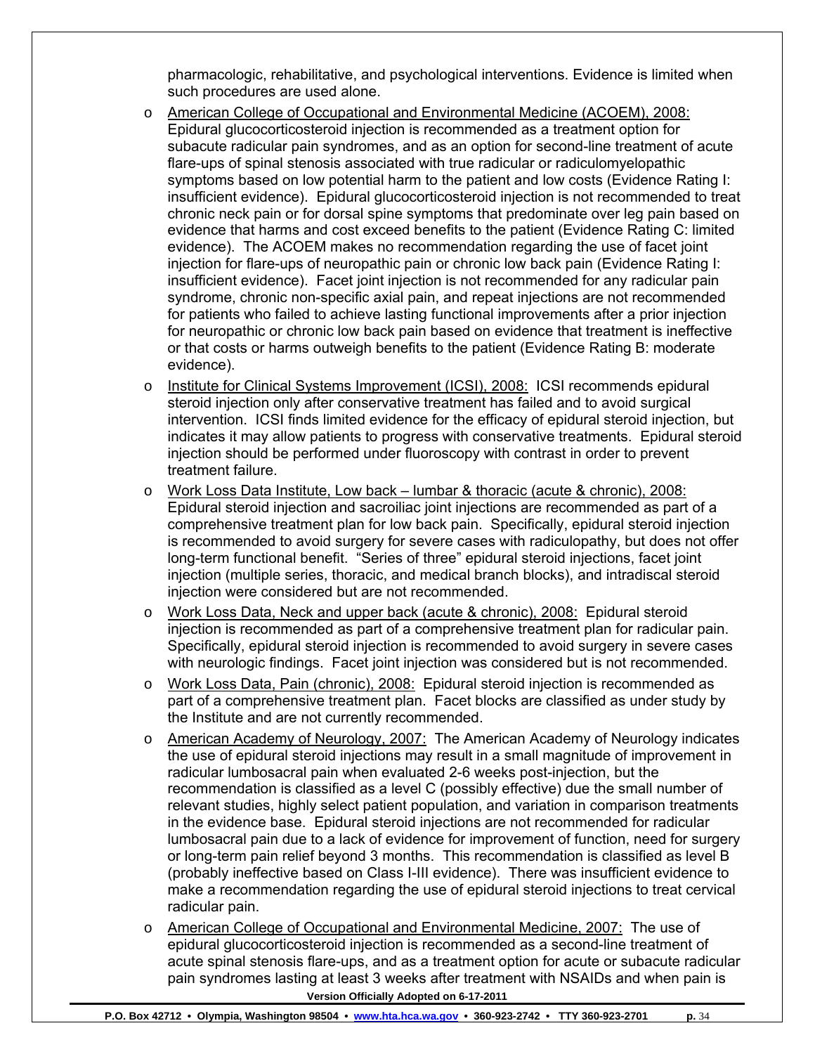pharmacologic, rehabilitative, and psychological interventions. Evidence is limited when such procedures are used alone.

- American College of Occupational and Environmental Medicine (ACOEM), 2008: Epidural glucocorticosteroid injection is recommended as a treatment option for subacute radicular pain syndromes, and as an option for second-line treatment of acute flare-ups of spinal stenosis associated with true radicular or radiculomyelopathic symptoms based on low potential harm to the patient and low costs (Evidence Rating I: insufficient evidence). Epidural glucocorticosteroid injection is not recommended to treat chronic neck pain or for dorsal spine symptoms that predominate over leg pain based on evidence that harms and cost exceed benefits to the patient (Evidence Rating C: limited evidence). The ACOEM makes no recommendation regarding the use of facet joint injection for flare-ups of neuropathic pain or chronic low back pain (Evidence Rating I: insufficient evidence). Facet joint injection is not recommended for any radicular pain syndrome, chronic non-specific axial pain, and repeat injections are not recommended for patients who failed to achieve lasting functional improvements after a prior injection for neuropathic or chronic low back pain based on evidence that treatment is ineffective or that costs or harms outweigh benefits to the patient (Evidence Rating B: moderate evidence).
- Institute for Clinical Systems Improvement (ICSI), 2008: ICSI recommends epidural steroid injection only after conservative treatment has failed and to avoid surgical intervention. ICSI finds limited evidence for the efficacy of epidural steroid injection, but indicates it may allow patients to progress with conservative treatments. Epidural steroid injection should be performed under fluoroscopy with contrast in order to prevent treatment failure.
- Work Loss Data Institute, Low back – lumbar & thoracic (acute & chronic), 2008: Epidural steroid injection and sacroiliac joint injections are recommended as part of a comprehensive treatment plan for low back pain. Specifically, epidural steroid injection is recommended to avoid surgery for severe cases with radiculopathy, but does not offer long-term functional benefit. "Series of three" epidural steroid injections, facet joint injection (multiple series, thoracic, and medical branch blocks), and intradiscal steroid injection were considered but are not recommended.
- Work Loss Data, Neck and upper back (acute & chronic), 2008: Epidural steroid injection is recommended as part of a comprehensive treatment plan for radicular pain. Specifically, epidural steroid injection is recommended to avoid surgery in severe cases with neurologic findings. Facet joint injection was considered but is not recommended.
- Work Loss Data, Pain (chronic), 2008: Epidural steroid injection is recommended as part of a comprehensive treatment plan. Facet blocks are classified as under study by the Institute and are not currently recommended.
- American Academy of Neurology, 2007: The American Academy of Neurology indicates the use of epidural steroid injections may result in a small magnitude of improvement in radicular lumbosacral pain when evaluated 2-6 weeks post-injection, but the recommendation is classified as a level C (possibly effective) due the small number of relevant studies, highly select patient population, and variation in comparison treatments in the evidence base. Epidural steroid injections are not recommended for radicular lumbosacral pain due to a lack of evidence for improvement of function, need for surgery or long-term pain relief beyond 3 months. This recommendation is classified as level B (probably ineffective based on Class I-III evidence). There was insufficient evidence to make a recommendation regarding the use of epidural steroid injections to treat cervical radicular pain.
- American College of Occupational and Environmental Medicine, 2007: The use of epidural glucocorticosteroid injection is recommended as a second-line treatment of acute spinal stenosis flare-ups, and as a treatment option for acute or subacute radicular pain syndromes lasting at least 3 weeks after treatment with NSAIDs and when pain is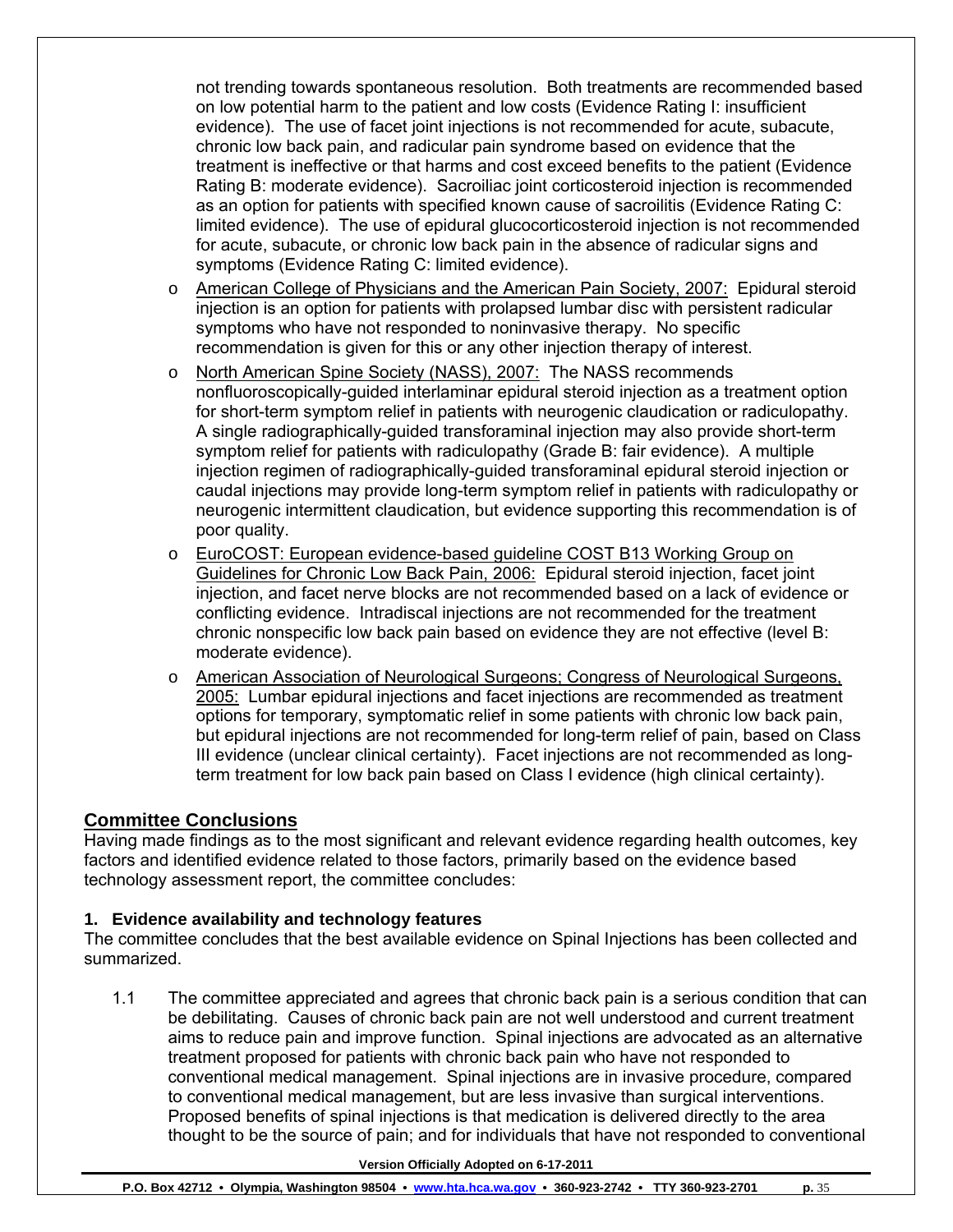not trending towards spontaneous resolution. Both treatments are recommended based on low potential harm to the patient and low costs (Evidence Rating I: insufficient evidence). The use of facet joint injections is not recommended for acute, subacute, chronic low back pain, and radicular pain syndrome based on evidence that the treatment is ineffective or that harms and cost exceed benefits to the patient (Evidence Rating B: moderate evidence). Sacroiliac joint corticosteroid injection is recommended as an option for patients with specified known cause of sacroilitis (Evidence Rating C: limited evidence). The use of epidural glucocorticosteroid injection is not recommended for acute, subacute, or chronic low back pain in the absence of radicular signs and symptoms (Evidence Rating C: limited evidence).

- American College of Physicians and the American Pain Society, 2007: Epidural steroid injection is an option for patients with prolapsed lumbar disc with persistent radicular symptoms who have not responded to noninvasive therapy. No specific recommendation is given for this or any other injection therapy of interest.
- North American Spine Society (NASS), 2007: The NASS recommends nonfluoroscopically-guided interlaminar epidural steroid injection as a treatment option for short-term symptom relief in patients with neurogenic claudication or radiculopathy. A single radiographically-guided transforaminal injection may also provide short-term symptom relief for patients with radiculopathy (Grade B: fair evidence). A multiple injection regimen of radiographically-guided transforaminal epidural steroid injection or caudal injections may provide long-term symptom relief in patients with radiculopathy or neurogenic intermittent claudication, but evidence supporting this recommendation is of poor quality.
- EuroCOST: European evidence-based guideline COST B13 Working Group on Guidelines for Chronic Low Back Pain, 2006: Epidural steroid injection, facet joint injection, and facet nerve blocks are not recommended based on a lack of evidence or conflicting evidence. Intradiscal injections are not recommended for the treatment chronic nonspecific low back pain based on evidence they are not effective (level B: moderate evidence).
- American Association of Neurological Surgeons; Congress of Neurological Surgeons, 2005: Lumbar epidural injections and facet injections are recommended as treatment options for temporary, symptomatic relief in some patients with chronic low back pain, but epidural injections are not recommended for long-term relief of pain, based on Class III evidence (unclear clinical certainty). Facet injections are not recommended as long-term treatment for low back pain based on Class I evidence (high clinical certainty).

## Committee Conclusions

Having made findings as to the most significant and relevant evidence regarding health outcomes, key factors and identified evidence related to those factors, primarily based on the evidence based technology assessment report, the committee concludes:

### 1. Evidence availability and technology features

The committee concludes that the best available evidence on Spinal Injections has been collected and summarized.

1.1 The committee appreciated and agrees that chronic back pain is a serious condition that can be debilitating. Causes of chronic back pain are not well understood and current treatment aims to reduce pain and improve function. Spinal injections are advocated as an alternative treatment proposed for patients with chronic back pain who have not responded to conventional medical management. Spinal injections are in invasive procedure, compared to conventional medical management, but are less invasive than surgical interventions. Proposed benefits of spinal injections is that medication is delivered directly to the area thought to be the source of pain; and for individuals that have not responded to conventional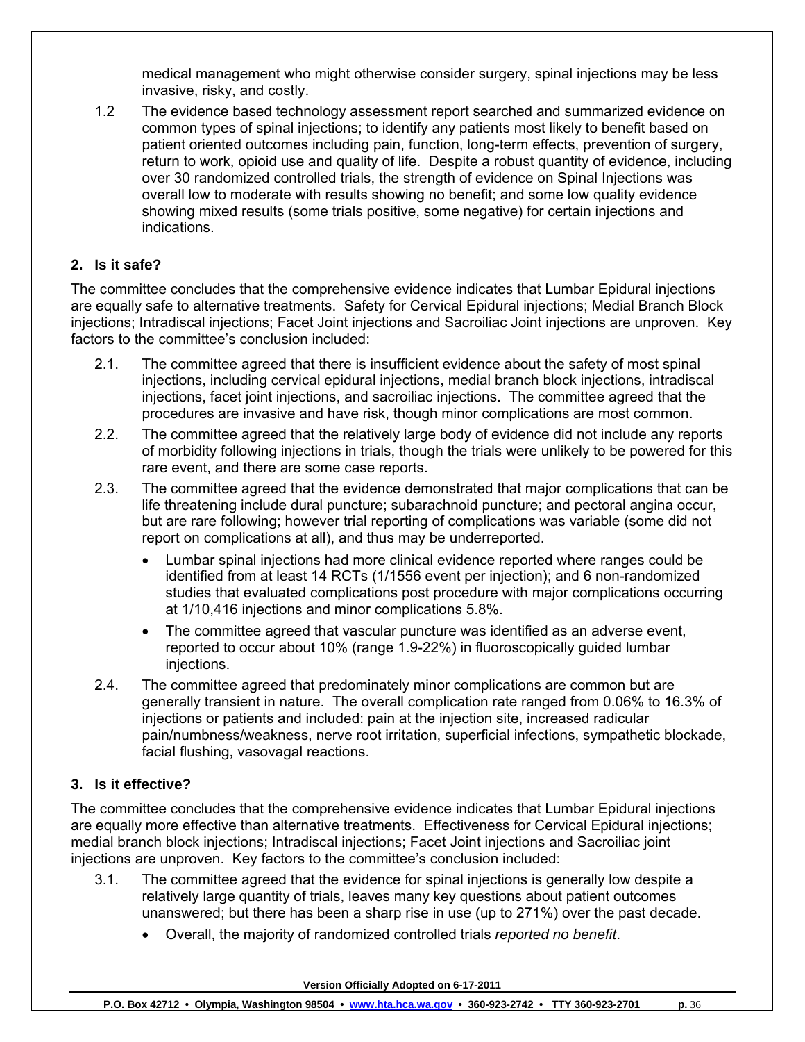medical management who might otherwise consider surgery, spinal injections may be less invasive, risky, and costly.

1.2 The evidence based technology assessment report searched and summarized evidence on common types of spinal injections; to identify any patients most likely to benefit based on patient oriented outcomes including pain, function, long-term effects, prevention of surgery, return to work, opioid use and quality of life. Despite a robust quantity of evidence, including over 30 randomized controlled trials, the strength of evidence on Spinal Injections was overall low to moderate with results showing no benefit; and some low quality evidence showing mixed results (some trials positive, some negative) for certain injections and indications.

## 2. Is it safe?

The committee concludes that the comprehensive evidence indicates that Lumbar Epidural injections are equally safe to alternative treatments. Safety for Cervical Epidural injections; Medial Branch Block injections; Intradiscal injections; Facet Joint injections and Sacroiliac Joint injections are unproven. Key factors to the committee's conclusion included:

2.1. The committee agreed that there is insufficient evidence about the safety of most spinal injections, including cervical epidural injections, medial branch block injections, intradiscal injections, facet joint injections, and sacroiliac injections. The committee agreed that the procedures are invasive and have risk, though minor complications are most common.

2.2. The committee agreed that the relatively large body of evidence did not include any reports of morbidity following injections in trials, though the trials were unlikely to be powered for this rare event, and there are some case reports.

2.3. The committee agreed that the evidence demonstrated that major complications that can be life threatening include dural puncture; subarachnoid puncture; and pectoral angina occur, but are rare following; however trial reporting of complications was variable (some did not report on complications at all), and thus may be underreported.

- Lumbar spinal injections had more clinical evidence reported where ranges could be identified from at least 14 RCTs (1/1556 event per injection); and 6 non-randomized studies that evaluated complications post procedure with major complications occurring at 1/10,416 injections and minor complications 5.8%.
- The committee agreed that vascular puncture was identified as an adverse event, reported to occur about 10% (range 1.9-22%) in fluoroscopically guided lumbar injections.

2.4. The committee agreed that predominately minor complications are common but are generally transient in nature. The overall complication rate ranged from 0.06% to 16.3% of injections or patients and included: pain at the injection site, increased radicular pain/numbness/weakness, nerve root irritation, superficial infections, sympathetic blockade, facial flushing, vasovagal reactions.

## 3. Is it effective?

The committee concludes that the comprehensive evidence indicates that Lumbar Epidural injections are equally more effective than alternative treatments. Effectiveness for Cervical Epidural injections; medial branch block injections; Intradiscal injections; Facet Joint injections and Sacroiliac joint injections are unproven. Key factors to the committee's conclusion included:

3.1. The committee agreed that the evidence for spinal injections is generally low despite a relatively large quantity of trials, leaves many key questions about patient outcomes unanswered; but there has been a sharp rise in use (up to 271%) over the past decade.

- Overall, the majority of randomized controlled trials *reported no benefit*.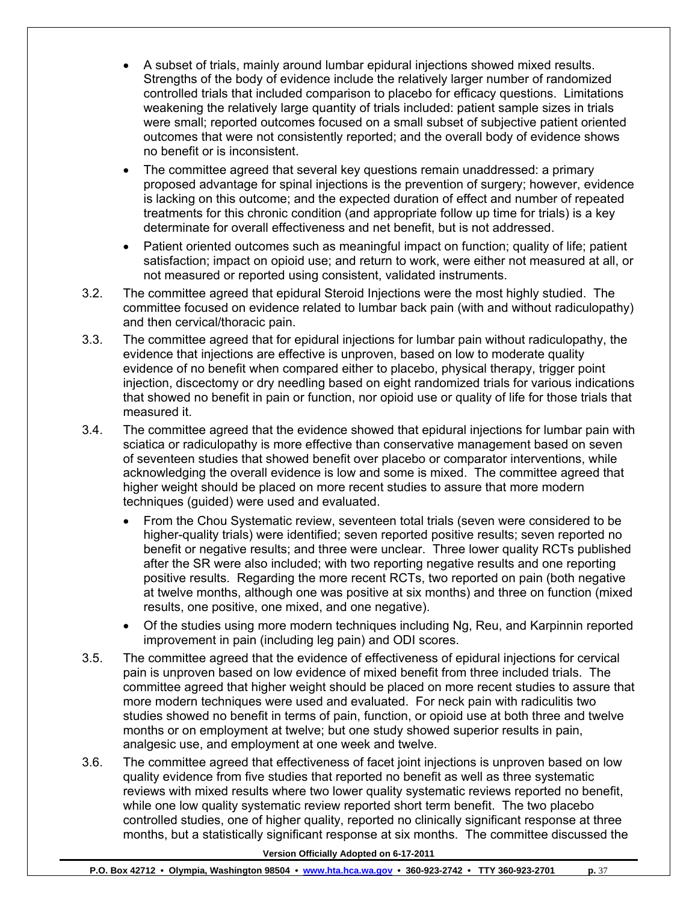- A subset of trials, mainly around lumbar epidural injections showed mixed results. Strengths of the body of evidence include the relatively larger number of randomized controlled trials that included comparison to placebo for efficacy questions. Limitations weakening the relatively large quantity of trials included: patient sample sizes in trials were small; reported outcomes focused on a small subset of subjective patient oriented outcomes that were not consistently reported; and the overall body of evidence shows no benefit or is inconsistent.
- The committee agreed that several key questions remain unaddressed: a primary proposed advantage for spinal injections is the prevention of surgery; however, evidence is lacking on this outcome; and the expected duration of effect and number of repeated treatments for this chronic condition (and appropriate follow up time for trials) is a key determinate for overall effectiveness and net benefit, but is not addressed.
- Patient oriented outcomes such as meaningful impact on function; quality of life; patient satisfaction; impact on opioid use; and return to work, were either not measured at all, or not measured or reported using consistent, validated instruments.

3.2. The committee agreed that epidural Steroid Injections were the most highly studied. The committee focused on evidence related to lumbar back pain (with and without radiculopathy) and then cervical/thoracic pain.

3.3. The committee agreed that for epidural injections for lumbar pain without radiculopathy, the evidence that injections are effective is unproven, based on low to moderate quality evidence of no benefit when compared either to placebo, physical therapy, trigger point injection, discectomy or dry needling based on eight randomized trials for various indications that showed no benefit in pain or function, nor opioid use or quality of life for those trials that measured it.

3.4. The committee agreed that the evidence showed that epidural injections for lumbar pain with sciatica or radiculopathy is more effective than conservative management based on seven of seventeen studies that showed benefit over placebo or comparator interventions, while acknowledging the overall evidence is low and some is mixed. The committee agreed that higher weight should be placed on more recent studies to assure that more modern techniques (guided) were used and evaluated.

- From the Chou Systematic review, seventeen total trials (seven were considered to be higher-quality trials) were identified; seven reported positive results; seven reported no benefit or negative results; and three were unclear. Three lower quality RCTs published after the SR were also included; with two reporting negative results and one reporting positive results. Regarding the more recent RCTs, two reported on pain (both negative at twelve months, although one was positive at six months) and three on function (mixed results, one positive, one mixed, and one negative).
- Of the studies using more modern techniques including Ng, Reu, and Karpinnin reported improvement in pain (including leg pain) and ODI scores.

3.5. The committee agreed that the evidence of effectiveness of epidural injections for cervical pain is unproven based on low evidence of mixed benefit from three included trials. The committee agreed that higher weight should be placed on more recent studies to assure that more modern techniques were used and evaluated. For neck pain with radiculitis two studies showed no benefit in terms of pain, function, or opioid use at both three and twelve months or on employment at twelve; but one study showed superior results in pain, analgesic use, and employment at one week and twelve.

3.6. The committee agreed that effectiveness of facet joint injections is unproven based on low quality evidence from five studies that reported no benefit as well as three systematic reviews with mixed results where two lower quality systematic reviews reported no benefit, while one low quality systematic review reported short term benefit. The two placebo controlled studies, one of higher quality, reported no clinically significant response at three months, but a statistically significant response at six months. The committee discussed the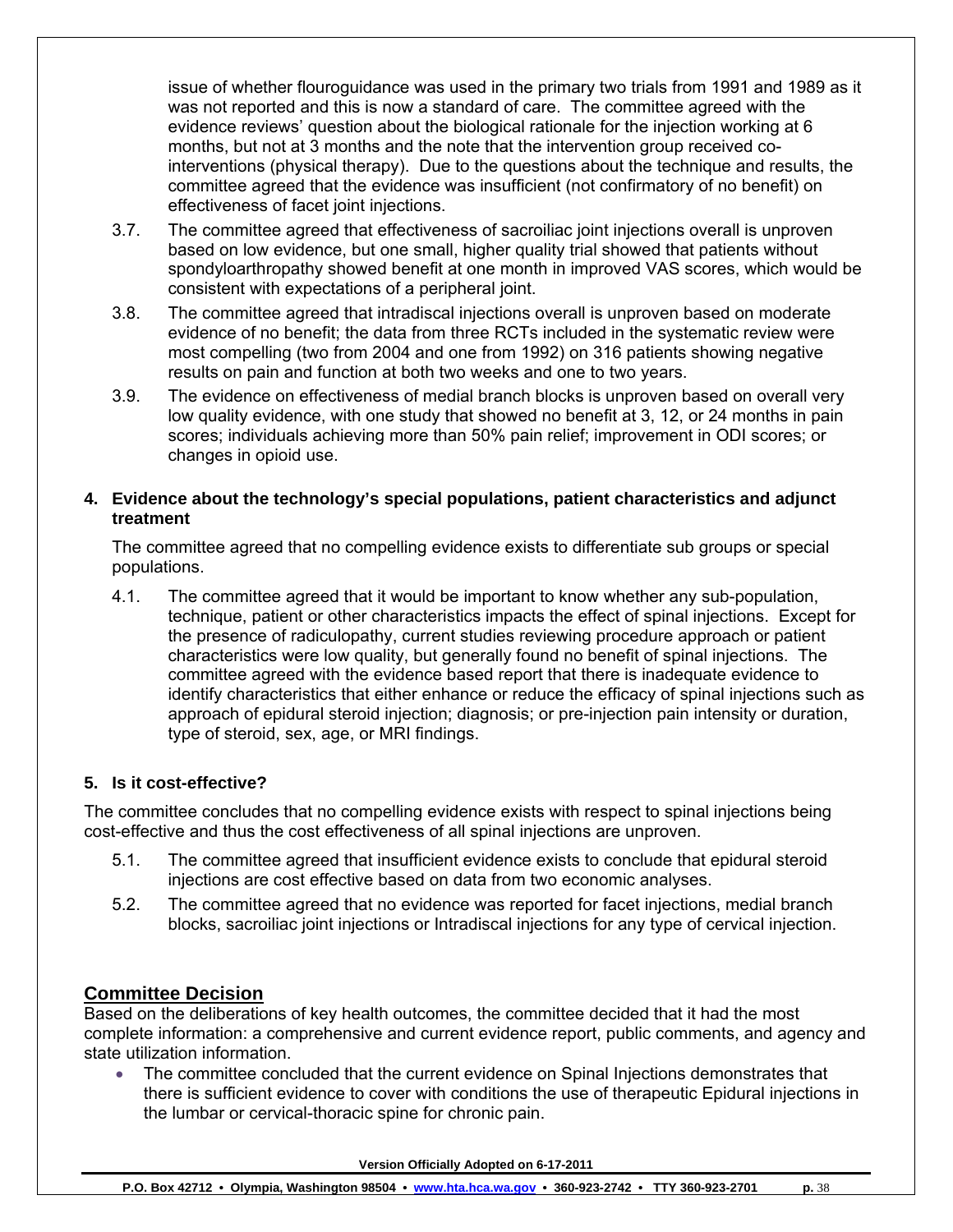issue of whether flouroguidance was used in the primary two trials from 1991 and 1989 as it was not reported and this is now a standard of care. The committee agreed with the evidence reviews' question about the biological rationale for the injection working at 6 months, but not at 3 months and the note that the intervention group received co-interventions (physical therapy). Due to the questions about the technique and results, the committee agreed that the evidence was insufficient (not confirmatory of no benefit) on effectiveness of facet joint injections.

3.7. The committee agreed that effectiveness of sacroiliac joint injections overall is unproven based on low evidence, but one small, higher quality trial showed that patients without spondyloarthropathy showed benefit at one month in improved VAS scores, which would be consistent with expectations of a peripheral joint.

3.8. The committee agreed that intradiscal injections overall is unproven based on moderate evidence of no benefit; the data from three RCTs included in the systematic review were most compelling (two from 2004 and one from 1992) on 316 patients showing negative results on pain and function at both two weeks and one to two years.

3.9. The evidence on effectiveness of medial branch blocks is unproven based on overall very low quality evidence, with one study that showed no benefit at 3, 12, or 24 months in pain scores; individuals achieving more than 50% pain relief; improvement in ODI scores; or changes in opioid use.

**4. Evidence about the technology's special populations, patient characteristics and adjunct treatment**

The committee agreed that no compelling evidence exists to differentiate sub groups or special populations.

4.1. The committee agreed that it would be important to know whether any sub-population, technique, patient or other characteristics impacts the effect of spinal injections. Except for the presence of radiculopathy, current studies reviewing procedure approach or patient characteristics were low quality, but generally found no benefit of spinal injections. The committee agreed with the evidence based report that there is inadequate evidence to identify characteristics that either enhance or reduce the efficacy of spinal injections such as approach of epidural steroid injection; diagnosis; or pre-injection pain intensity or duration, type of steroid, sex, age, or MRI findings.

**5. Is it cost-effective?**

The committee concludes that no compelling evidence exists with respect to spinal injections being cost-effective and thus the cost effectiveness of all spinal injections are unproven.

5.1. The committee agreed that insufficient evidence exists to conclude that epidural steroid injections are cost effective based on data from two economic analyses.

5.2. The committee agreed that no evidence was reported for facet injections, medial branch blocks, sacroiliac joint injections or Intradiscal injections for any type of cervical injection.

## Committee Decision

Based on the deliberations of key health outcomes, the committee decided that it had the most complete information: a comprehensive and current evidence report, public comments, and agency and state utilization information.

- The committee concluded that the current evidence on Spinal Injections demonstrates that there is sufficient evidence to cover with conditions the use of therapeutic Epidural injections in the lumbar or cervical-thoracic spine for chronic pain.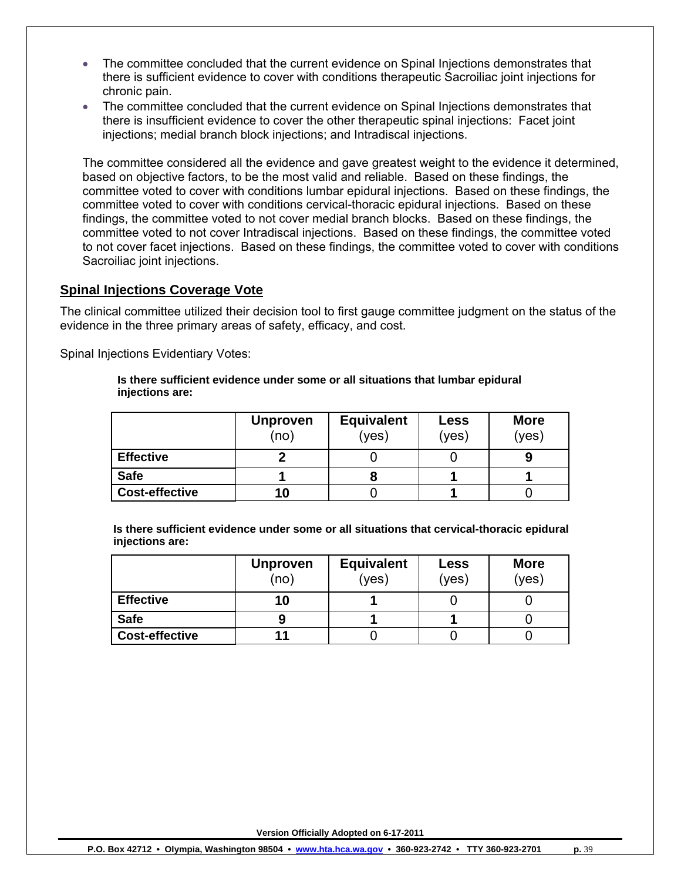- The committee concluded that the current evidence on Spinal Injections demonstrates that there is sufficient evidence to cover with conditions therapeutic Sacroiliac joint injections for chronic pain.
- The committee concluded that the current evidence on Spinal Injections demonstrates that there is insufficient evidence to cover the other therapeutic spinal injections: Facet joint injections; medial branch block injections; and Intradiscal injections.

The committee considered all the evidence and gave greatest weight to the evidence it determined, based on objective factors, to be the most valid and reliable. Based on these findings, the committee voted to cover with conditions lumbar epidural injections. Based on these findings, the committee voted to cover with conditions cervical-thoracic epidural injections. Based on these findings, the committee voted to not cover medial branch blocks. Based on these findings, the committee voted to not cover Intradiscal injections. Based on these findings, the committee voted to not cover facet injections. Based on these findings, the committee voted to cover with conditions Sacroiliac joint injections.

## Spinal Injections Coverage Vote

The clinical committee utilized their decision tool to first gauge committee judgment on the status of the evidence in the three primary areas of safety, efficacy, and cost.

Spinal Injections Evidentiary Votes:

**Is there sufficient evidence under some or all situations that lumbar epidural injections are:**

| | **Unproven** (no) | **Equivalent** (yes) | **Less** (yes) | **More** (yes) |
|---|---|---|---|---|
| **Effective** | **2** | 0 | 0 | **9** |
| **Safe** | **1** | **8** | **1** | **1** |
| **Cost-effective** | **10** | 0 | **1** | 0 |

**Is there sufficient evidence under some or all situations that cervical-thoracic epidural injections are:**

| | **Unproven** (no) | **Equivalent** (yes) | **Less** (yes) | **More** (yes) |
|---|---|---|---|---|
| **Effective** | **10** | **1** | 0 | 0 |
| **Safe** | **9** | **1** | **1** | 0 |
| **Cost-effective** | **11** | 0 | 0 | 0 |

**Version Officially Adopted on 6-17-2011**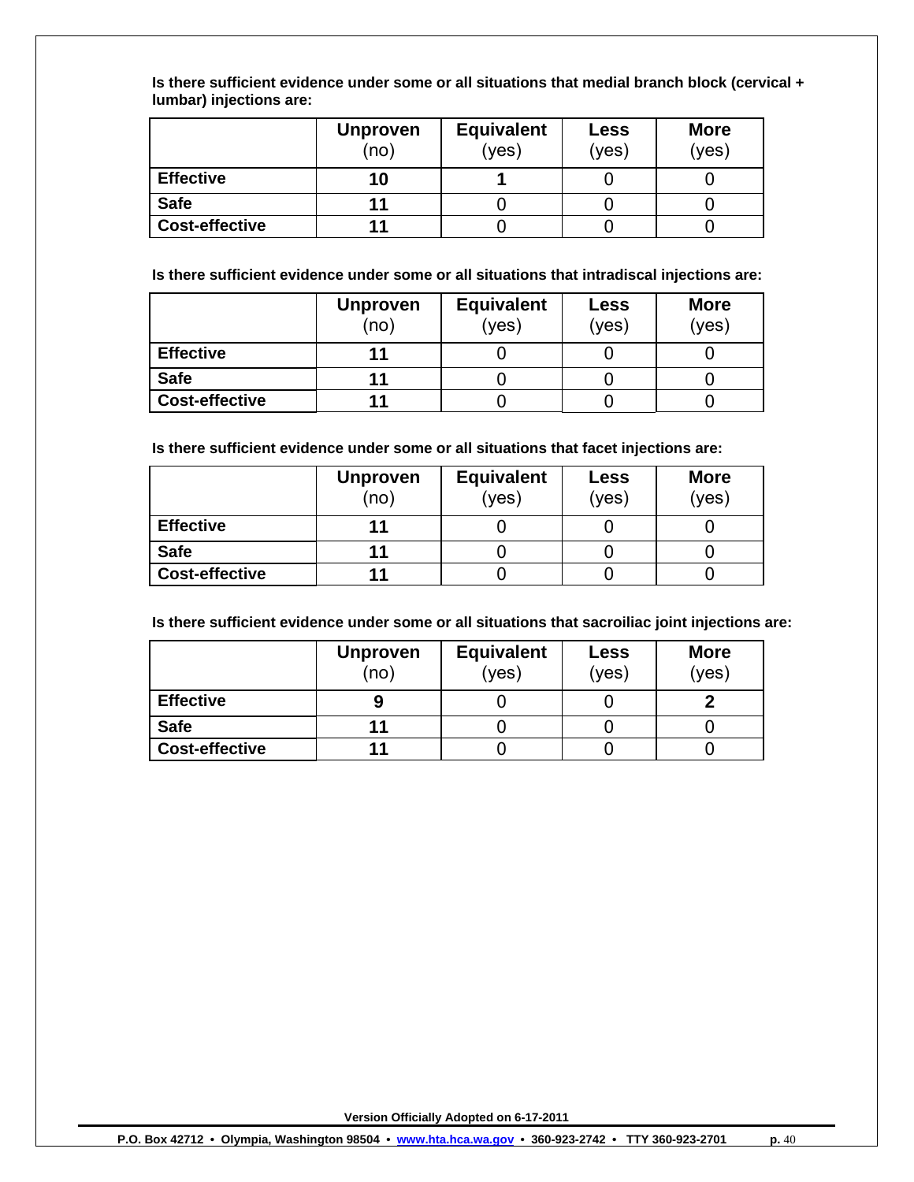**Is there sufficient evidence under some or all situations that medial branch block (cervical + lumbar) injections are:**

| | **Unproven** (no) | **Equivalent** (yes) | **Less** (yes) | **More** (yes) |
|---|---|---|---|---|
| **Effective** | **10** | **1** | 0 | 0 |
| **Safe** | **11** | 0 | 0 | 0 |
| **Cost-effective** | **11** | 0 | 0 | 0 |

**Is there sufficient evidence under some or all situations that intradiscal injections are:**

| | **Unproven** (no) | **Equivalent** (yes) | **Less** (yes) | **More** (yes) |
|---|---|---|---|---|
| **Effective** | **11** | 0 | 0 | 0 |
| **Safe** | **11** | 0 | 0 | 0 |
| **Cost-effective** | **11** | 0 | 0 | 0 |

**Is there sufficient evidence under some or all situations that facet injections are:**

| | **Unproven** (no) | **Equivalent** (yes) | **Less** (yes) | **More** (yes) |
|---|---|---|---|---|
| **Effective** | **11** | 0 | 0 | 0 |
| **Safe** | **11** | 0 | 0 | 0 |
| **Cost-effective** | **11** | 0 | 0 | 0 |

**Is there sufficient evidence under some or all situations that sacroiliac joint injections are:**

| | **Unproven** (no) | **Equivalent** (yes) | **Less** (yes) | **More** (yes) |
|---|---|---|---|---|
| **Effective** | **9** | 0 | 0 | **2** |
| **Safe** | **11** | 0 | 0 | 0 |
| **Cost-effective** | **11** | 0 | 0 | 0 |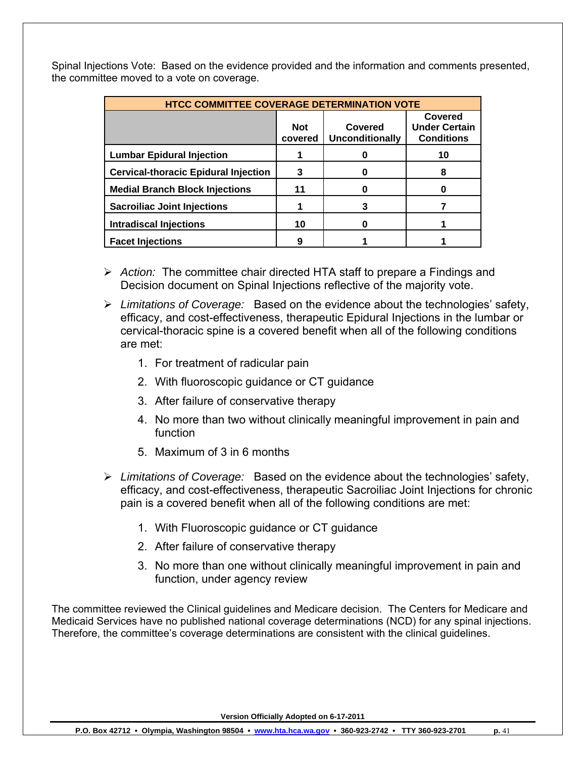Spinal Injections Vote: Based on the evidence provided and the information and comments presented, the committee moved to a vote on coverage.

| HTCC COMMITTEE COVERAGE DETERMINATION VOTE | | | |
|---|---|---|---|
| | **Not covered** | **Covered Unconditionally** | **Covered Under Certain Conditions** |
| **Lumbar Epidural Injection** | **1** | **0** | **10** |
| **Cervical-thoracic Epidural Injection** | **3** | **0** | **8** |
| **Medial Branch Block Injections** | **11** | **0** | **0** |
| **Sacroiliac Joint Injections** | **1** | **3** | **7** |
| **Intradiscal Injections** | **10** | **0** | **1** |
| **Facet Injections** | **9** | **1** | **1** |

- *Action:* The committee chair directed HTA staff to prepare a Findings and Decision document on Spinal Injections reflective of the majority vote.
- *Limitations of Coverage:* Based on the evidence about the technologies' safety, efficacy, and cost-effectiveness, therapeutic Epidural Injections in the lumbar or cervical-thoracic spine is a covered benefit when all of the following conditions are met:
  1. For treatment of radicular pain
  2. With fluoroscopic guidance or CT guidance
  3. After failure of conservative therapy
  4. No more than two without clinically meaningful improvement in pain and function
  5. Maximum of 3 in 6 months
- *Limitations of Coverage:* Based on the evidence about the technologies' safety, efficacy, and cost-effectiveness, therapeutic Sacroiliac Joint Injections for chronic pain is a covered benefit when all of the following conditions are met:
  1. With Fluoroscopic guidance or CT guidance
  2. After failure of conservative therapy
  3. No more than one without clinically meaningful improvement in pain and function, under agency review

The committee reviewed the Clinical guidelines and Medicare decision. The Centers for Medicare and Medicaid Services have no published national coverage determinations (NCD) for any spinal injections. Therefore, the committee's coverage determinations are consistent with the clinical guidelines.